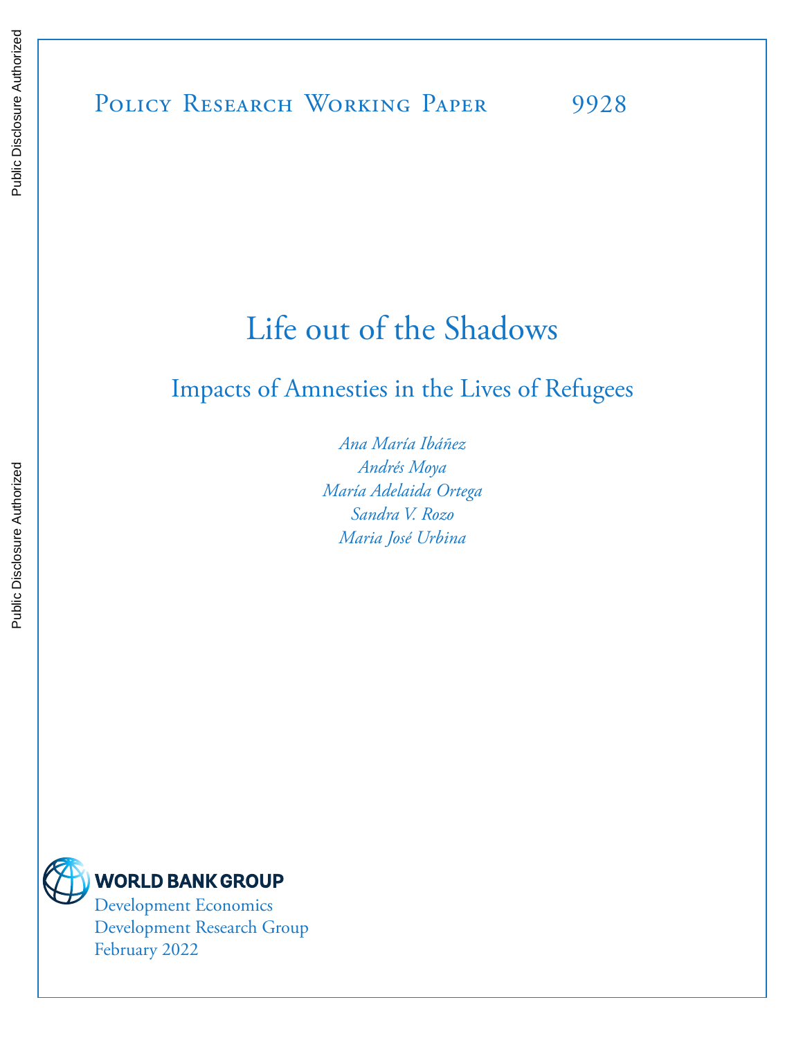Public Disclosure Authorized

Public Disclosure Authorized

Policy Research Working Paper 9928

# Life out of the Shadows

## Impacts of Amnesties in the Lives of Refugees

*Ana María Ibáñez*
*Andrés Moya*
*María Adelaida Ortega*
*Sandra V. Rozo*
*Maria José Urbina*

WORLD BANK GROUP
Development Economics
Development Research Group
February 2022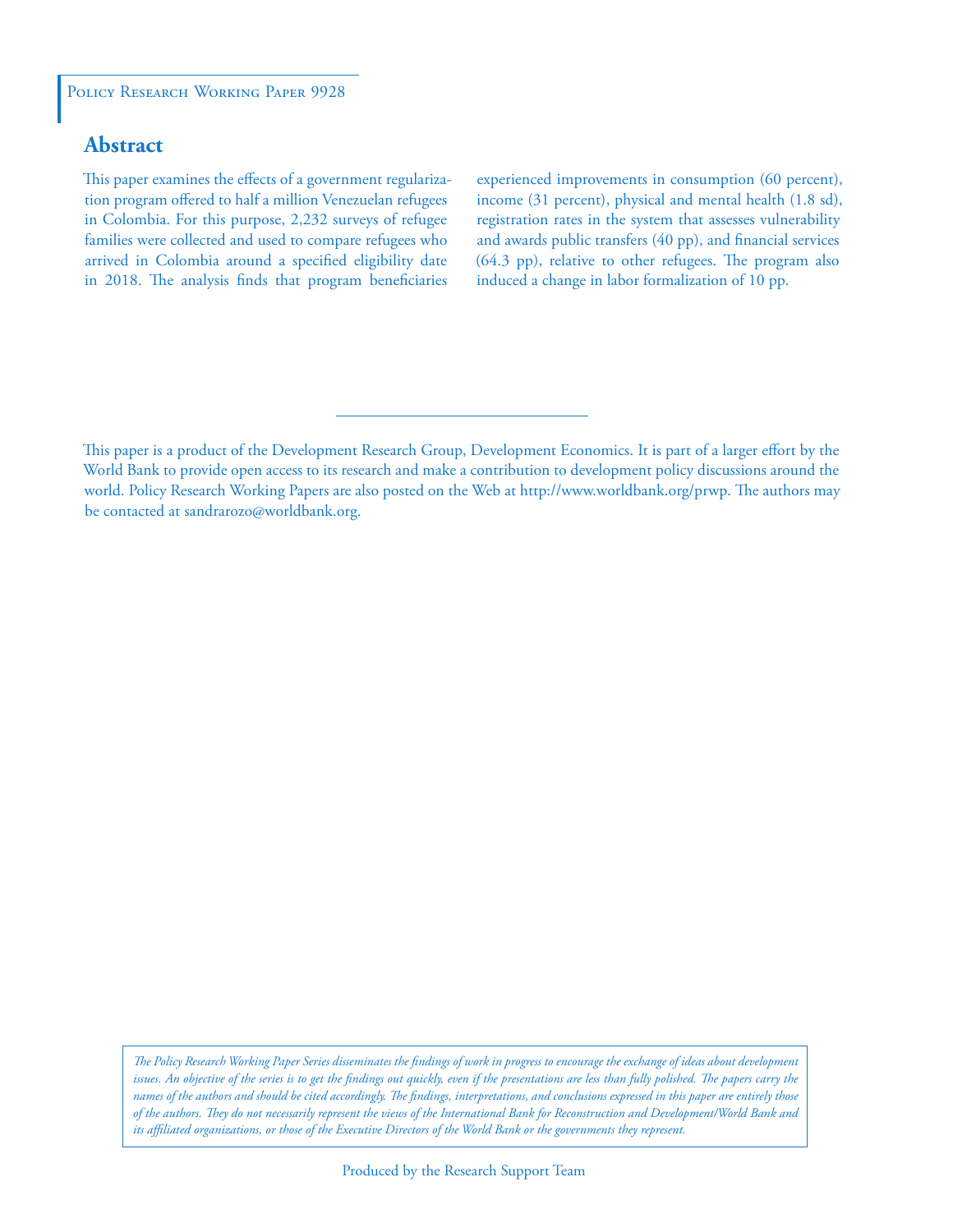Policy Research Working Paper 9928

## Abstract

This paper examines the effects of a government regularization program offered to half a million Venezuelan refugees in Colombia. For this purpose, 2,232 surveys of refugee families were collected and used to compare refugees who arrived in Colombia around a specified eligibility date in 2018. The analysis finds that program beneficiaries experienced improvements in consumption (60 percent), income (31 percent), physical and mental health (1.8 sd), registration rates in the system that assesses vulnerability and awards public transfers (40 pp), and financial services (64.3 pp), relative to other refugees. The program also induced a change in labor formalization of 10 pp.

This paper is a product of the Development Research Group, Development Economics. It is part of a larger effort by the World Bank to provide open access to its research and make a contribution to development policy discussions around the world. Policy Research Working Papers are also posted on the Web at http://www.worldbank.org/prwp. The authors may be contacted at sandrarozo@worldbank.org.

*The Policy Research Working Paper Series disseminates the findings of work in progress to encourage the exchange of ideas about development issues. An objective of the series is to get the findings out quickly, even if the presentations are less than fully polished. The papers carry the names of the authors and should be cited accordingly. The findings, interpretations, and conclusions expressed in this paper are entirely those of the authors. They do not necessarily represent the views of the International Bank for Reconstruction and Development/World Bank and its affiliated organizations, or those of the Executive Directors of the World Bank or the governments they represent.*

Produced by the Research Support Team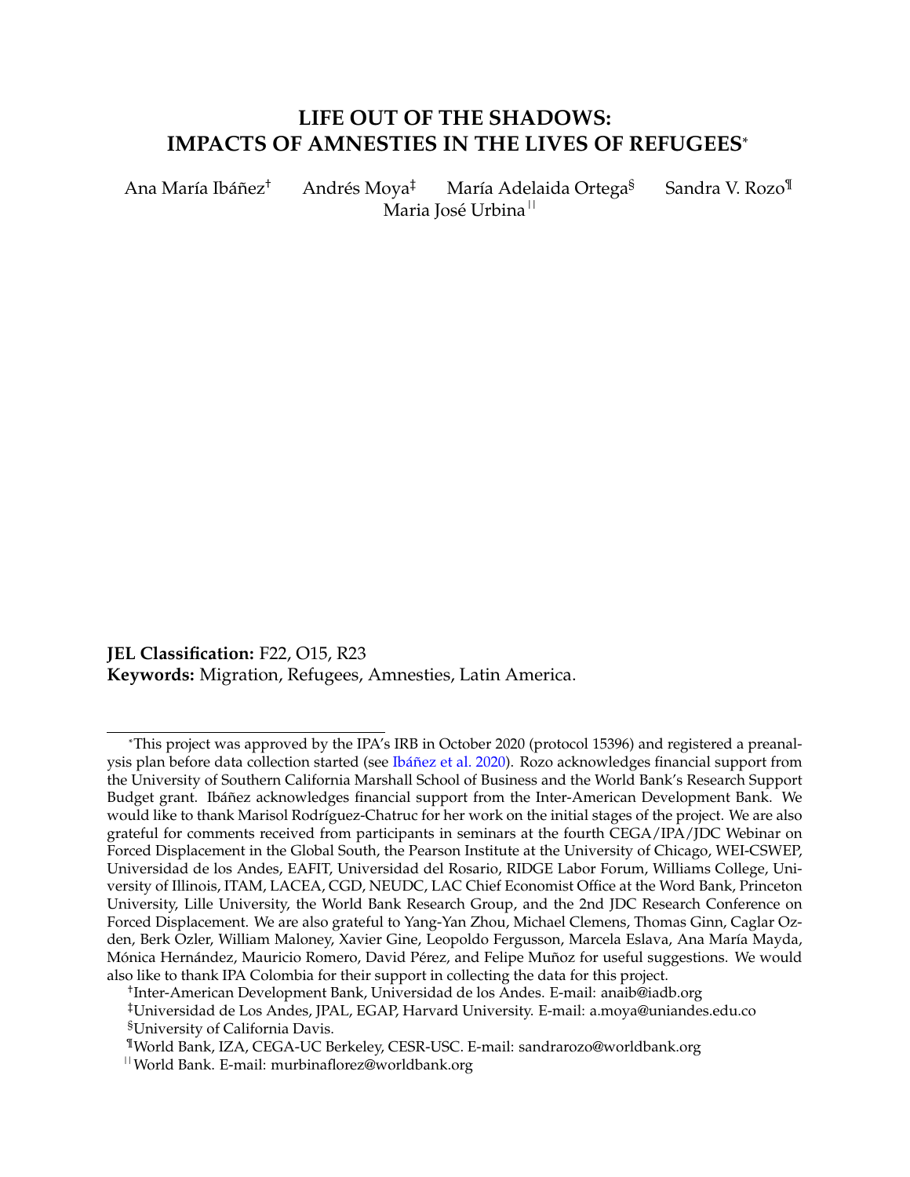# LIFE OUT OF THE SHADOWS: IMPACTS OF AMNESTIES IN THE LIVES OF REFUGEES[*]

Ana María Ibáñez[†] Andrés Moya[‡] María Adelaida Ortega[§] Sandra V. Rozo[¶] Maria José Urbina[||]

**JEL Classification:** F22, O15, R23
**Keywords:** Migration, Refugees, Amnesties, Latin America.

---

[*]This project was approved by the IPA's IRB in October 2020 (protocol 15396) and registered a preanalysis plan before data collection started (see Ibáñez et al. 2020). Rozo acknowledges financial support from the University of Southern California Marshall School of Business and the World Bank's Research Support Budget grant. Ibáñez acknowledges financial support from the Inter-American Development Bank. We would like to thank Marisol Rodríguez-Chatruc for her work on the initial stages of the project. We are also grateful for comments received from participants in seminars at the fourth CEGA/IPA/JDC Webinar on Forced Displacement in the Global South, the Pearson Institute at the University of Chicago, WEI-CSWEP, Universidad de los Andes, EAFIT, Universidad del Rosario, RIDGE Labor Forum, Williams College, University of Illinois, ITAM, LACEA, CGD, NEUDC, LAC Chief Economist Office at the Word Bank, Princeton University, Lille University, the World Bank Research Group, and the 2nd JDC Research Conference on Forced Displacement. We are also grateful to Yang-Yan Zhou, Michael Clemens, Thomas Ginn, Caglar Ozden, Berk Özler, William Maloney, Xavier Gine, Leopoldo Fergusson, Marcela Eslava, Ana María Mayda, Mónica Hernández, Mauricio Romero, David Pérez, and Felipe Muñoz for useful suggestions. We would also like to thank IPA Colombia for their support in collecting the data for this project.

[†]Inter-American Development Bank, Universidad de los Andes. E-mail: anaib@iadb.org

[‡]Universidad de Los Andes, JPAL, EGAP, Harvard University. E-mail: a.moya@uniandes.edu.co

[§]University of California Davis.

[¶]World Bank, IZA, CEGA-UC Berkeley, CESR-USC. E-mail: sandrarozo@worldbank.org

[||]World Bank. E-mail: murbinaflorez@worldbank.org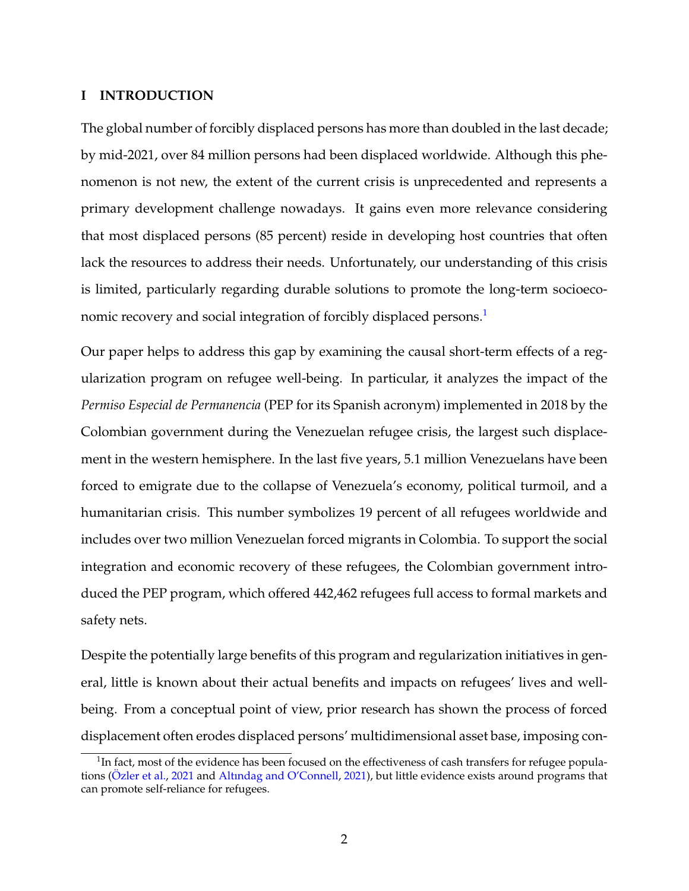## I INTRODUCTION

The global number of forcibly displaced persons has more than doubled in the last decade; by mid-2021, over 84 million persons had been displaced worldwide. Although this phenomenon is not new, the extent of the current crisis is unprecedented and represents a primary development challenge nowadays. It gains even more relevance considering that most displaced persons (85 percent) reside in developing host countries that often lack the resources to address their needs. Unfortunately, our understanding of this crisis is limited, particularly regarding durable solutions to promote the long-term socioeconomic recovery and social integration of forcibly displaced persons.[1]

Our paper helps to address this gap by examining the causal short-term effects of a regularization program on refugee well-being. In particular, it analyzes the impact of the *Permiso Especial de Permanencia* (PEP for its Spanish acronym) implemented in 2018 by the Colombian government during the Venezuelan refugee crisis, the largest such displacement in the western hemisphere. In the last five years, 5.1 million Venezuelans have been forced to emigrate due to the collapse of Venezuela's economy, political turmoil, and a humanitarian crisis. This number symbolizes 19 percent of all refugees worldwide and includes over two million Venezuelan forced migrants in Colombia. To support the social integration and economic recovery of these refugees, the Colombian government introduced the PEP program, which offered 442,462 refugees full access to formal markets and safety nets.

Despite the potentially large benefits of this program and regularization initiatives in general, little is known about their actual benefits and impacts on refugees' lives and well-being. From a conceptual point of view, prior research has shown the process of forced displacement often erodes displaced persons' multidimensional asset base, imposing con-

[1] In fact, most of the evidence has been focused on the effectiveness of cash transfers for refugee populations (Özler et al., 2021 and Altındag and O'Connell, 2021), but little evidence exists around programs that can promote self-reliance for refugees.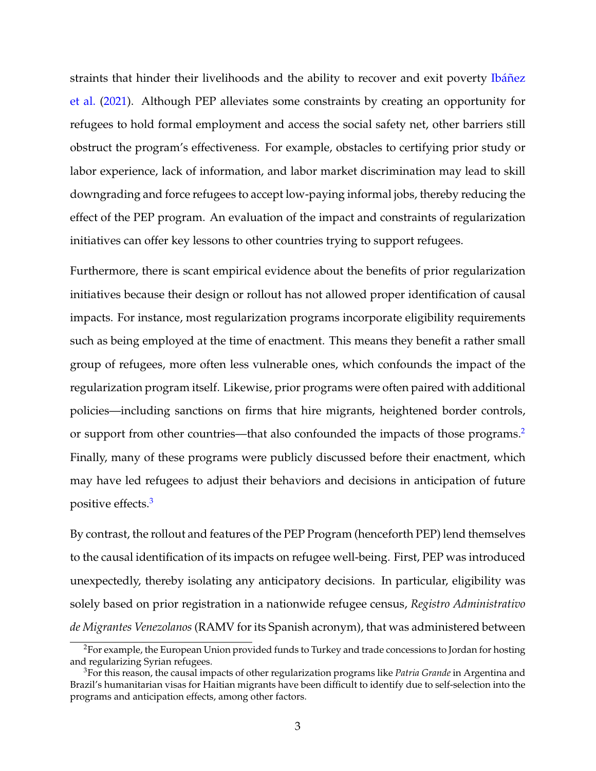straints that hinder their livelihoods and the ability to recover and exit poverty Ibáñez et al. (2021). Although PEP alleviates some constraints by creating an opportunity for refugees to hold formal employment and access the social safety net, other barriers still obstruct the program's effectiveness. For example, obstacles to certifying prior study or labor experience, lack of information, and labor market discrimination may lead to skill downgrading and force refugees to accept low-paying informal jobs, thereby reducing the effect of the PEP program. An evaluation of the impact and constraints of regularization initiatives can offer key lessons to other countries trying to support refugees.

Furthermore, there is scant empirical evidence about the benefits of prior regularization initiatives because their design or rollout has not allowed proper identification of causal impacts. For instance, most regularization programs incorporate eligibility requirements such as being employed at the time of enactment. This means they benefit a rather small group of refugees, more often less vulnerable ones, which confounds the impact of the regularization program itself. Likewise, prior programs were often paired with additional policies—including sanctions on firms that hire migrants, heightened border controls, or support from other countries—that also confounded the impacts of those programs.[2] Finally, many of these programs were publicly discussed before their enactment, which may have led refugees to adjust their behaviors and decisions in anticipation of future positive effects.[3]

By contrast, the rollout and features of the PEP Program (henceforth PEP) lend themselves to the causal identification of its impacts on refugee well-being. First, PEP was introduced unexpectedly, thereby isolating any anticipatory decisions. In particular, eligibility was solely based on prior registration in a nationwide refugee census, *Registro Administrativo de Migrantes Venezolanos* (RAMV for its Spanish acronym), that was administered between

[2] For example, the European Union provided funds to Turkey and trade concessions to Jordan for hosting and regularizing Syrian refugees.

[3] For this reason, the causal impacts of other regularization programs like *Patria Grande* in Argentina and Brazil's humanitarian visas for Haitian migrants have been difficult to identify due to self-selection into the programs and anticipation effects, among other factors.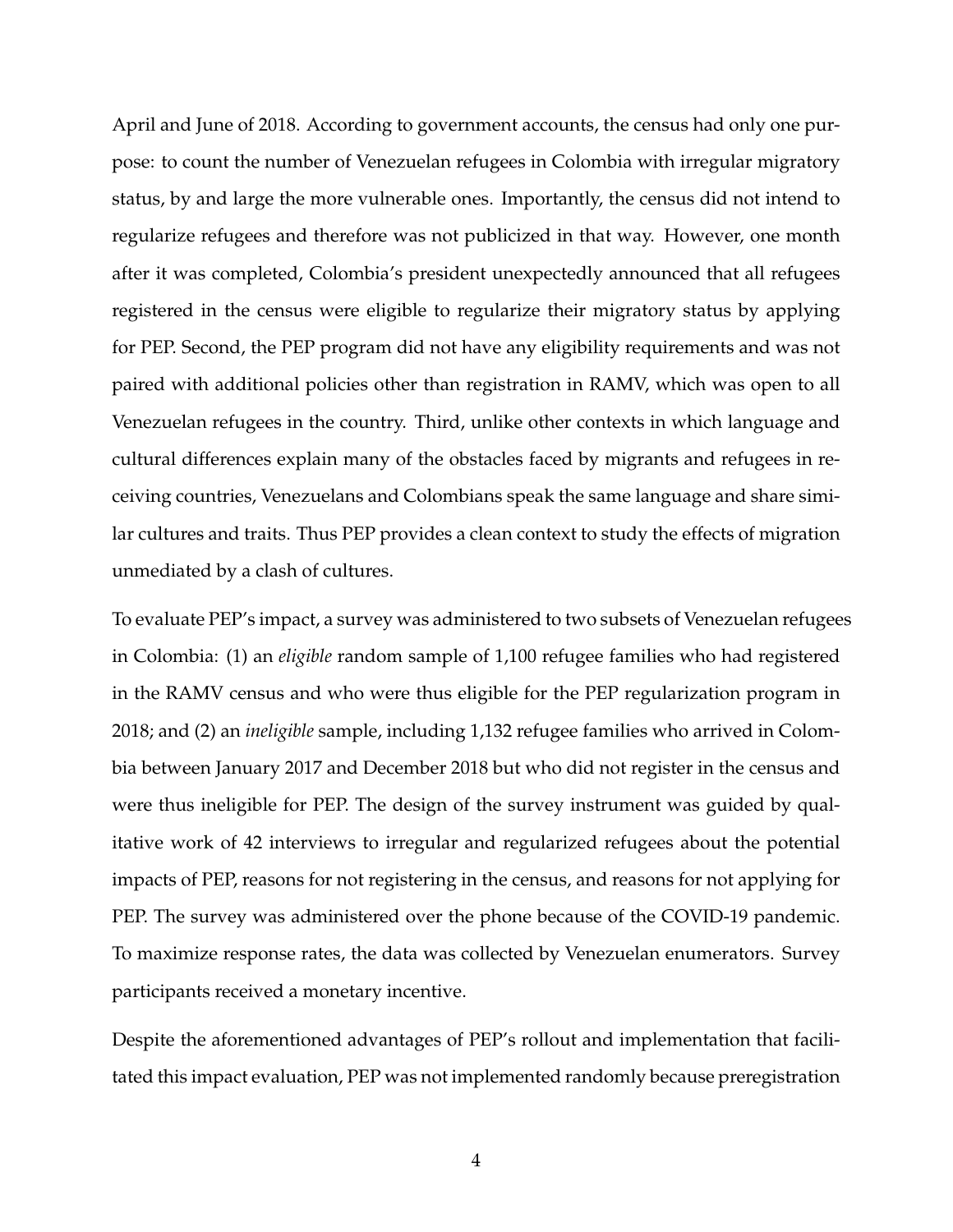April and June of 2018. According to government accounts, the census had only one purpose: to count the number of Venezuelan refugees in Colombia with irregular migratory status, by and large the more vulnerable ones. Importantly, the census did not intend to regularize refugees and therefore was not publicized in that way. However, one month after it was completed, Colombia's president unexpectedly announced that all refugees registered in the census were eligible to regularize their migratory status by applying for PEP. Second, the PEP program did not have any eligibility requirements and was not paired with additional policies other than registration in RAMV, which was open to all Venezuelan refugees in the country. Third, unlike other contexts in which language and cultural differences explain many of the obstacles faced by migrants and refugees in receiving countries, Venezuelans and Colombians speak the same language and share similar cultures and traits. Thus PEP provides a clean context to study the effects of migration unmediated by a clash of cultures.

To evaluate PEP's impact, a survey was administered to two subsets of Venezuelan refugees in Colombia: (1) an *eligible* random sample of 1,100 refugee families who had registered in the RAMV census and who were thus eligible for the PEP regularization program in 2018; and (2) an *ineligible* sample, including 1,132 refugee families who arrived in Colombia between January 2017 and December 2018 but who did not register in the census and were thus ineligible for PEP. The design of the survey instrument was guided by qualitative work of 42 interviews to irregular and regularized refugees about the potential impacts of PEP, reasons for not registering in the census, and reasons for not applying for PEP. The survey was administered over the phone because of the COVID-19 pandemic. To maximize response rates, the data was collected by Venezuelan enumerators. Survey participants received a monetary incentive.

Despite the aforementioned advantages of PEP's rollout and implementation that facilitated this impact evaluation, PEP was not implemented randomly because preregistration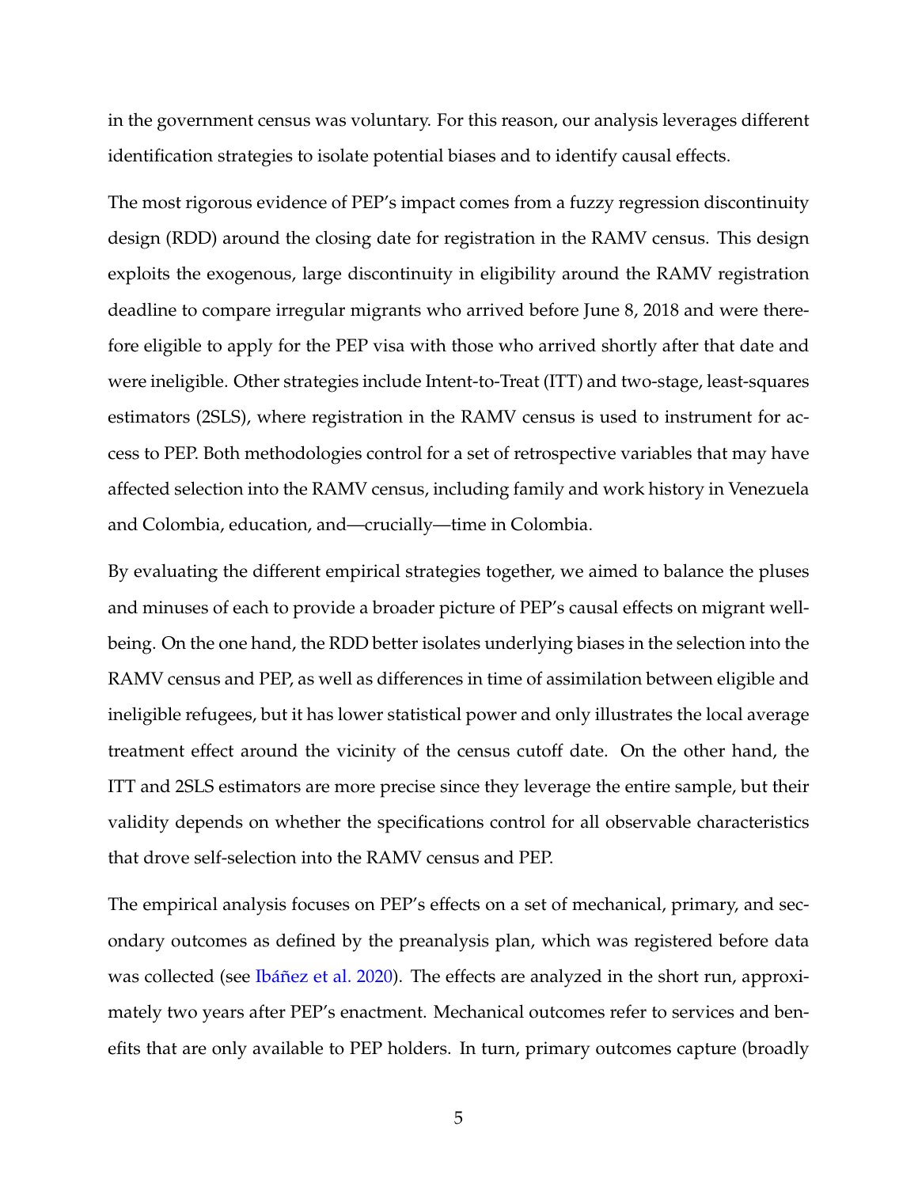in the government census was voluntary. For this reason, our analysis leverages different identification strategies to isolate potential biases and to identify causal effects.

The most rigorous evidence of PEP's impact comes from a fuzzy regression discontinuity design (RDD) around the closing date for registration in the RAMV census. This design exploits the exogenous, large discontinuity in eligibility around the RAMV registration deadline to compare irregular migrants who arrived before June 8, 2018 and were therefore eligible to apply for the PEP visa with those who arrived shortly after that date and were ineligible. Other strategies include Intent-to-Treat (ITT) and two-stage, least-squares estimators (2SLS), where registration in the RAMV census is used to instrument for access to PEP. Both methodologies control for a set of retrospective variables that may have affected selection into the RAMV census, including family and work history in Venezuela and Colombia, education, and—crucially—time in Colombia.

By evaluating the different empirical strategies together, we aimed to balance the pluses and minuses of each to provide a broader picture of PEP's causal effects on migrant well-being. On the one hand, the RDD better isolates underlying biases in the selection into the RAMV census and PEP, as well as differences in time of assimilation between eligible and ineligible refugees, but it has lower statistical power and only illustrates the local average treatment effect around the vicinity of the census cutoff date. On the other hand, the ITT and 2SLS estimators are more precise since they leverage the entire sample, but their validity depends on whether the specifications control for all observable characteristics that drove self-selection into the RAMV census and PEP.

The empirical analysis focuses on PEP's effects on a set of mechanical, primary, and secondary outcomes as defined by the preanalysis plan, which was registered before data was collected (see Ibáñez et al. 2020). The effects are analyzed in the short run, approximately two years after PEP's enactment. Mechanical outcomes refer to services and benefits that are only available to PEP holders. In turn, primary outcomes capture (broadly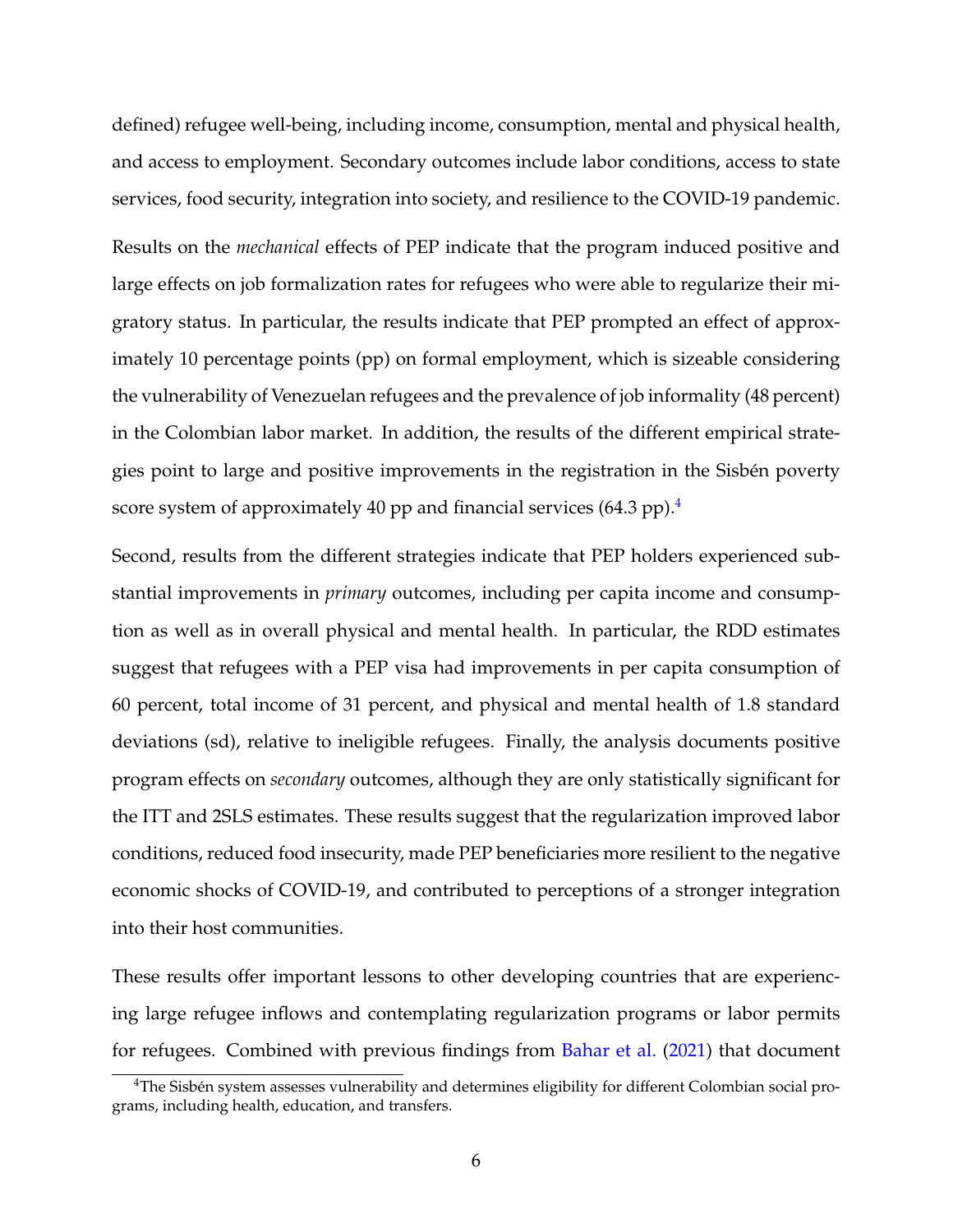defined) refugee well-being, including income, consumption, mental and physical health, and access to employment. Secondary outcomes include labor conditions, access to state services, food security, integration into society, and resilience to the COVID-19 pandemic.

Results on the *mechanical* effects of PEP indicate that the program induced positive and large effects on job formalization rates for refugees who were able to regularize their migratory status. In particular, the results indicate that PEP prompted an effect of approximately 10 percentage points (pp) on formal employment, which is sizeable considering the vulnerability of Venezuelan refugees and the prevalence of job informality (48 percent) in the Colombian labor market. In addition, the results of the different empirical strategies point to large and positive improvements in the registration in the Sisbén poverty score system of approximately 40 pp and financial services (64.3 pp).[4]

Second, results from the different strategies indicate that PEP holders experienced substantial improvements in *primary* outcomes, including per capita income and consumption as well as in overall physical and mental health. In particular, the RDD estimates suggest that refugees with a PEP visa had improvements in per capita consumption of 60 percent, total income of 31 percent, and physical and mental health of 1.8 standard deviations (sd), relative to ineligible refugees. Finally, the analysis documents positive program effects on *secondary* outcomes, although they are only statistically significant for the ITT and 2SLS estimates. These results suggest that the regularization improved labor conditions, reduced food insecurity, made PEP beneficiaries more resilient to the negative economic shocks of COVID-19, and contributed to perceptions of a stronger integration into their host communities.

These results offer important lessons to other developing countries that are experiencing large refugee inflows and contemplating regularization programs or labor permits for refugees. Combined with previous findings from Bahar et al. (2021) that document

[4] The Sisbén system assesses vulnerability and determines eligibility for different Colombian social programs, including health, education, and transfers.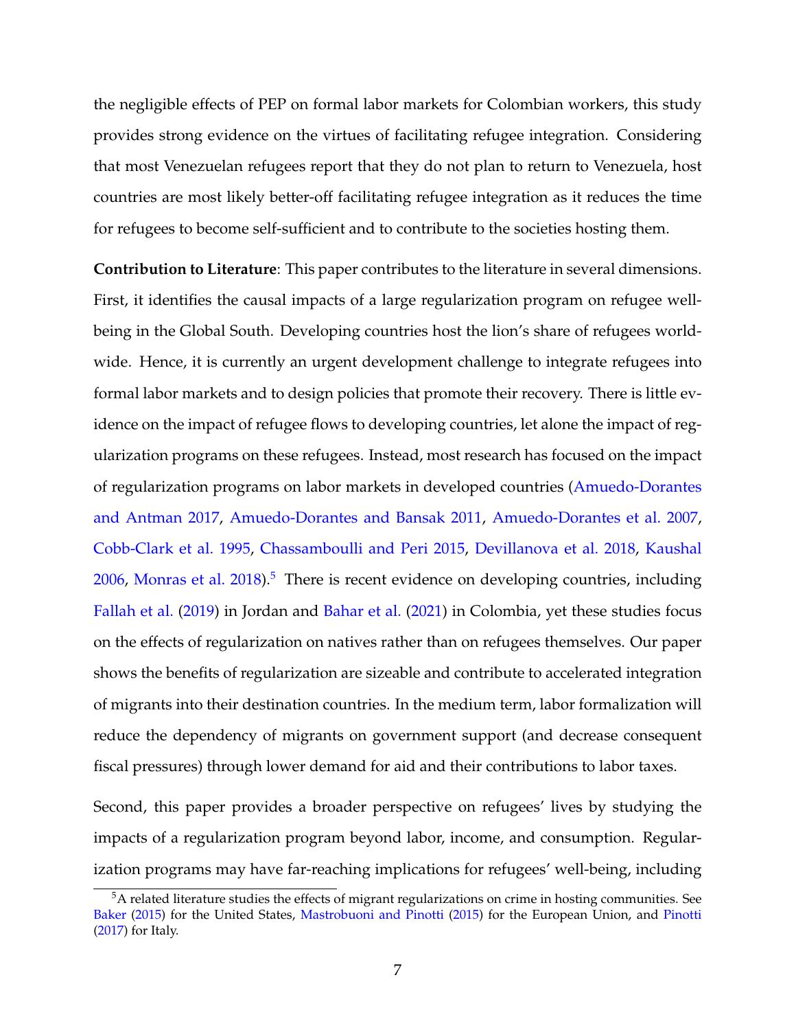the negligible effects of PEP on formal labor markets for Colombian workers, this study provides strong evidence on the virtues of facilitating refugee integration. Considering that most Venezuelan refugees report that they do not plan to return to Venezuela, host countries are most likely better-off facilitating refugee integration as it reduces the time for refugees to become self-sufficient and to contribute to the societies hosting them.

**Contribution to Literature**: This paper contributes to the literature in several dimensions. First, it identifies the causal impacts of a large regularization program on refugee well-being in the Global South. Developing countries host the lion's share of refugees worldwide. Hence, it is currently an urgent development challenge to integrate refugees into formal labor markets and to design policies that promote their recovery. There is little evidence on the impact of refugee flows to developing countries, let alone the impact of regularization programs on these refugees. Instead, most research has focused on the impact of regularization programs on labor markets in developed countries (Amuedo-Dorantes and Antman 2017, Amuedo-Dorantes and Bansak 2011, Amuedo-Dorantes et al. 2007, Cobb-Clark et al. 1995, Chassamboulli and Peri 2015, Devillanova et al. 2018, Kaushal 2006, Monras et al. 2018).[5] There is recent evidence on developing countries, including Fallah et al. (2019) in Jordan and Bahar et al. (2021) in Colombia, yet these studies focus on the effects of regularization on natives rather than on refugees themselves. Our paper shows the benefits of regularization are sizeable and contribute to accelerated integration of migrants into their destination countries. In the medium term, labor formalization will reduce the dependency of migrants on government support (and decrease consequent fiscal pressures) through lower demand for aid and their contributions to labor taxes.

Second, this paper provides a broader perspective on refugees' lives by studying the impacts of a regularization program beyond labor, income, and consumption. Regularization programs may have far-reaching implications for refugees' well-being, including

[5] A related literature studies the effects of migrant regularizations on crime in hosting communities. See Baker (2015) for the United States, Mastrobuoni and Pinotti (2015) for the European Union, and Pinotti (2017) for Italy.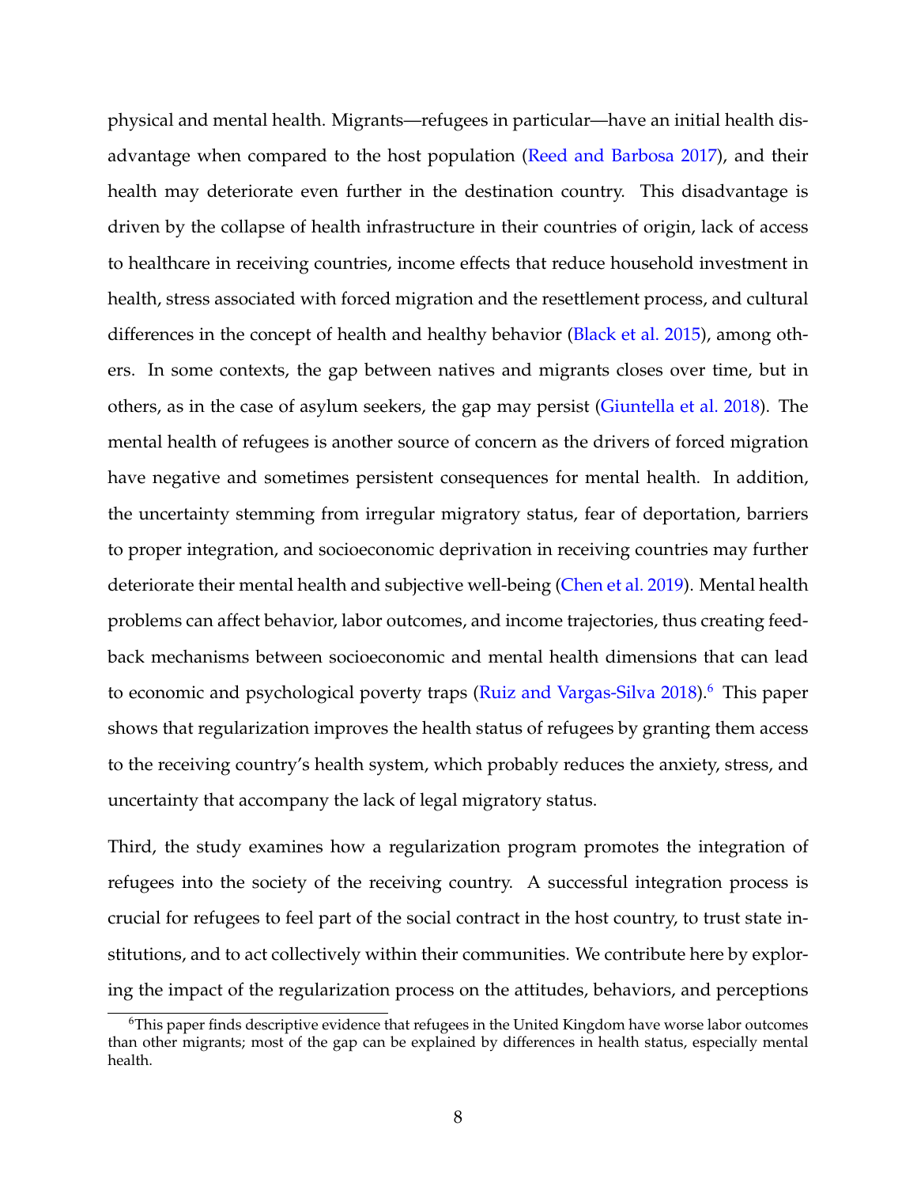physical and mental health. Migrants—refugees in particular—have an initial health disadvantage when compared to the host population (Reed and Barbosa 2017), and their health may deteriorate even further in the destination country. This disadvantage is driven by the collapse of health infrastructure in their countries of origin, lack of access to healthcare in receiving countries, income effects that reduce household investment in health, stress associated with forced migration and the resettlement process, and cultural differences in the concept of health and healthy behavior (Black et al. 2015), among others. In some contexts, the gap between natives and migrants closes over time, but in others, as in the case of asylum seekers, the gap may persist (Giuntella et al. 2018). The mental health of refugees is another source of concern as the drivers of forced migration have negative and sometimes persistent consequences for mental health. In addition, the uncertainty stemming from irregular migratory status, fear of deportation, barriers to proper integration, and socioeconomic deprivation in receiving countries may further deteriorate their mental health and subjective well-being (Chen et al. 2019). Mental health problems can affect behavior, labor outcomes, and income trajectories, thus creating feedback mechanisms between socioeconomic and mental health dimensions that can lead to economic and psychological poverty traps (Ruiz and Vargas-Silva 2018).[6] This paper shows that regularization improves the health status of refugees by granting them access to the receiving country's health system, which probably reduces the anxiety, stress, and uncertainty that accompany the lack of legal migratory status.

Third, the study examines how a regularization program promotes the integration of refugees into the society of the receiving country. A successful integration process is crucial for refugees to feel part of the social contract in the host country, to trust state institutions, and to act collectively within their communities. We contribute here by exploring the impact of the regularization process on the attitudes, behaviors, and perceptions

[6] This paper finds descriptive evidence that refugees in the United Kingdom have worse labor outcomes than other migrants; most of the gap can be explained by differences in health status, especially mental health.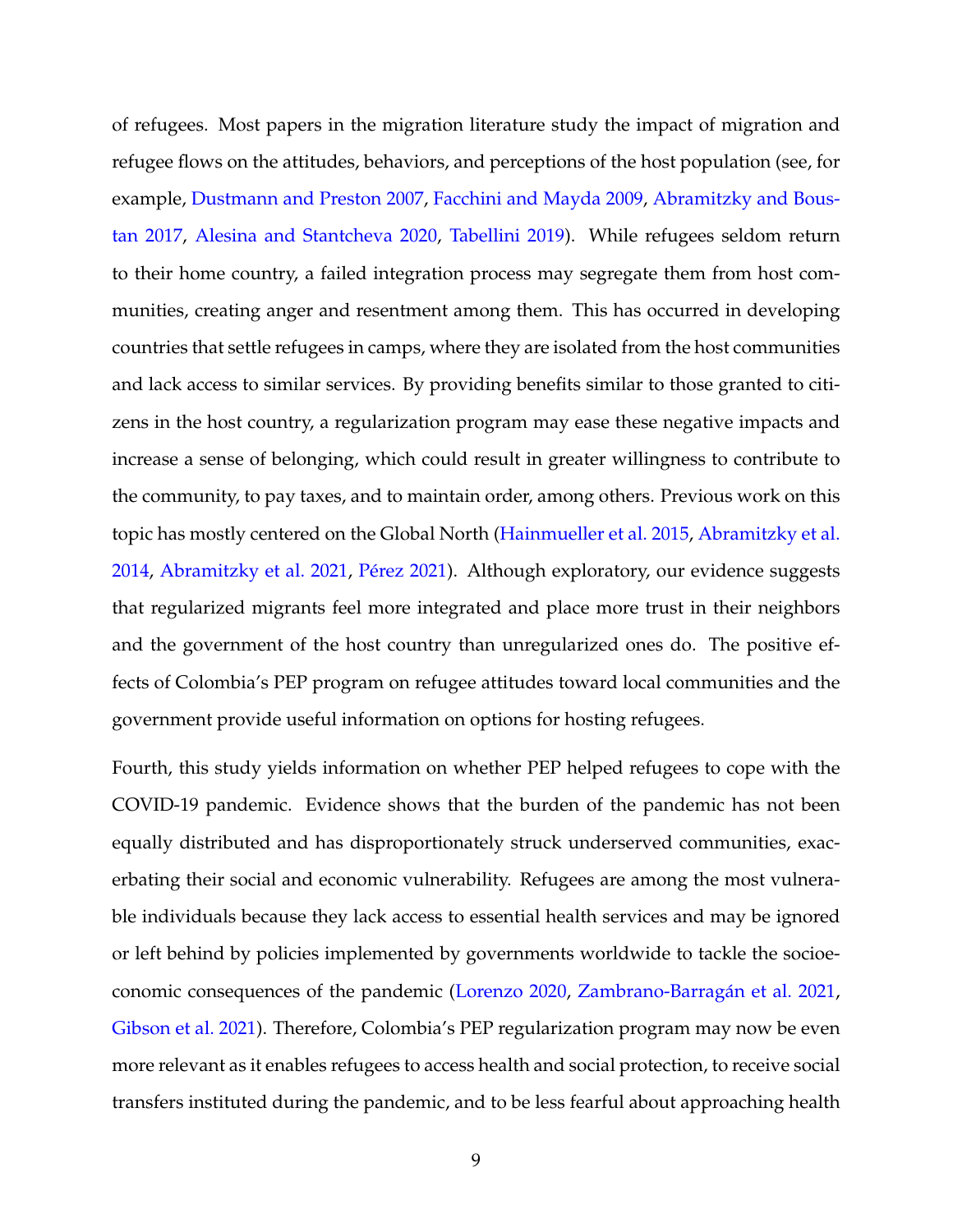of refugees. Most papers in the migration literature study the impact of migration and refugee flows on the attitudes, behaviors, and perceptions of the host population (see, for example, Dustmann and Preston 2007, Facchini and Mayda 2009, Abramitzky and Boustan 2017, Alesina and Stantcheva 2020, Tabellini 2019). While refugees seldom return to their home country, a failed integration process may segregate them from host communities, creating anger and resentment among them. This has occurred in developing countries that settle refugees in camps, where they are isolated from the host communities and lack access to similar services. By providing benefits similar to those granted to citizens in the host country, a regularization program may ease these negative impacts and increase a sense of belonging, which could result in greater willingness to contribute to the community, to pay taxes, and to maintain order, among others. Previous work on this topic has mostly centered on the Global North (Hainmueller et al. 2015, Abramitzky et al. 2014, Abramitzky et al. 2021, Pérez 2021). Although exploratory, our evidence suggests that regularized migrants feel more integrated and place more trust in their neighbors and the government of the host country than unregularized ones do. The positive effects of Colombia's PEP program on refugee attitudes toward local communities and the government provide useful information on options for hosting refugees.

Fourth, this study yields information on whether PEP helped refugees to cope with the COVID-19 pandemic. Evidence shows that the burden of the pandemic has not been equally distributed and has disproportionately struck underserved communities, exacerbating their social and economic vulnerability. Refugees are among the most vulnerable individuals because they lack access to essential health services and may be ignored or left behind by policies implemented by governments worldwide to tackle the socioeconomic consequences of the pandemic (Lorenzo 2020, Zambrano-Barragán et al. 2021, Gibson et al. 2021). Therefore, Colombia's PEP regularization program may now be even more relevant as it enables refugees to access health and social protection, to receive social transfers instituted during the pandemic, and to be less fearful about approaching health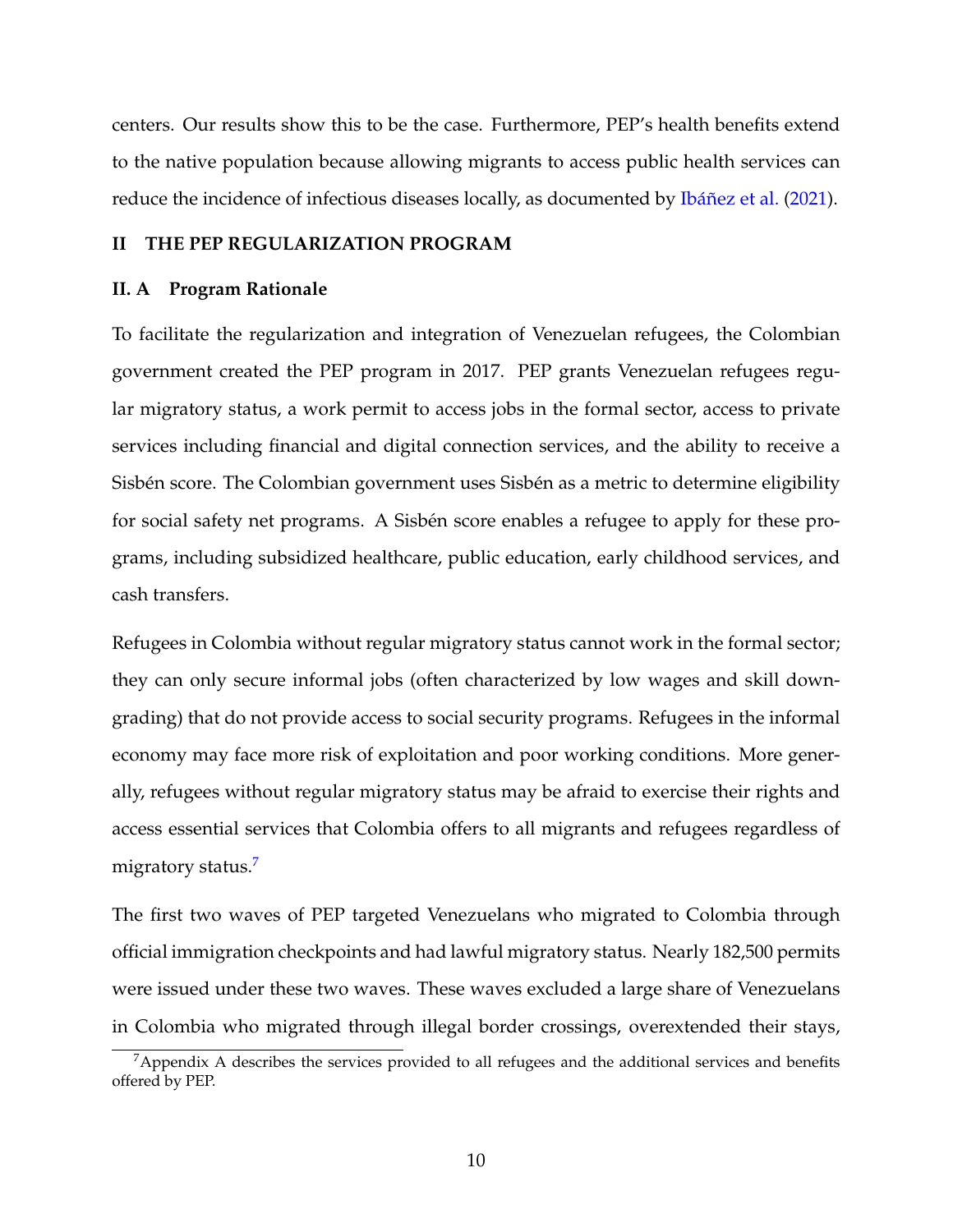centers. Our results show this to be the case. Furthermore, PEP's health benefits extend to the native population because allowing migrants to access public health services can reduce the incidence of infectious diseases locally, as documented by Ibáñez et al. (2021).

## II THE PEP REGULARIZATION PROGRAM

### II. A Program Rationale

To facilitate the regularization and integration of Venezuelan refugees, the Colombian government created the PEP program in 2017. PEP grants Venezuelan refugees regular migratory status, a work permit to access jobs in the formal sector, access to private services including financial and digital connection services, and the ability to receive a Sisbén score. The Colombian government uses Sisbén as a metric to determine eligibility for social safety net programs. A Sisbén score enables a refugee to apply for these programs, including subsidized healthcare, public education, early childhood services, and cash transfers.

Refugees in Colombia without regular migratory status cannot work in the formal sector; they can only secure informal jobs (often characterized by low wages and skill downgrading) that do not provide access to social security programs. Refugees in the informal economy may face more risk of exploitation and poor working conditions. More generally, refugees without regular migratory status may be afraid to exercise their rights and access essential services that Colombia offers to all migrants and refugees regardless of migratory status.[7]

The first two waves of PEP targeted Venezuelans who migrated to Colombia through official immigration checkpoints and had lawful migratory status. Nearly 182,500 permits were issued under these two waves. These waves excluded a large share of Venezuelans in Colombia who migrated through illegal border crossings, overextended their stays,

[7] Appendix A describes the services provided to all refugees and the additional services and benefits offered by PEP.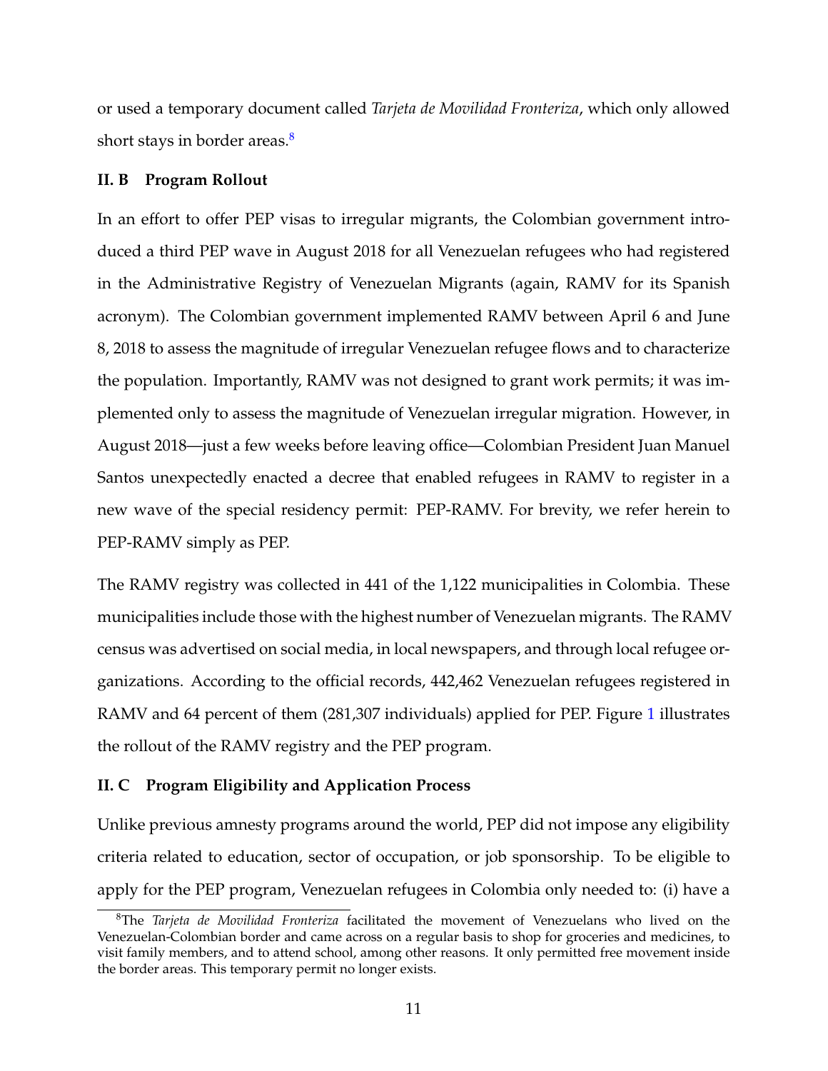or used a temporary document called *Tarjeta de Movilidad Fronteriza*, which only allowed short stays in border areas.[8]

### II. B Program Rollout

In an effort to offer PEP visas to irregular migrants, the Colombian government introduced a third PEP wave in August 2018 for all Venezuelan refugees who had registered in the Administrative Registry of Venezuelan Migrants (again, RAMV for its Spanish acronym). The Colombian government implemented RAMV between April 6 and June 8, 2018 to assess the magnitude of irregular Venezuelan refugee flows and to characterize the population. Importantly, RAMV was not designed to grant work permits; it was implemented only to assess the magnitude of Venezuelan irregular migration. However, in August 2018—just a few weeks before leaving office—Colombian President Juan Manuel Santos unexpectedly enacted a decree that enabled refugees in RAMV to register in a new wave of the special residency permit: PEP-RAMV. For brevity, we refer herein to PEP-RAMV simply as PEP.

The RAMV registry was collected in 441 of the 1,122 municipalities in Colombia. These municipalities include those with the highest number of Venezuelan migrants. The RAMV census was advertised on social media, in local newspapers, and through local refugee organizations. According to the official records, 442,462 Venezuelan refugees registered in RAMV and 64 percent of them (281,307 individuals) applied for PEP. Figure 1 illustrates the rollout of the RAMV registry and the PEP program.

### II. C Program Eligibility and Application Process

Unlike previous amnesty programs around the world, PEP did not impose any eligibility criteria related to education, sector of occupation, or job sponsorship. To be eligible to apply for the PEP program, Venezuelan refugees in Colombia only needed to: (i) have a

[8] The *Tarjeta de Movilidad Fronteriza* facilitated the movement of Venezuelans who lived on the Venezuelan-Colombian border and came across on a regular basis to shop for groceries and medicines, to visit family members, and to attend school, among other reasons. It only permitted free movement inside the border areas. This temporary permit no longer exists.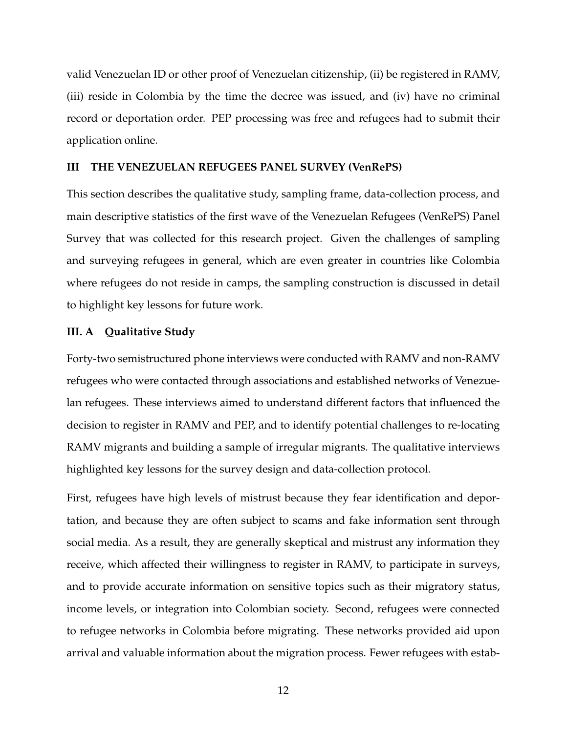valid Venezuelan ID or other proof of Venezuelan citizenship, (ii) be registered in RAMV, (iii) reside in Colombia by the time the decree was issued, and (iv) have no criminal record or deportation order. PEP processing was free and refugees had to submit their application online.

## III THE VENEZUELAN REFUGEES PANEL SURVEY (VenRePS)

This section describes the qualitative study, sampling frame, data-collection process, and main descriptive statistics of the first wave of the Venezuelan Refugees (VenRePS) Panel Survey that was collected for this research project. Given the challenges of sampling and surveying refugees in general, which are even greater in countries like Colombia where refugees do not reside in camps, the sampling construction is discussed in detail to highlight key lessons for future work.

### III. A Qualitative Study

Forty-two semistructured phone interviews were conducted with RAMV and non-RAMV refugees who were contacted through associations and established networks of Venezuelan refugees. These interviews aimed to understand different factors that influenced the decision to register in RAMV and PEP, and to identify potential challenges to re-locating RAMV migrants and building a sample of irregular migrants. The qualitative interviews highlighted key lessons for the survey design and data-collection protocol.

First, refugees have high levels of mistrust because they fear identification and deportation, and because they are often subject to scams and fake information sent through social media. As a result, they are generally skeptical and mistrust any information they receive, which affected their willingness to register in RAMV, to participate in surveys, and to provide accurate information on sensitive topics such as their migratory status, income levels, or integration into Colombian society. Second, refugees were connected to refugee networks in Colombia before migrating. These networks provided aid upon arrival and valuable information about the migration process. Fewer refugees with estab-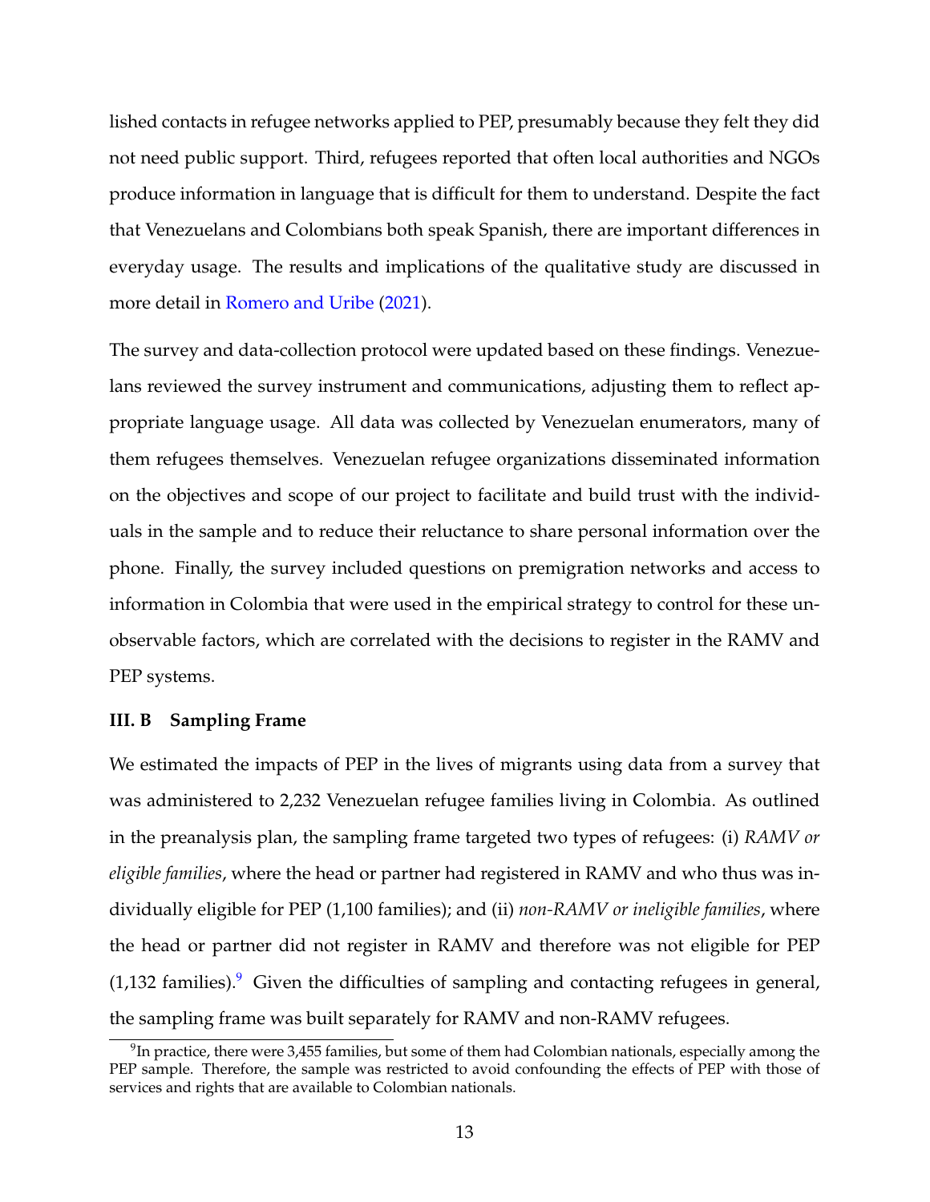lished contacts in refugee networks applied to PEP, presumably because they felt they did not need public support. Third, refugees reported that often local authorities and NGOs produce information in language that is difficult for them to understand. Despite the fact that Venezuelans and Colombians both speak Spanish, there are important differences in everyday usage. The results and implications of the qualitative study are discussed in more detail in Romero and Uribe (2021).

The survey and data-collection protocol were updated based on these findings. Venezuelans reviewed the survey instrument and communications, adjusting them to reflect appropriate language usage. All data was collected by Venezuelan enumerators, many of them refugees themselves. Venezuelan refugee organizations disseminated information on the objectives and scope of our project to facilitate and build trust with the individuals in the sample and to reduce their reluctance to share personal information over the phone. Finally, the survey included questions on premigration networks and access to information in Colombia that were used in the empirical strategy to control for these unobservable factors, which are correlated with the decisions to register in the RAMV and PEP systems.

### III. B Sampling Frame

We estimated the impacts of PEP in the lives of migrants using data from a survey that was administered to 2,232 Venezuelan refugee families living in Colombia. As outlined in the preanalysis plan, the sampling frame targeted two types of refugees: (i) *RAMV or eligible families*, where the head or partner had registered in RAMV and who thus was individually eligible for PEP (1,100 families); and (ii) *non-RAMV or ineligible families*, where the head or partner did not register in RAMV and therefore was not eligible for PEP (1,132 families).[9] Given the difficulties of sampling and contacting refugees in general, the sampling frame was built separately for RAMV and non-RAMV refugees.

[9] In practice, there were 3,455 families, but some of them had Colombian nationals, especially among the PEP sample. Therefore, the sample was restricted to avoid confounding the effects of PEP with those of services and rights that are available to Colombian nationals.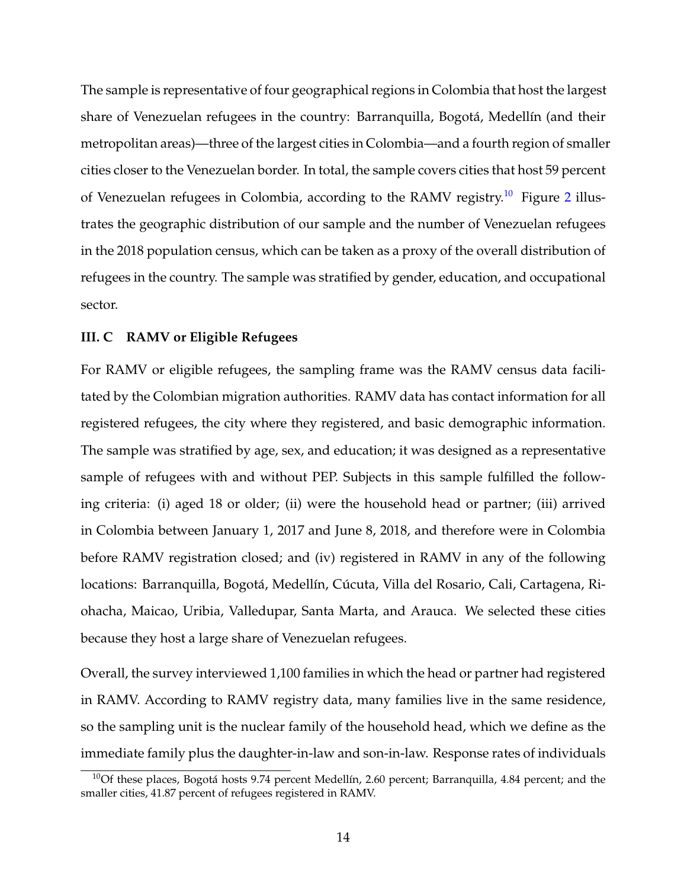The sample is representative of four geographical regions in Colombia that host the largest share of Venezuelan refugees in the country: Barranquilla, Bogotá, Medellín (and their metropolitan areas)—three of the largest cities in Colombia—and a fourth region of smaller cities closer to the Venezuelan border. In total, the sample covers cities that host 59 percent of Venezuelan refugees in Colombia, according to the RAMV registry.[10] Figure 2 illustrates the geographic distribution of our sample and the number of Venezuelan refugees in the 2018 population census, which can be taken as a proxy of the overall distribution of refugees in the country. The sample was stratified by gender, education, and occupational sector.

### III. C RAMV or Eligible Refugees

For RAMV or eligible refugees, the sampling frame was the RAMV census data facilitated by the Colombian migration authorities. RAMV data has contact information for all registered refugees, the city where they registered, and basic demographic information. The sample was stratified by age, sex, and education; it was designed as a representative sample of refugees with and without PEP. Subjects in this sample fulfilled the following criteria: (i) aged 18 or older; (ii) were the household head or partner; (iii) arrived in Colombia between January 1, 2017 and June 8, 2018, and therefore were in Colombia before RAMV registration closed; and (iv) registered in RAMV in any of the following locations: Barranquilla, Bogotá, Medellín, Cúcuta, Villa del Rosario, Cali, Cartagena, Riohacha, Maicao, Uribia, Valledupar, Santa Marta, and Arauca. We selected these cities because they host a large share of Venezuelan refugees.

Overall, the survey interviewed 1,100 families in which the head or partner had registered in RAMV. According to RAMV registry data, many families live in the same residence, so the sampling unit is the nuclear family of the household head, which we define as the immediate family plus the daughter-in-law and son-in-law. Response rates of individuals

[10] Of these places, Bogotá hosts 9.74 percent Medellín, 2.60 percent; Barranquilla, 4.84 percent; and the smaller cities, 41.87 percent of refugees registered in RAMV.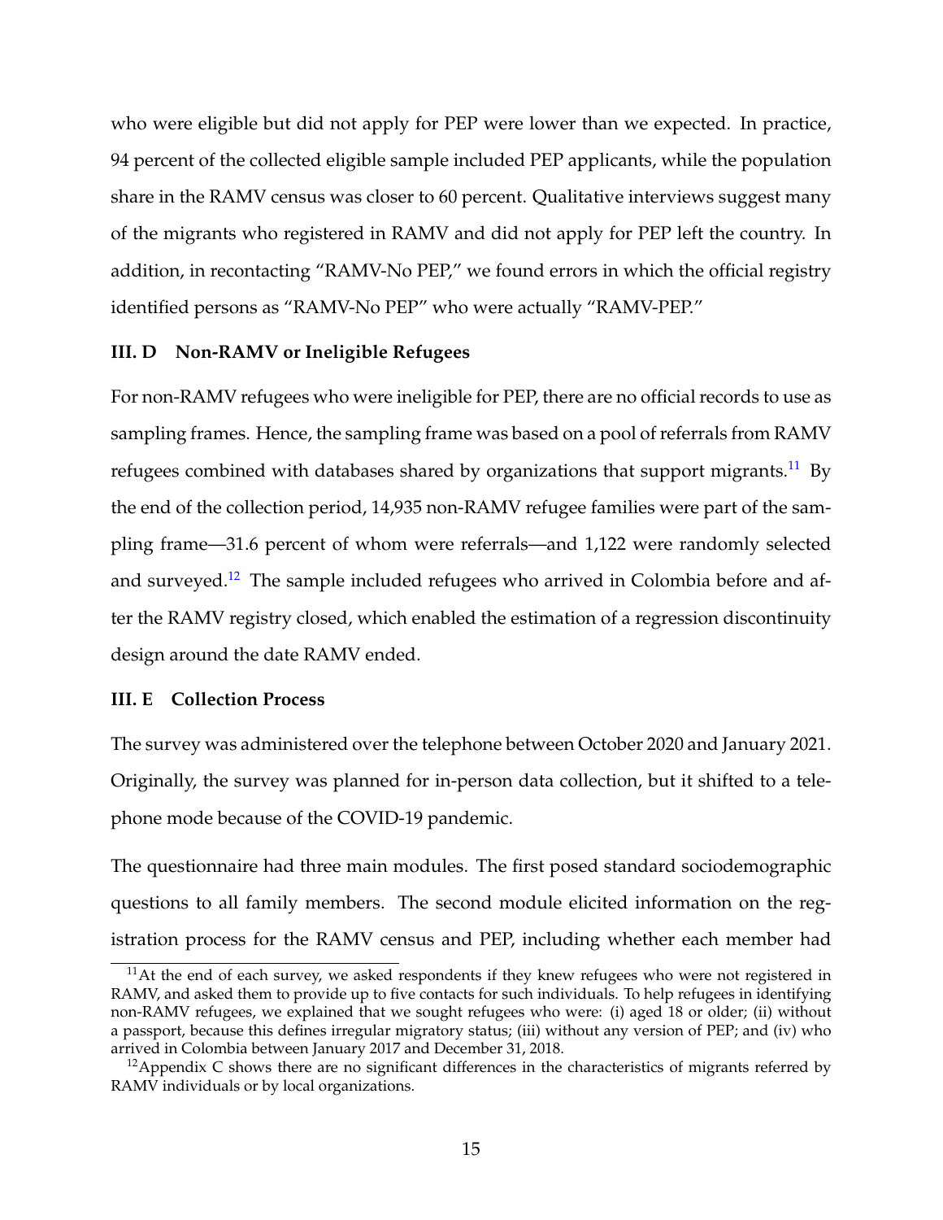who were eligible but did not apply for PEP were lower than we expected. In practice, 94 percent of the collected eligible sample included PEP applicants, while the population share in the RAMV census was closer to 60 percent. Qualitative interviews suggest many of the migrants who registered in RAMV and did not apply for PEP left the country. In addition, in recontacting "RAMV-No PEP," we found errors in which the official registry identified persons as "RAMV-No PEP" who were actually "RAMV-PEP."

### III. D Non-RAMV or Ineligible Refugees

For non-RAMV refugees who were ineligible for PEP, there are no official records to use as sampling frames. Hence, the sampling frame was based on a pool of referrals from RAMV refugees combined with databases shared by organizations that support migrants.[11] By the end of the collection period, 14,935 non-RAMV refugee families were part of the sampling frame—31.6 percent of whom were referrals—and 1,122 were randomly selected and surveyed.[12] The sample included refugees who arrived in Colombia before and after the RAMV registry closed, which enabled the estimation of a regression discontinuity design around the date RAMV ended.

### III. E Collection Process

The survey was administered over the telephone between October 2020 and January 2021. Originally, the survey was planned for in-person data collection, but it shifted to a telephone mode because of the COVID-19 pandemic.

The questionnaire had three main modules. The first posed standard sociodemographic questions to all family members. The second module elicited information on the registration process for the RAMV census and PEP, including whether each member had

[11] At the end of each survey, we asked respondents if they knew refugees who were not registered in RAMV, and asked them to provide up to five contacts for such individuals. To help refugees in identifying non-RAMV refugees, we explained that we sought refugees who were: (i) aged 18 or older; (ii) without a passport, because this defines irregular migratory status; (iii) without any version of PEP; and (iv) who arrived in Colombia between January 2017 and December 31, 2018.

[12] Appendix C shows there are no significant differences in the characteristics of migrants referred by RAMV individuals or by local organizations.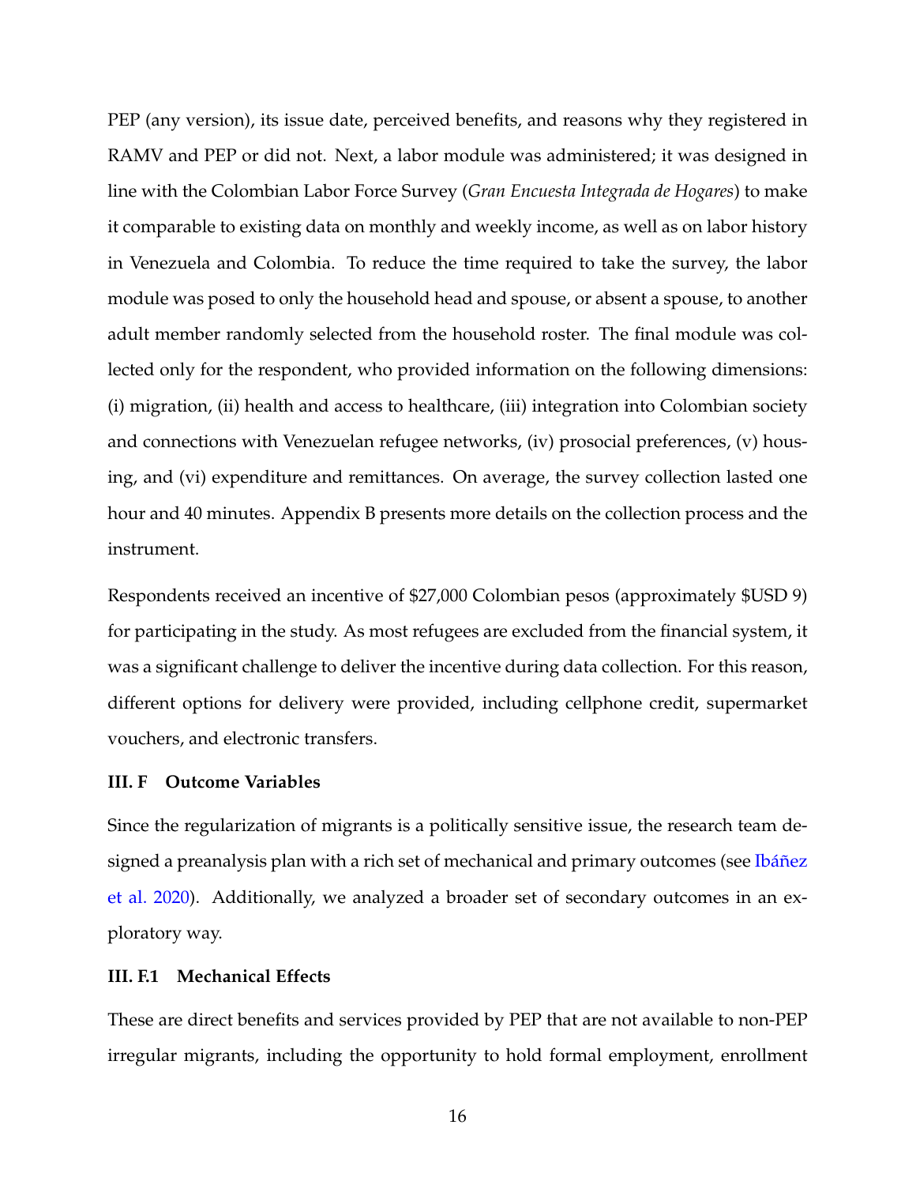PEP (any version), its issue date, perceived benefits, and reasons why they registered in RAMV and PEP or did not. Next, a labor module was administered; it was designed in line with the Colombian Labor Force Survey (*Gran Encuesta Integrada de Hogares*) to make it comparable to existing data on monthly and weekly income, as well as on labor history in Venezuela and Colombia. To reduce the time required to take the survey, the labor module was posed to only the household head and spouse, or absent a spouse, to another adult member randomly selected from the household roster. The final module was collected only for the respondent, who provided information on the following dimensions: (i) migration, (ii) health and access to healthcare, (iii) integration into Colombian society and connections with Venezuelan refugee networks, (iv) prosocial preferences, (v) housing, and (vi) expenditure and remittances. On average, the survey collection lasted one hour and 40 minutes. Appendix B presents more details on the collection process and the instrument.

Respondents received an incentive of $27,000 Colombian pesos (approximately $USD 9) for participating in the study. As most refugees are excluded from the financial system, it was a significant challenge to deliver the incentive during data collection. For this reason, different options for delivery were provided, including cellphone credit, supermarket vouchers, and electronic transfers.

### III. F Outcome Variables

Since the regularization of migrants is a politically sensitive issue, the research team designed a preanalysis plan with a rich set of mechanical and primary outcomes (see Ibáñez et al. 2020). Additionally, we analyzed a broader set of secondary outcomes in an exploratory way.

#### III. F.1 Mechanical Effects

These are direct benefits and services provided by PEP that are not available to non-PEP irregular migrants, including the opportunity to hold formal employment, enrollment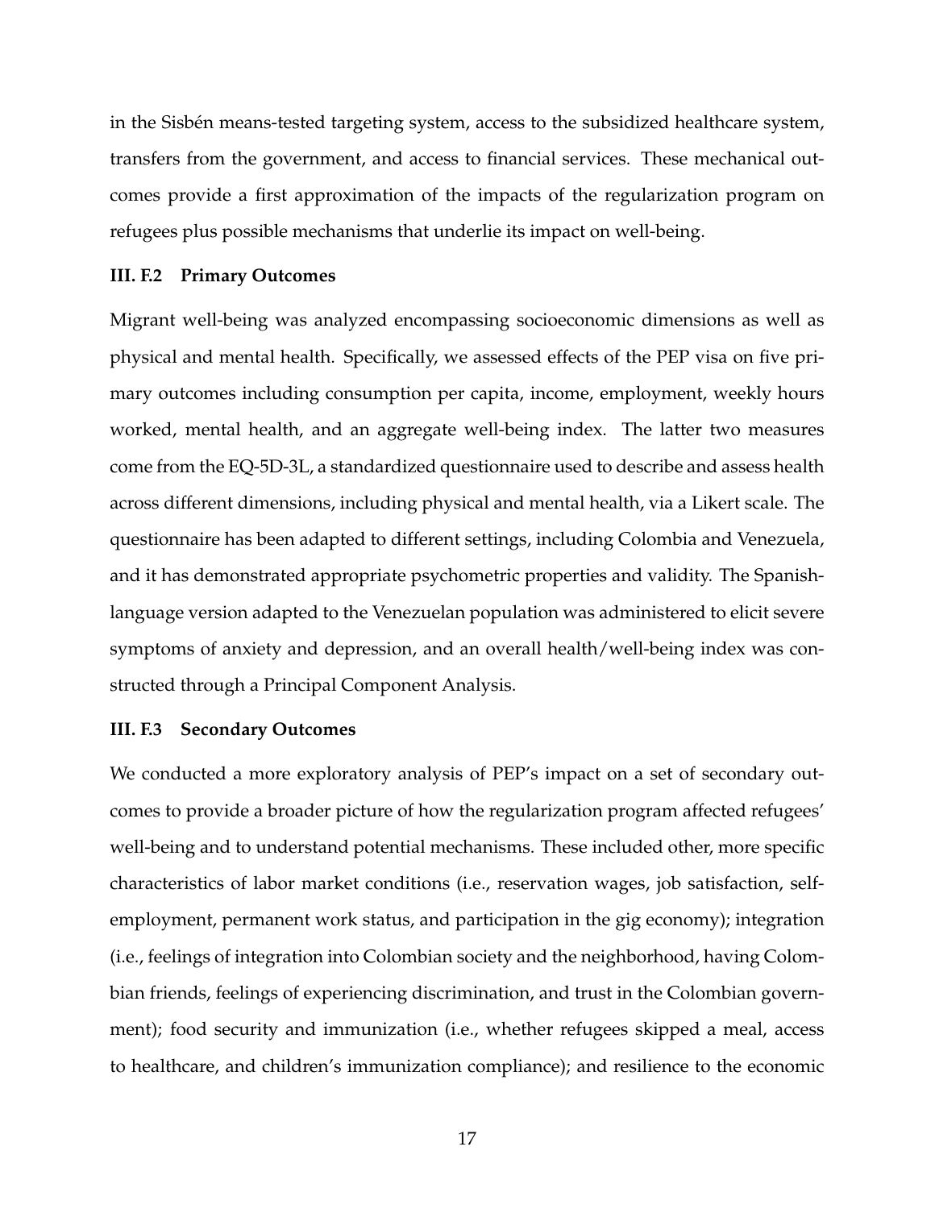in the Sisbén means-tested targeting system, access to the subsidized healthcare system, transfers from the government, and access to financial services. These mechanical outcomes provide a first approximation of the impacts of the regularization program on refugees plus possible mechanisms that underlie its impact on well-being.

### III. F.2 Primary Outcomes

Migrant well-being was analyzed encompassing socioeconomic dimensions as well as physical and mental health. Specifically, we assessed effects of the PEP visa on five primary outcomes including consumption per capita, income, employment, weekly hours worked, mental health, and an aggregate well-being index. The latter two measures come from the EQ-5D-3L, a standardized questionnaire used to describe and assess health across different dimensions, including physical and mental health, via a Likert scale. The questionnaire has been adapted to different settings, including Colombia and Venezuela, and it has demonstrated appropriate psychometric properties and validity. The Spanish-language version adapted to the Venezuelan population was administered to elicit severe symptoms of anxiety and depression, and an overall health/well-being index was constructed through a Principal Component Analysis.

### III. F.3 Secondary Outcomes

We conducted a more exploratory analysis of PEP's impact on a set of secondary outcomes to provide a broader picture of how the regularization program affected refugees' well-being and to understand potential mechanisms. These included other, more specific characteristics of labor market conditions (i.e., reservation wages, job satisfaction, self-employment, permanent work status, and participation in the gig economy); integration (i.e., feelings of integration into Colombian society and the neighborhood, having Colombian friends, feelings of experiencing discrimination, and trust in the Colombian government); food security and immunization (i.e., whether refugees skipped a meal, access to healthcare, and children's immunization compliance); and resilience to the economic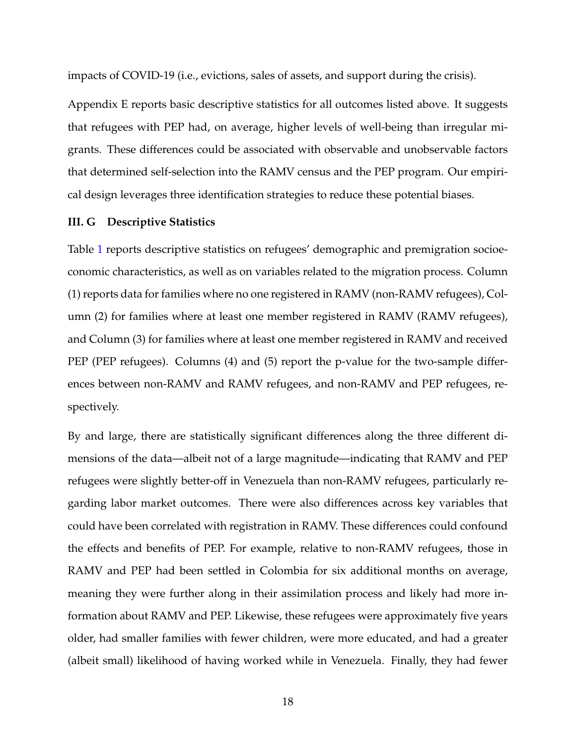impacts of COVID-19 (i.e., evictions, sales of assets, and support during the crisis).

Appendix E reports basic descriptive statistics for all outcomes listed above. It suggests that refugees with PEP had, on average, higher levels of well-being than irregular migrants. These differences could be associated with observable and unobservable factors that determined self-selection into the RAMV census and the PEP program. Our empirical design leverages three identification strategies to reduce these potential biases.

### III. G Descriptive Statistics

Table 1 reports descriptive statistics on refugees' demographic and premigration socioeconomic characteristics, as well as on variables related to the migration process. Column (1) reports data for families where no one registered in RAMV (non-RAMV refugees), Column (2) for families where at least one member registered in RAMV (RAMV refugees), and Column (3) for families where at least one member registered in RAMV and received PEP (PEP refugees). Columns (4) and (5) report the p-value for the two-sample differences between non-RAMV and RAMV refugees, and non-RAMV and PEP refugees, respectively.

By and large, there are statistically significant differences along the three different dimensions of the data—albeit not of a large magnitude—indicating that RAMV and PEP refugees were slightly better-off in Venezuela than non-RAMV refugees, particularly regarding labor market outcomes. There were also differences across key variables that could have been correlated with registration in RAMV. These differences could confound the effects and benefits of PEP. For example, relative to non-RAMV refugees, those in RAMV and PEP had been settled in Colombia for six additional months on average, meaning they were further along in their assimilation process and likely had more information about RAMV and PEP. Likewise, these refugees were approximately five years older, had smaller families with fewer children, were more educated, and had a greater (albeit small) likelihood of having worked while in Venezuela. Finally, they had fewer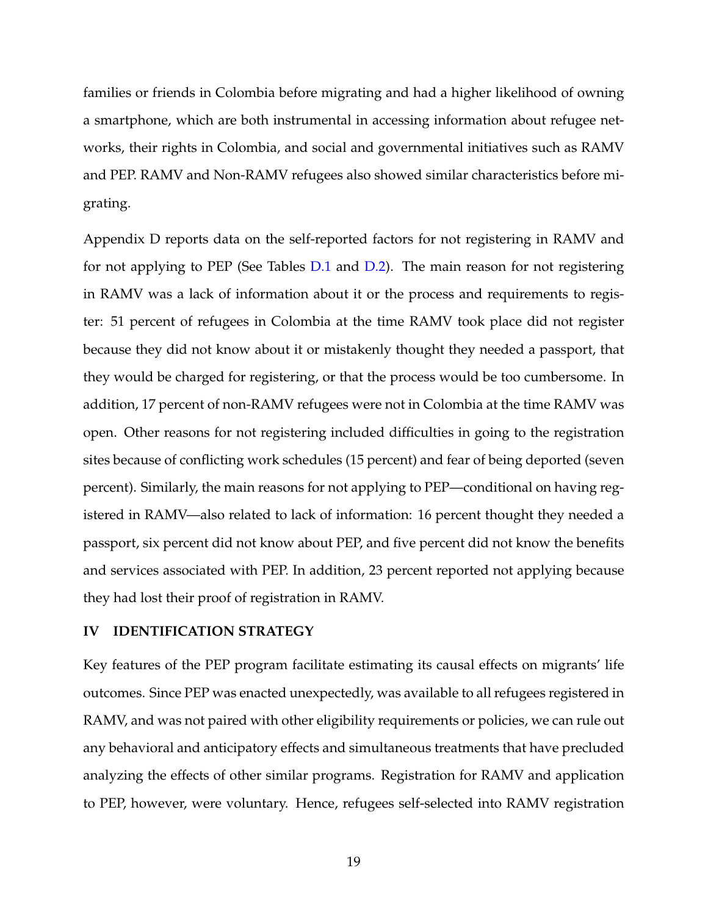families or friends in Colombia before migrating and had a higher likelihood of owning a smartphone, which are both instrumental in accessing information about refugee networks, their rights in Colombia, and social and governmental initiatives such as RAMV and PEP. RAMV and Non-RAMV refugees also showed similar characteristics before migrating.

Appendix D reports data on the self-reported factors for not registering in RAMV and for not applying to PEP (See Tables D.1 and D.2). The main reason for not registering in RAMV was a lack of information about it or the process and requirements to register: 51 percent of refugees in Colombia at the time RAMV took place did not register because they did not know about it or mistakenly thought they needed a passport, that they would be charged for registering, or that the process would be too cumbersome. In addition, 17 percent of non-RAMV refugees were not in Colombia at the time RAMV was open. Other reasons for not registering included difficulties in going to the registration sites because of conflicting work schedules (15 percent) and fear of being deported (seven percent). Similarly, the main reasons for not applying to PEP—conditional on having registered in RAMV—also related to lack of information: 16 percent thought they needed a passport, six percent did not know about PEP, and five percent did not know the benefits and services associated with PEP. In addition, 23 percent reported not applying because they had lost their proof of registration in RAMV.

## IV IDENTIFICATION STRATEGY

Key features of the PEP program facilitate estimating its causal effects on migrants' life outcomes. Since PEP was enacted unexpectedly, was available to all refugees registered in RAMV, and was not paired with other eligibility requirements or policies, we can rule out any behavioral and anticipatory effects and simultaneous treatments that have precluded analyzing the effects of other similar programs. Registration for RAMV and application to PEP, however, were voluntary. Hence, refugees self-selected into RAMV registration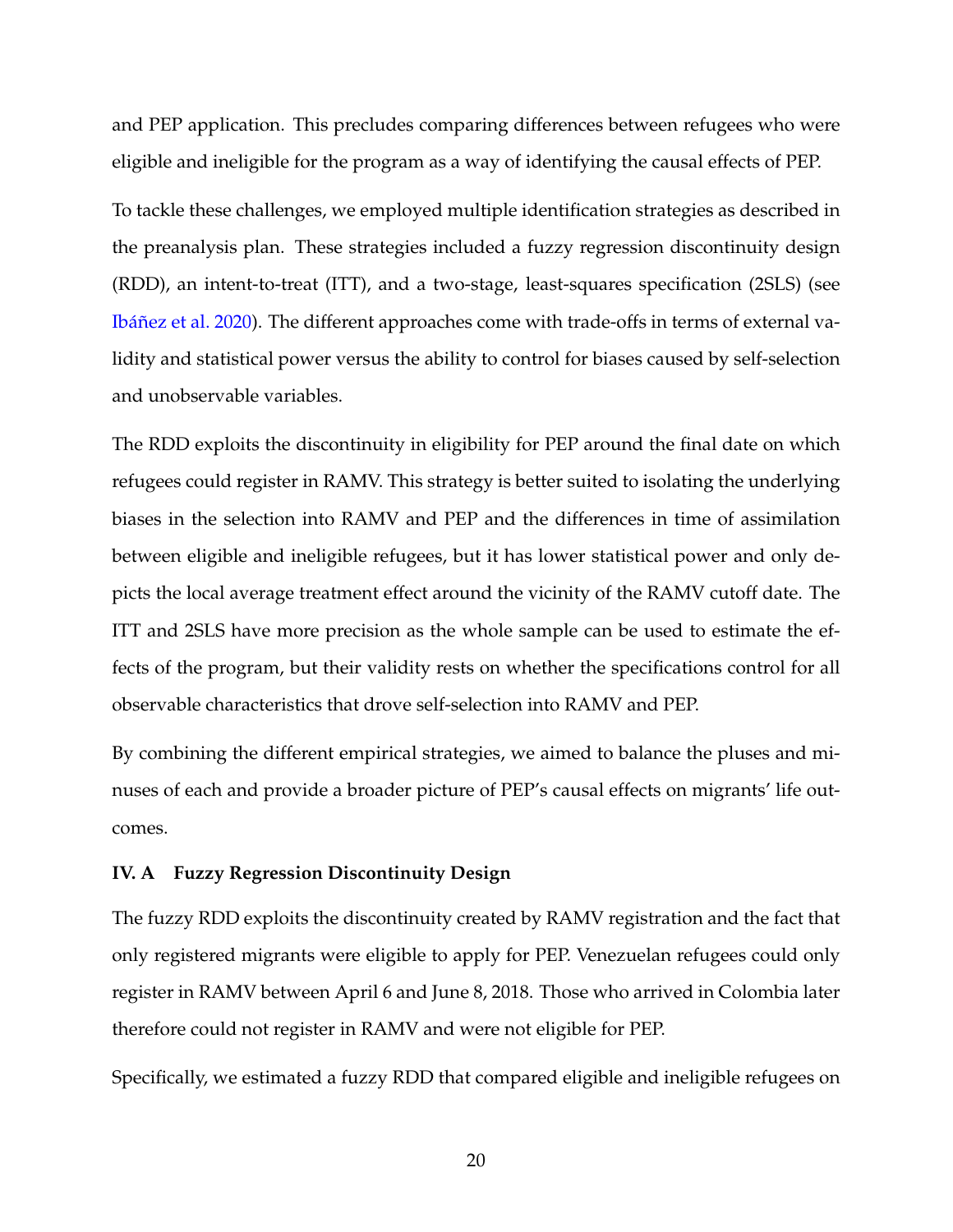and PEP application. This precludes comparing differences between refugees who were eligible and ineligible for the program as a way of identifying the causal effects of PEP.

To tackle these challenges, we employed multiple identification strategies as described in the preanalysis plan. These strategies included a fuzzy regression discontinuity design (RDD), an intent-to-treat (ITT), and a two-stage, least-squares specification (2SLS) (see Ibáñez et al. 2020). The different approaches come with trade-offs in terms of external validity and statistical power versus the ability to control for biases caused by self-selection and unobservable variables.

The RDD exploits the discontinuity in eligibility for PEP around the final date on which refugees could register in RAMV. This strategy is better suited to isolating the underlying biases in the selection into RAMV and PEP and the differences in time of assimilation between eligible and ineligible refugees, but it has lower statistical power and only depicts the local average treatment effect around the vicinity of the RAMV cutoff date. The ITT and 2SLS have more precision as the whole sample can be used to estimate the effects of the program, but their validity rests on whether the specifications control for all observable characteristics that drove self-selection into RAMV and PEP.

By combining the different empirical strategies, we aimed to balance the pluses and minuses of each and provide a broader picture of PEP's causal effects on migrants' life outcomes.

### IV. A Fuzzy Regression Discontinuity Design

The fuzzy RDD exploits the discontinuity created by RAMV registration and the fact that only registered migrants were eligible to apply for PEP. Venezuelan refugees could only register in RAMV between April 6 and June 8, 2018. Those who arrived in Colombia later therefore could not register in RAMV and were not eligible for PEP.

Specifically, we estimated a fuzzy RDD that compared eligible and ineligible refugees on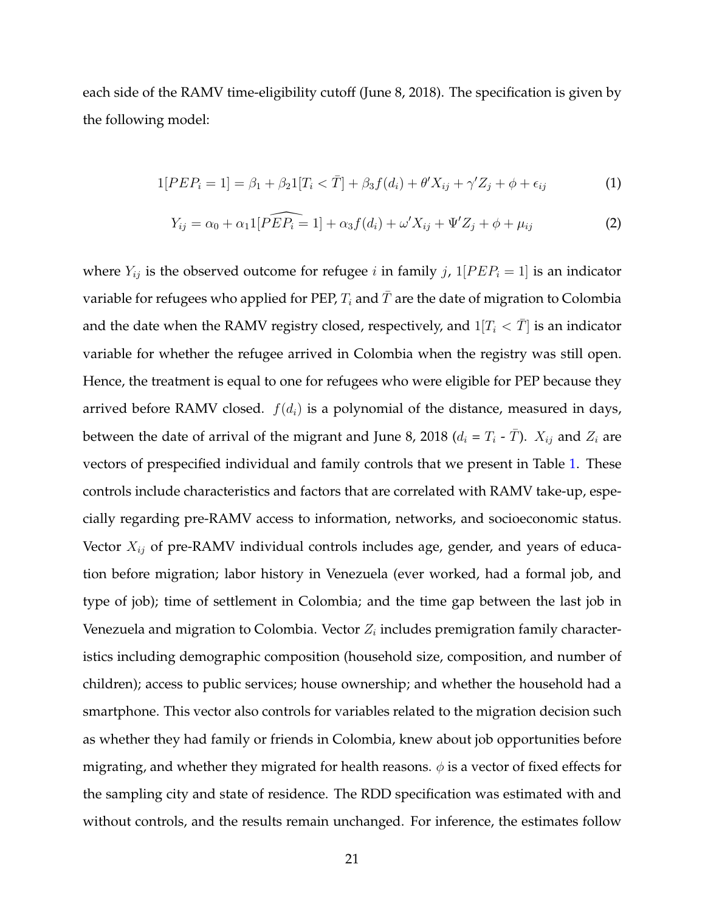each side of the RAMV time-eligibility cutoff (June 8, 2018). The specification is given by the following model:

$$1[PEP_i = 1] = \beta_1 + \beta_2 1[T_i < \bar{T}] + \beta_3 f(d_i) + \theta' X_{ij} + \gamma' Z_j + \phi + \epsilon_{ij} \tag{1}$$

$$Y_{ij} = \alpha_0 + \alpha_1 1[\widehat{PEP_i = 1}] + \alpha_3 f(d_i) + \omega' X_{ij} + \Psi' Z_j + \phi + \mu_{ij} \tag{2}$$

where $Y_{ij}$ is the observed outcome for refugee $i$ in family $j$, $1[PEP_i = 1]$ is an indicator variable for refugees who applied for PEP, $T_i$ and $\bar{T}$ are the date of migration to Colombia and the date when the RAMV registry closed, respectively, and $1[T_i < \bar{T}]$ is an indicator variable for whether the refugee arrived in Colombia when the registry was still open. Hence, the treatment is equal to one for refugees who were eligible for PEP because they arrived before RAMV closed. $f(d_i)$ is a polynomial of the distance, measured in days, between the date of arrival of the migrant and June 8, 2018 ($d_i$ = $T_i$ - $\bar{T}$). $X_{ij}$ and $Z_i$ are vectors of prespecified individual and family controls that we present in Table 1. These controls include characteristics and factors that are correlated with RAMV take-up, especially regarding pre-RAMV access to information, networks, and socioeconomic status. Vector $X_{ij}$ of pre-RAMV individual controls includes age, gender, and years of education before migration; labor history in Venezuela (ever worked, had a formal job, and type of job); time of settlement in Colombia; and the time gap between the last job in Venezuela and migration to Colombia. Vector $Z_i$ includes premigration family characteristics including demographic composition (household size, composition, and number of children); access to public services; house ownership; and whether the household had a smartphone. This vector also controls for variables related to the migration decision such as whether they had family or friends in Colombia, knew about job opportunities before migrating, and whether they migrated for health reasons. $\phi$ is a vector of fixed effects for the sampling city and state of residence. The RDD specification was estimated with and without controls, and the results remain unchanged. For inference, the estimates follow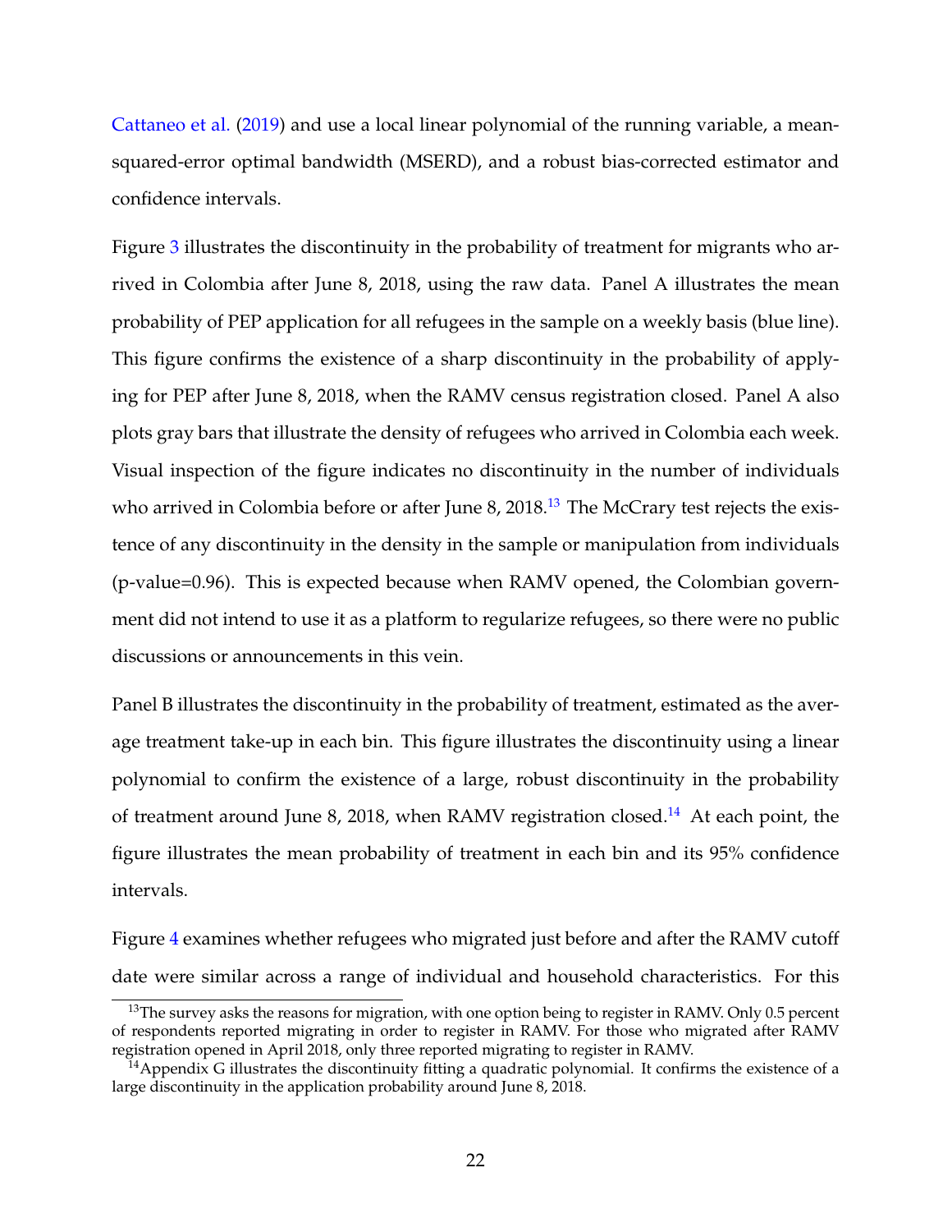Cattaneo et al. (2019) and use a local linear polynomial of the running variable, a mean-squared-error optimal bandwidth (MSERD), and a robust bias-corrected estimator and confidence intervals.

Figure 3 illustrates the discontinuity in the probability of treatment for migrants who arrived in Colombia after June 8, 2018, using the raw data. Panel A illustrates the mean probability of PEP application for all refugees in the sample on a weekly basis (blue line). This figure confirms the existence of a sharp discontinuity in the probability of applying for PEP after June 8, 2018, when the RAMV census registration closed. Panel A also plots gray bars that illustrate the density of refugees who arrived in Colombia each week. Visual inspection of the figure indicates no discontinuity in the number of individuals who arrived in Colombia before or after June 8, 2018.[13] The McCrary test rejects the existence of any discontinuity in the density in the sample or manipulation from individuals (p-value=0.96). This is expected because when RAMV opened, the Colombian government did not intend to use it as a platform to regularize refugees, so there were no public discussions or announcements in this vein.

Panel B illustrates the discontinuity in the probability of treatment, estimated as the average treatment take-up in each bin. This figure illustrates the discontinuity using a linear polynomial to confirm the existence of a large, robust discontinuity in the probability of treatment around June 8, 2018, when RAMV registration closed.[14] At each point, the figure illustrates the mean probability of treatment in each bin and its 95% confidence intervals.

Figure 4 examines whether refugees who migrated just before and after the RAMV cutoff date were similar across a range of individual and household characteristics. For this

[13] The survey asks the reasons for migration, with one option being to register in RAMV. Only 0.5 percent of respondents reported migrating in order to register in RAMV. For those who migrated after RAMV registration opened in April 2018, only three reported migrating to register in RAMV.

[14] Appendix G illustrates the discontinuity fitting a quadratic polynomial. It confirms the existence of a large discontinuity in the application probability around June 8, 2018.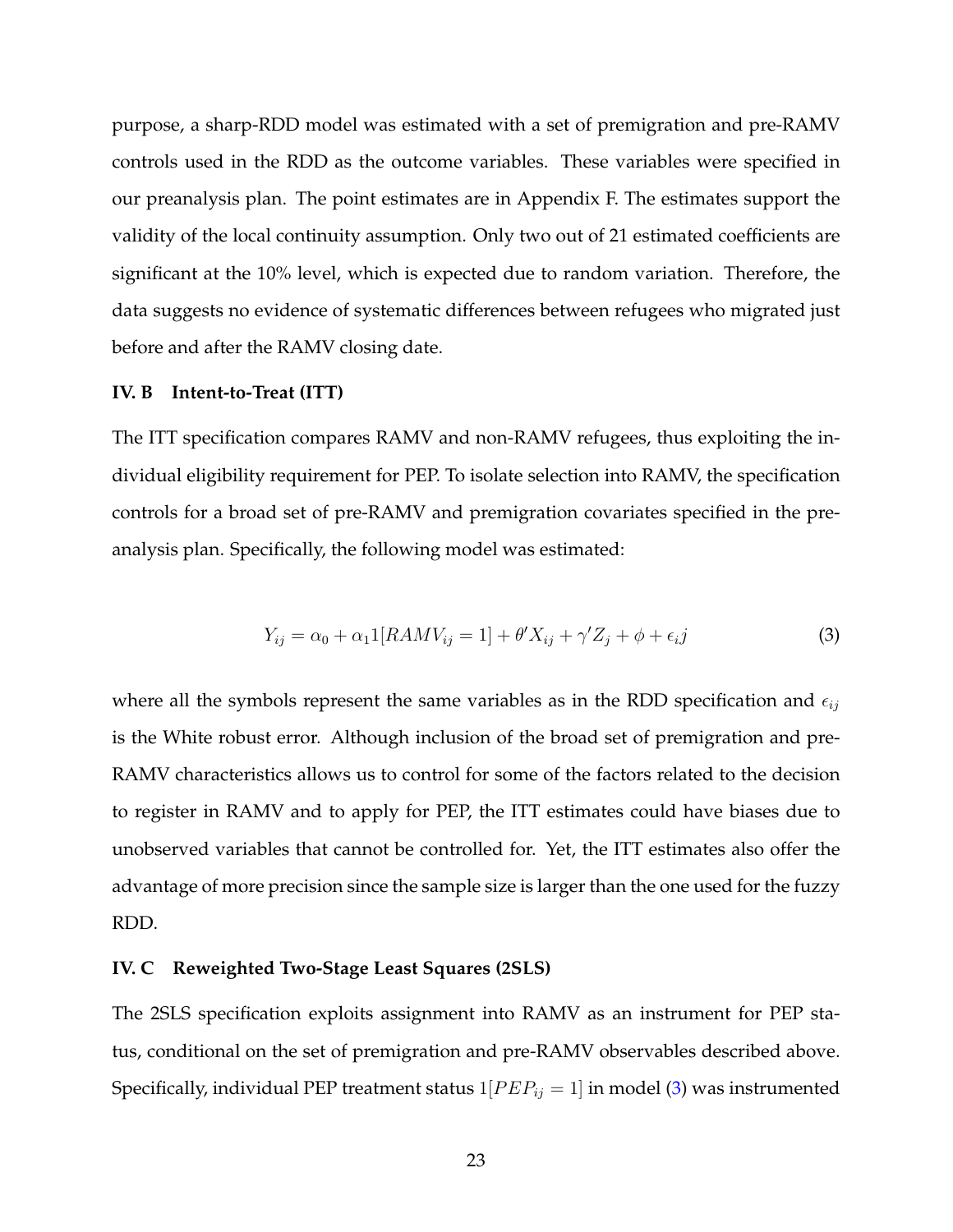purpose, a sharp-RDD model was estimated with a set of premigration and pre-RAMV controls used in the RDD as the outcome variables. These variables were specified in our preanalysis plan. The point estimates are in Appendix F. The estimates support the validity of the local continuity assumption. Only two out of 21 estimated coefficients are significant at the 10% level, which is expected due to random variation. Therefore, the data suggests no evidence of systematic differences between refugees who migrated just before and after the RAMV closing date.

### IV. B Intent-to-Treat (ITT)

The ITT specification compares RAMV and non-RAMV refugees, thus exploiting the individual eligibility requirement for PEP. To isolate selection into RAMV, the specification controls for a broad set of pre-RAMV and premigration covariates specified in the preanalysis plan. Specifically, the following model was estimated:

$$Y_{ij} = \alpha_0 + \alpha_1 1[RAMV_{ij} = 1] + \theta' X_{ij} + \gamma' Z_j + \phi + \epsilon_i j \quad (3)$$

where all the symbols represent the same variables as in the RDD specification and $\epsilon_{ij}$ is the White robust error. Although inclusion of the broad set of premigration and pre-RAMV characteristics allows us to control for some of the factors related to the decision to register in RAMV and to apply for PEP, the ITT estimates could have biases due to unobserved variables that cannot be controlled for. Yet, the ITT estimates also offer the advantage of more precision since the sample size is larger than the one used for the fuzzy RDD.

### IV. C Reweighted Two-Stage Least Squares (2SLS)

The 2SLS specification exploits assignment into RAMV as an instrument for PEP status, conditional on the set of premigration and pre-RAMV observables described above. Specifically, individual PEP treatment status $1[PEP_{ij} = 1]$ in model (3) was instrumented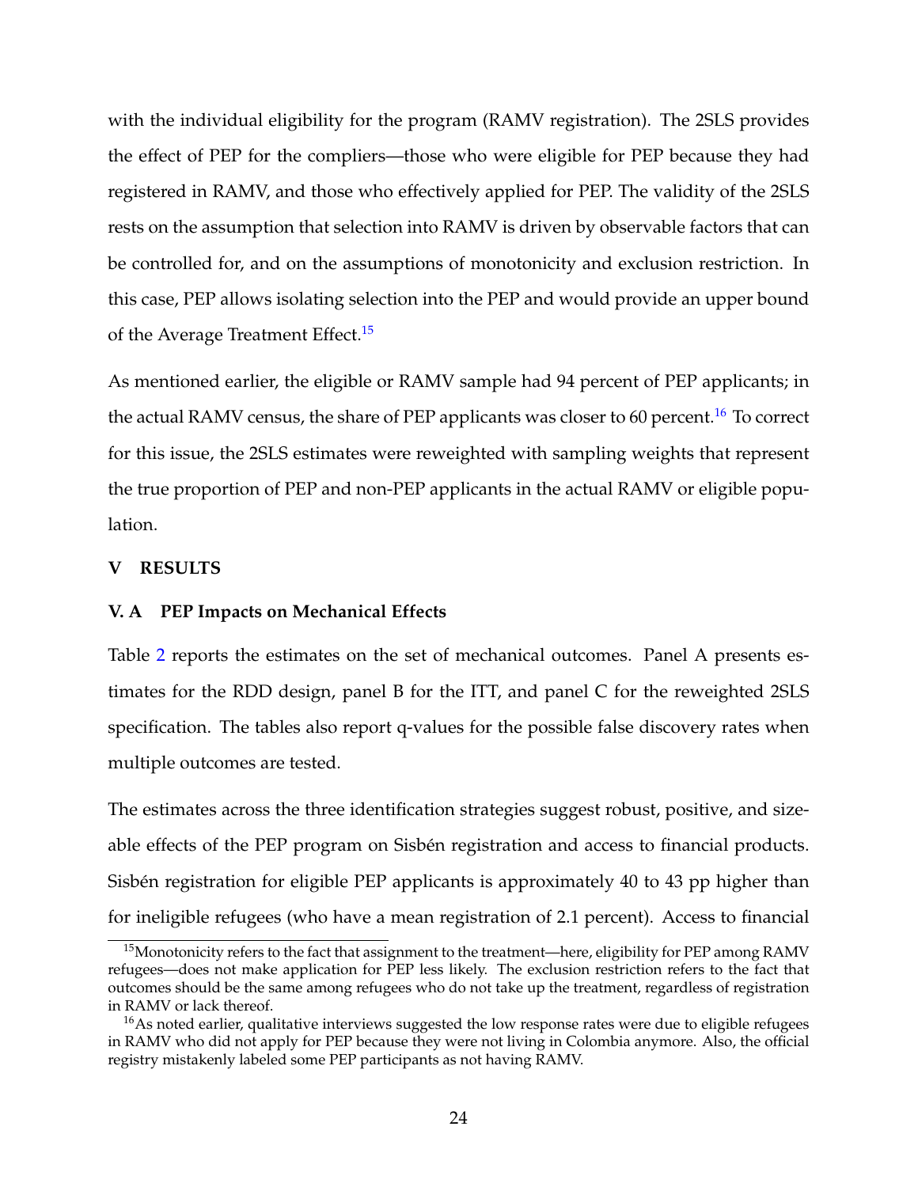with the individual eligibility for the program (RAMV registration). The 2SLS provides the effect of PEP for the compliers—those who were eligible for PEP because they had registered in RAMV, and those who effectively applied for PEP. The validity of the 2SLS rests on the assumption that selection into RAMV is driven by observable factors that can be controlled for, and on the assumptions of monotonicity and exclusion restriction. In this case, PEP allows isolating selection into the PEP and would provide an upper bound of the Average Treatment Effect.[15]

As mentioned earlier, the eligible or RAMV sample had 94 percent of PEP applicants; in the actual RAMV census, the share of PEP applicants was closer to 60 percent.[16] To correct for this issue, the 2SLS estimates were reweighted with sampling weights that represent the true proportion of PEP and non-PEP applicants in the actual RAMV or eligible population.

## V RESULTS

### V. A PEP Impacts on Mechanical Effects

Table 2 reports the estimates on the set of mechanical outcomes. Panel A presents estimates for the RDD design, panel B for the ITT, and panel C for the reweighted 2SLS specification. The tables also report q-values for the possible false discovery rates when multiple outcomes are tested.

The estimates across the three identification strategies suggest robust, positive, and sizeable effects of the PEP program on Sisbén registration and access to financial products. Sisbén registration for eligible PEP applicants is approximately 40 to 43 pp higher than for ineligible refugees (who have a mean registration of 2.1 percent). Access to financial

[15] Monotonicity refers to the fact that assignment to the treatment—here, eligibility for PEP among RAMV refugees—does not make application for PEP less likely. The exclusion restriction refers to the fact that outcomes should be the same among refugees who do not take up the treatment, regardless of registration in RAMV or lack thereof.

[16] As noted earlier, qualitative interviews suggested the low response rates were due to eligible refugees in RAMV who did not apply for PEP because they were not living in Colombia anymore. Also, the official registry mistakenly labeled some PEP participants as not having RAMV.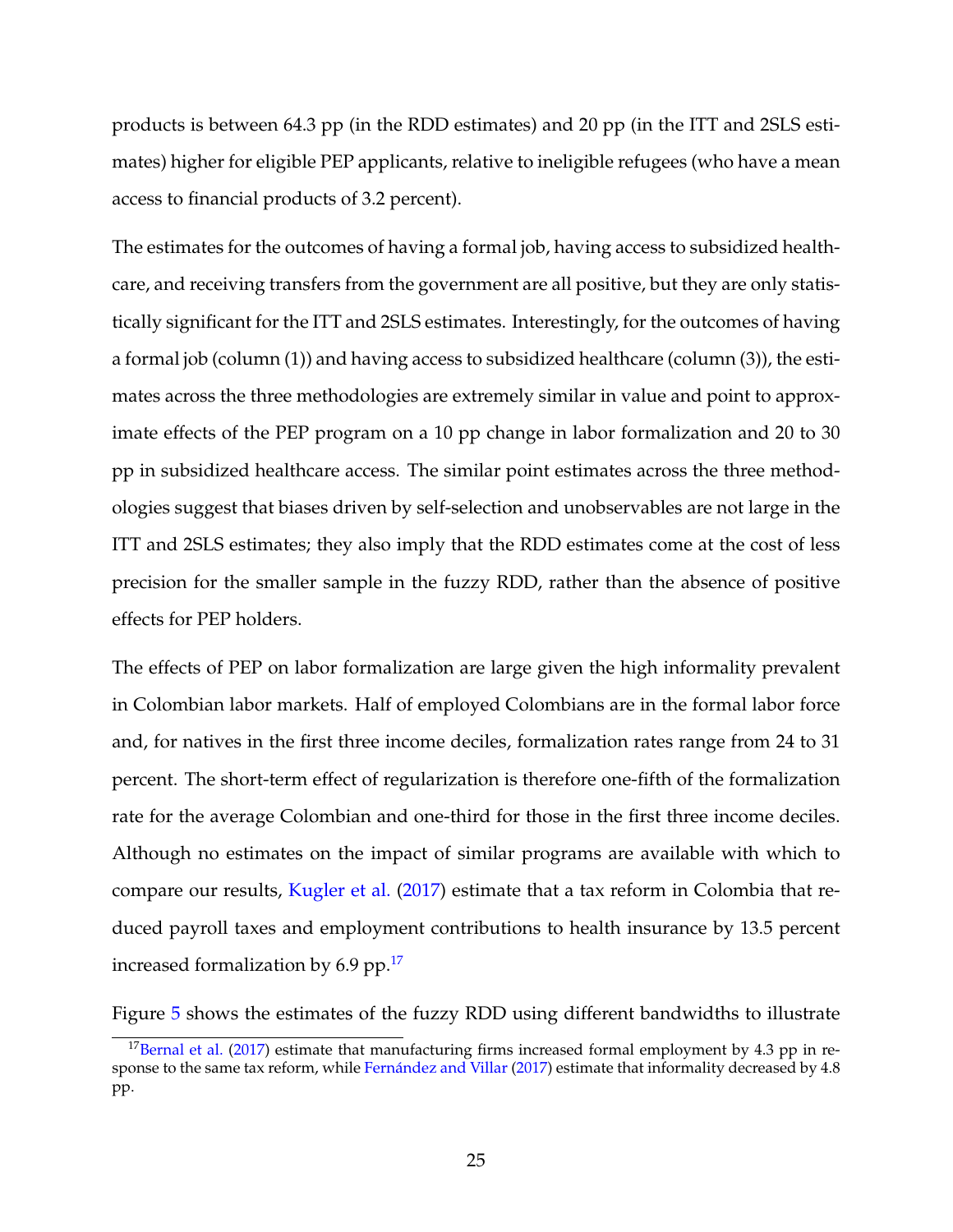products is between 64.3 pp (in the RDD estimates) and 20 pp (in the ITT and 2SLS estimates) higher for eligible PEP applicants, relative to ineligible refugees (who have a mean access to financial products of 3.2 percent).

The estimates for the outcomes of having a formal job, having access to subsidized healthcare, and receiving transfers from the government are all positive, but they are only statistically significant for the ITT and 2SLS estimates. Interestingly, for the outcomes of having a formal job (column (1)) and having access to subsidized healthcare (column (3)), the estimates across the three methodologies are extremely similar in value and point to approximate effects of the PEP program on a 10 pp change in labor formalization and 20 to 30 pp in subsidized healthcare access. The similar point estimates across the three methodologies suggest that biases driven by self-selection and unobservables are not large in the ITT and 2SLS estimates; they also imply that the RDD estimates come at the cost of less precision for the smaller sample in the fuzzy RDD, rather than the absence of positive effects for PEP holders.

The effects of PEP on labor formalization are large given the high informality prevalent in Colombian labor markets. Half of employed Colombians are in the formal labor force and, for natives in the first three income deciles, formalization rates range from 24 to 31 percent. The short-term effect of regularization is therefore one-fifth of the formalization rate for the average Colombian and one-third for those in the first three income deciles. Although no estimates on the impact of similar programs are available with which to compare our results, Kugler et al. (2017) estimate that a tax reform in Colombia that reduced payroll taxes and employment contributions to health insurance by 13.5 percent increased formalization by 6.9 pp.[17]

Figure 5 shows the estimates of the fuzzy RDD using different bandwidths to illustrate

[17] Bernal et al. (2017) estimate that manufacturing firms increased formal employment by 4.3 pp in response to the same tax reform, while Fernández and Villar (2017) estimate that informality decreased by 4.8 pp.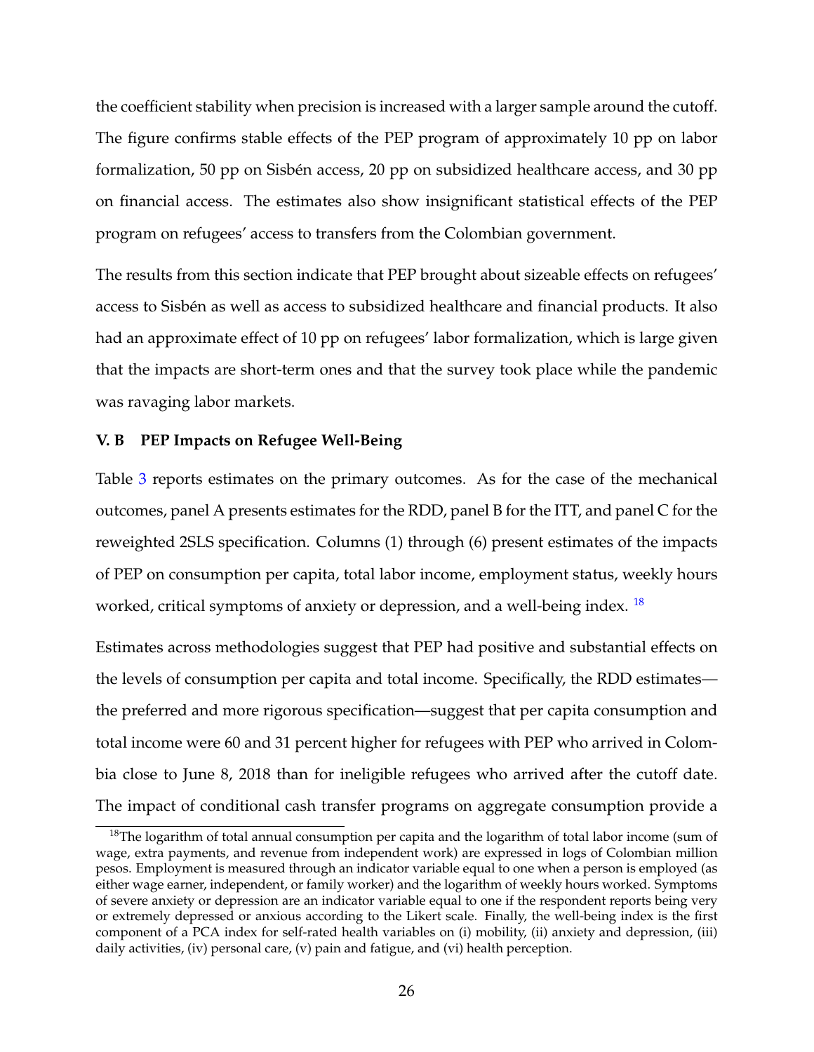the coefficient stability when precision is increased with a larger sample around the cutoff. The figure confirms stable effects of the PEP program of approximately 10 pp on labor formalization, 50 pp on Sisbén access, 20 pp on subsidized healthcare access, and 30 pp on financial access. The estimates also show insignificant statistical effects of the PEP program on refugees' access to transfers from the Colombian government.

The results from this section indicate that PEP brought about sizeable effects on refugees' access to Sisbén as well as access to subsidized healthcare and financial products. It also had an approximate effect of 10 pp on refugees' labor formalization, which is large given that the impacts are short-term ones and that the survey took place while the pandemic was ravaging labor markets.

### V. B PEP Impacts on Refugee Well-Being

Table 3 reports estimates on the primary outcomes. As for the case of the mechanical outcomes, panel A presents estimates for the RDD, panel B for the ITT, and panel C for the reweighted 2SLS specification. Columns (1) through (6) present estimates of the impacts of PEP on consumption per capita, total labor income, employment status, weekly hours worked, critical symptoms of anxiety or depression, and a well-being index. [18]

Estimates across methodologies suggest that PEP had positive and substantial effects on the levels of consumption per capita and total income. Specifically, the RDD estimates—the preferred and more rigorous specification—suggest that per capita consumption and total income were 60 and 31 percent higher for refugees with PEP who arrived in Colombia close to June 8, 2018 than for ineligible refugees who arrived after the cutoff date. The impact of conditional cash transfer programs on aggregate consumption provide a

[18] The logarithm of total annual consumption per capita and the logarithm of total labor income (sum of wage, extra payments, and revenue from independent work) are expressed in logs of Colombian million pesos. Employment is measured through an indicator variable equal to one when a person is employed (as either wage earner, independent, or family worker) and the logarithm of weekly hours worked. Symptoms of severe anxiety or depression are an indicator variable equal to one if the respondent reports being very or extremely depressed or anxious according to the Likert scale. Finally, the well-being index is the first component of a PCA index for self-rated health variables on (i) mobility, (ii) anxiety and depression, (iii) daily activities, (iv) personal care, (v) pain and fatigue, and (vi) health perception.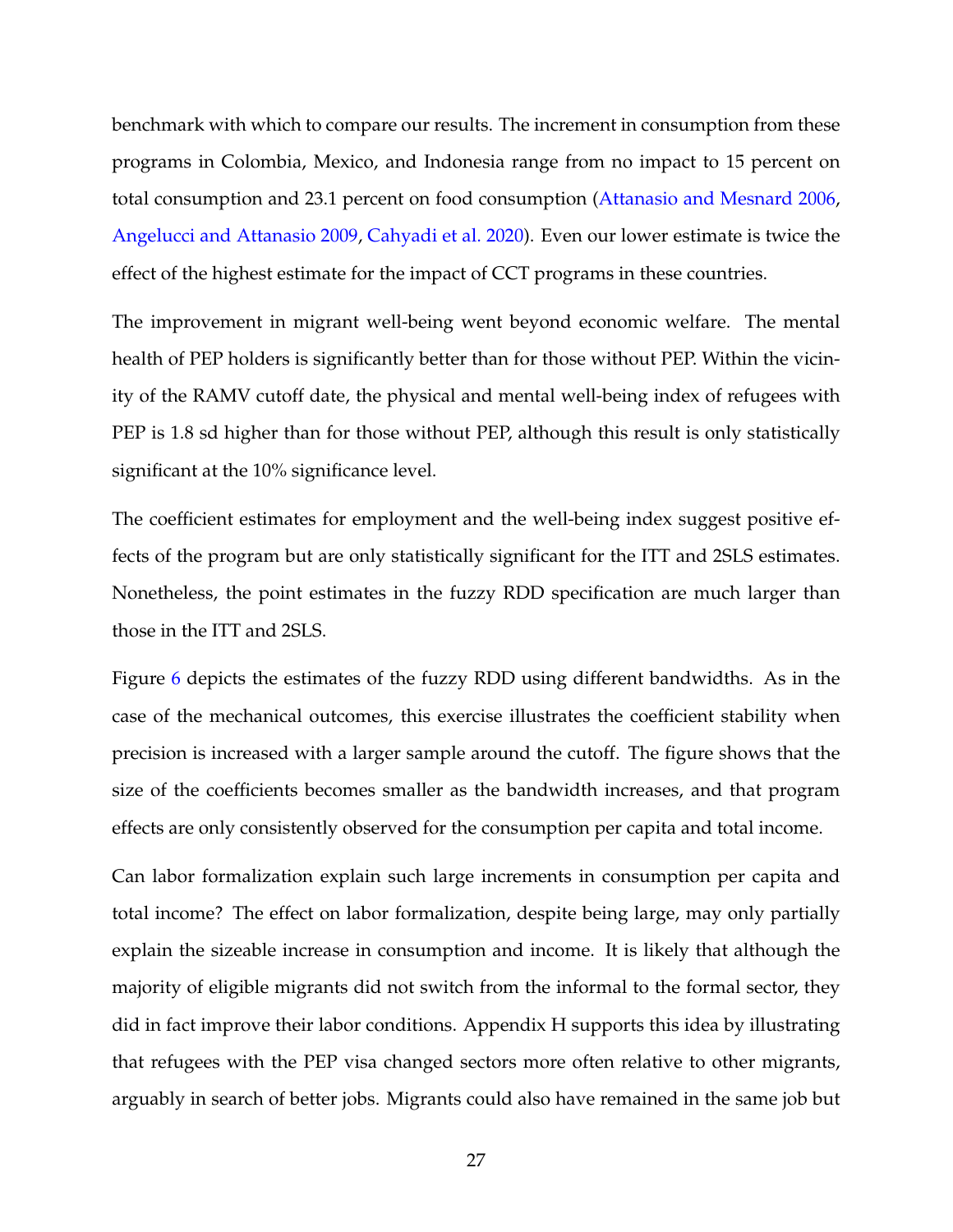benchmark with which to compare our results. The increment in consumption from these programs in Colombia, Mexico, and Indonesia range from no impact to 15 percent on total consumption and 23.1 percent on food consumption (Attanasio and Mesnard 2006, Angelucci and Attanasio 2009, Cahyadi et al. 2020). Even our lower estimate is twice the effect of the highest estimate for the impact of CCT programs in these countries.

The improvement in migrant well-being went beyond economic welfare. The mental health of PEP holders is significantly better than for those without PEP. Within the vicinity of the RAMV cutoff date, the physical and mental well-being index of refugees with PEP is 1.8 sd higher than for those without PEP, although this result is only statistically significant at the 10% significance level.

The coefficient estimates for employment and the well-being index suggest positive effects of the program but are only statistically significant for the ITT and 2SLS estimates. Nonetheless, the point estimates in the fuzzy RDD specification are much larger than those in the ITT and 2SLS.

Figure 6 depicts the estimates of the fuzzy RDD using different bandwidths. As in the case of the mechanical outcomes, this exercise illustrates the coefficient stability when precision is increased with a larger sample around the cutoff. The figure shows that the size of the coefficients becomes smaller as the bandwidth increases, and that program effects are only consistently observed for the consumption per capita and total income.

Can labor formalization explain such large increments in consumption per capita and total income? The effect on labor formalization, despite being large, may only partially explain the sizeable increase in consumption and income. It is likely that although the majority of eligible migrants did not switch from the informal to the formal sector, they did in fact improve their labor conditions. Appendix H supports this idea by illustrating that refugees with the PEP visa changed sectors more often relative to other migrants, arguably in search of better jobs. Migrants could also have remained in the same job but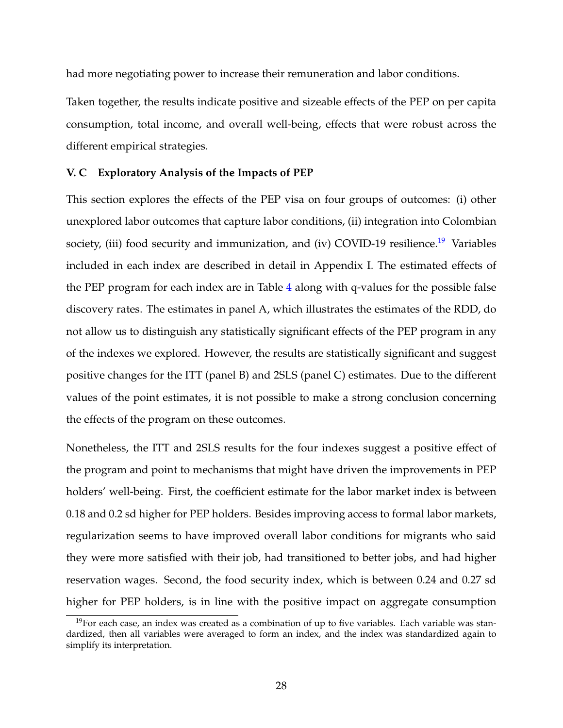had more negotiating power to increase their remuneration and labor conditions.

Taken together, the results indicate positive and sizeable effects of the PEP on per capita consumption, total income, and overall well-being, effects that were robust across the different empirical strategies.

### V. C Exploratory Analysis of the Impacts of PEP

This section explores the effects of the PEP visa on four groups of outcomes: (i) other unexplored labor outcomes that capture labor conditions, (ii) integration into Colombian society, (iii) food security and immunization, and (iv) COVID-19 resilience.[19] Variables included in each index are described in detail in Appendix I. The estimated effects of the PEP program for each index are in Table 4 along with q-values for the possible false discovery rates. The estimates in panel A, which illustrates the estimates of the RDD, do not allow us to distinguish any statistically significant effects of the PEP program in any of the indexes we explored. However, the results are statistically significant and suggest positive changes for the ITT (panel B) and 2SLS (panel C) estimates. Due to the different values of the point estimates, it is not possible to make a strong conclusion concerning the effects of the program on these outcomes.

Nonetheless, the ITT and 2SLS results for the four indexes suggest a positive effect of the program and point to mechanisms that might have driven the improvements in PEP holders' well-being. First, the coefficient estimate for the labor market index is between 0.18 and 0.2 sd higher for PEP holders. Besides improving access to formal labor markets, regularization seems to have improved overall labor conditions for migrants who said they were more satisfied with their job, had transitioned to better jobs, and had higher reservation wages. Second, the food security index, which is between 0.24 and 0.27 sd higher for PEP holders, is in line with the positive impact on aggregate consumption

[19] For each case, an index was created as a combination of up to five variables. Each variable was standardized, then all variables were averaged to form an index, and the index was standardized again to simplify its interpretation.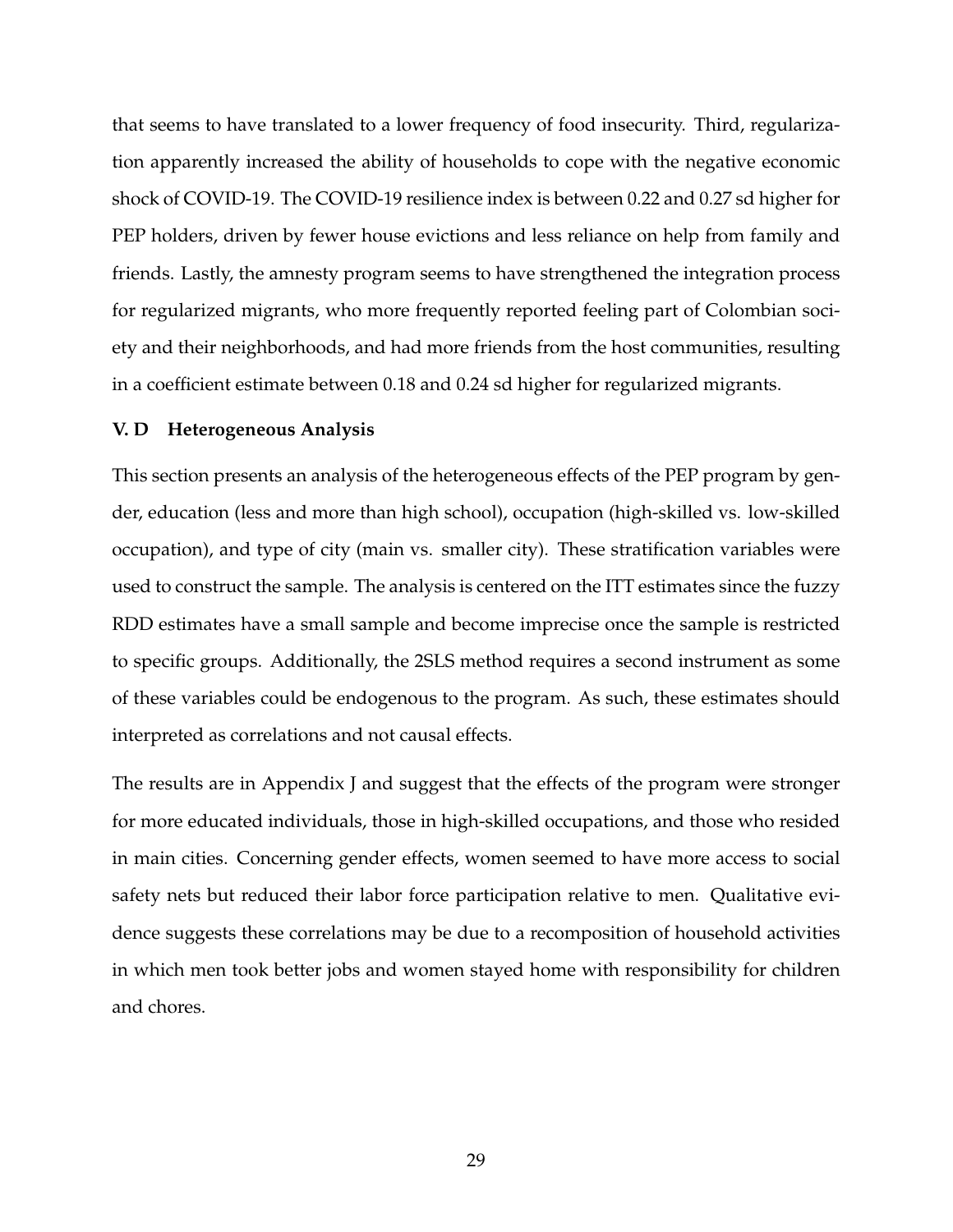that seems to have translated to a lower frequency of food insecurity. Third, regularization apparently increased the ability of households to cope with the negative economic shock of COVID-19. The COVID-19 resilience index is between 0.22 and 0.27 sd higher for PEP holders, driven by fewer house evictions and less reliance on help from family and friends. Lastly, the amnesty program seems to have strengthened the integration process for regularized migrants, who more frequently reported feeling part of Colombian society and their neighborhoods, and had more friends from the host communities, resulting in a coefficient estimate between 0.18 and 0.24 sd higher for regularized migrants.

### V. D Heterogeneous Analysis

This section presents an analysis of the heterogeneous effects of the PEP program by gender, education (less and more than high school), occupation (high-skilled vs. low-skilled occupation), and type of city (main vs. smaller city). These stratification variables were used to construct the sample. The analysis is centered on the ITT estimates since the fuzzy RDD estimates have a small sample and become imprecise once the sample is restricted to specific groups. Additionally, the 2SLS method requires a second instrument as some of these variables could be endogenous to the program. As such, these estimates should interpreted as correlations and not causal effects.

The results are in Appendix J and suggest that the effects of the program were stronger for more educated individuals, those in high-skilled occupations, and those who resided in main cities. Concerning gender effects, women seemed to have more access to social safety nets but reduced their labor force participation relative to men. Qualitative evidence suggests these correlations may be due to a recomposition of household activities in which men took better jobs and women stayed home with responsibility for children and chores.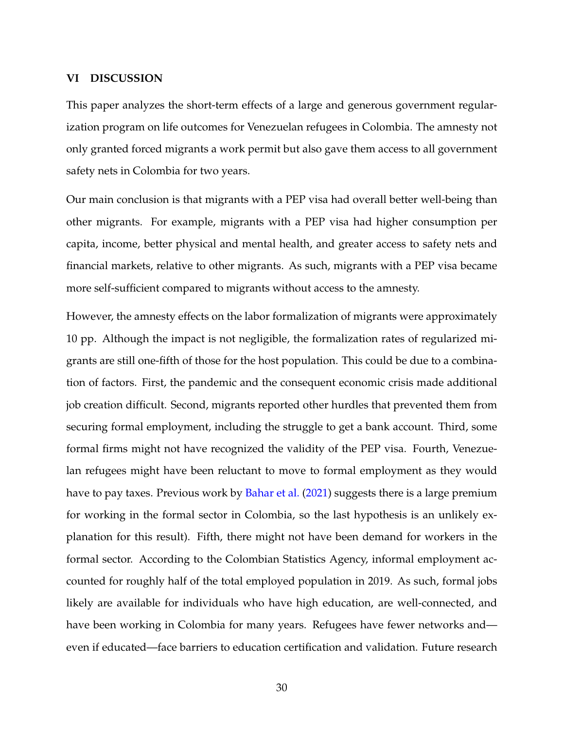## VI DISCUSSION

This paper analyzes the short-term effects of a large and generous government regularization program on life outcomes for Venezuelan refugees in Colombia. The amnesty not only granted forced migrants a work permit but also gave them access to all government safety nets in Colombia for two years.

Our main conclusion is that migrants with a PEP visa had overall better well-being than other migrants. For example, migrants with a PEP visa had higher consumption per capita, income, better physical and mental health, and greater access to safety nets and financial markets, relative to other migrants. As such, migrants with a PEP visa became more self-sufficient compared to migrants without access to the amnesty.

However, the amnesty effects on the labor formalization of migrants were approximately 10 pp. Although the impact is not negligible, the formalization rates of regularized migrants are still one-fifth of those for the host population. This could be due to a combination of factors. First, the pandemic and the consequent economic crisis made additional job creation difficult. Second, migrants reported other hurdles that prevented them from securing formal employment, including the struggle to get a bank account. Third, some formal firms might not have recognized the validity of the PEP visa. Fourth, Venezuelan refugees might have been reluctant to move to formal employment as they would have to pay taxes. Previous work by Bahar et al. (2021) suggests there is a large premium for working in the formal sector in Colombia, so the last hypothesis is an unlikely explanation for this result). Fifth, there might not have been demand for workers in the formal sector. According to the Colombian Statistics Agency, informal employment accounted for roughly half of the total employed population in 2019. As such, formal jobs likely are available for individuals who have high education, are well-connected, and have been working in Colombia for many years. Refugees have fewer networks and—even if educated—face barriers to education certification and validation. Future research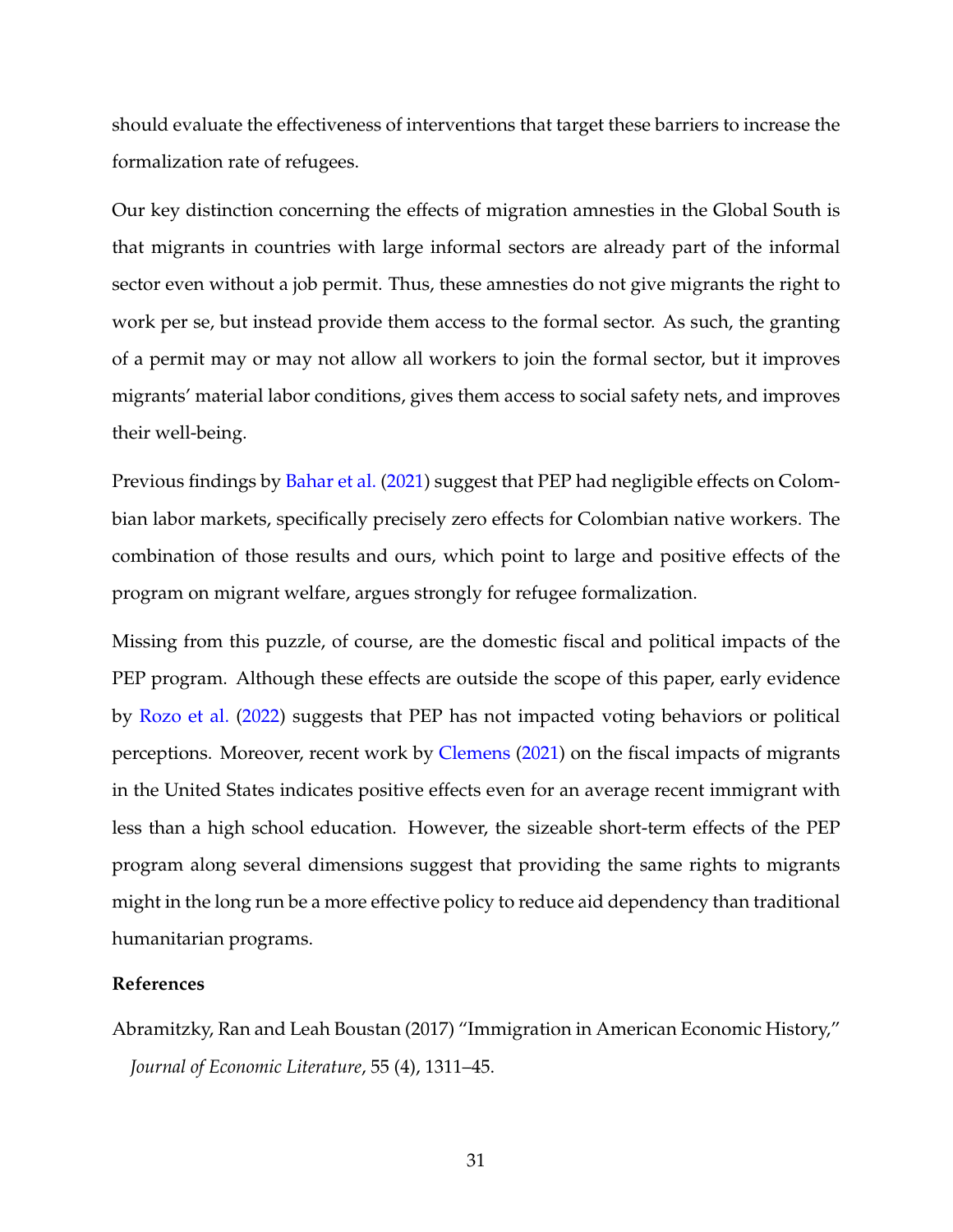should evaluate the effectiveness of interventions that target these barriers to increase the formalization rate of refugees.

Our key distinction concerning the effects of migration amnesties in the Global South is that migrants in countries with large informal sectors are already part of the informal sector even without a job permit. Thus, these amnesties do not give migrants the right to work per se, but instead provide them access to the formal sector. As such, the granting of a permit may or may not allow all workers to join the formal sector, but it improves migrants' material labor conditions, gives them access to social safety nets, and improves their well-being.

Previous findings by Bahar et al. (2021) suggest that PEP had negligible effects on Colombian labor markets, specifically precisely zero effects for Colombian native workers. The combination of those results and ours, which point to large and positive effects of the program on migrant welfare, argues strongly for refugee formalization.

Missing from this puzzle, of course, are the domestic fiscal and political impacts of the PEP program. Although these effects are outside the scope of this paper, early evidence by Rozo et al. (2022) suggests that PEP has not impacted voting behaviors or political perceptions. Moreover, recent work by Clemens (2021) on the fiscal impacts of migrants in the United States indicates positive effects even for an average recent immigrant with less than a high school education. However, the sizeable short-term effects of the PEP program along several dimensions suggest that providing the same rights to migrants might in the long run be a more effective policy to reduce aid dependency than traditional humanitarian programs.

**References**

Abramitzky, Ran and Leah Boustan (2017) "Immigration in American Economic History," *Journal of Economic Literature*, 55 (4), 1311–45.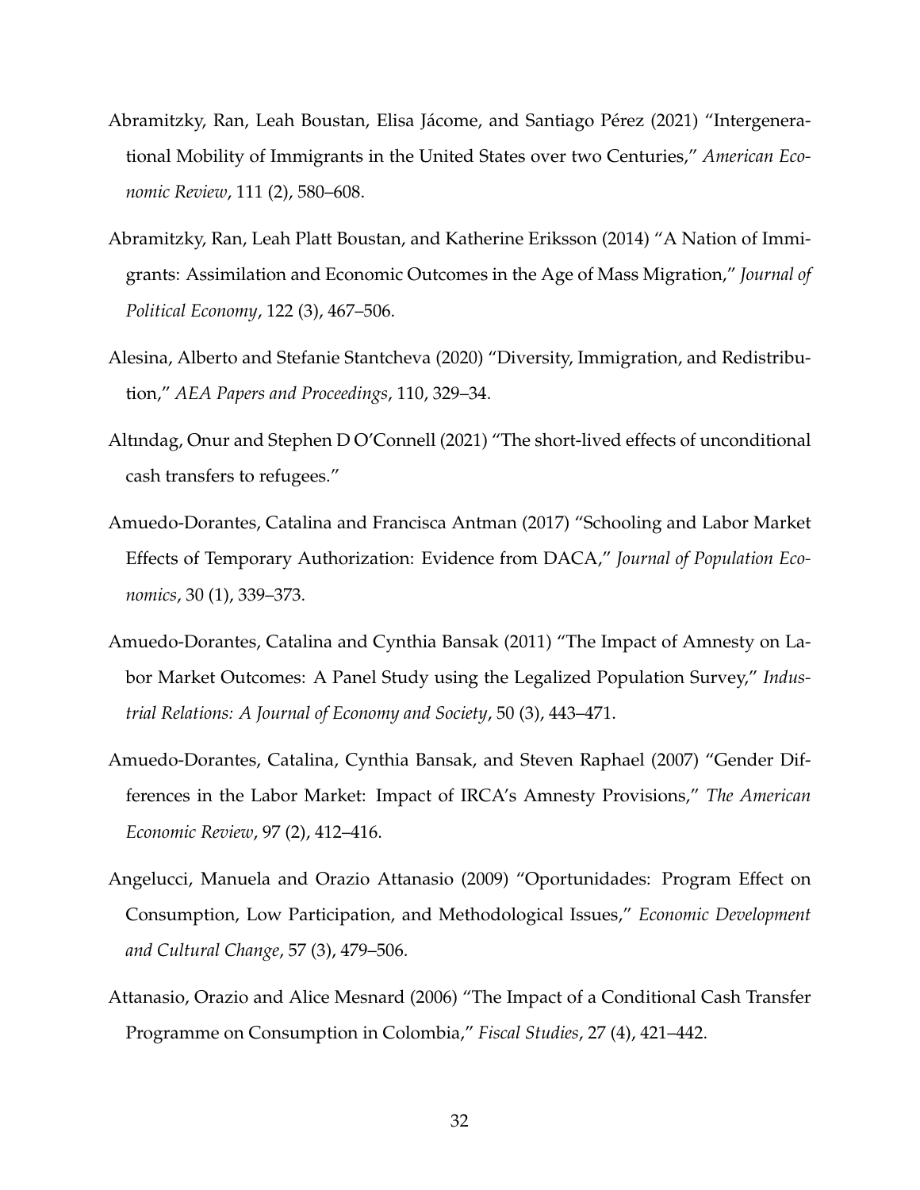Abramitzky, Ran, Leah Boustan, Elisa Jácome, and Santiago Pérez (2021) "Intergenerational Mobility of Immigrants in the United States over two Centuries," *American Economic Review*, 111 (2), 580–608.

Abramitzky, Ran, Leah Platt Boustan, and Katherine Eriksson (2014) "A Nation of Immigrants: Assimilation and Economic Outcomes in the Age of Mass Migration," *Journal of Political Economy*, 122 (3), 467–506.

Alesina, Alberto and Stefanie Stantcheva (2020) "Diversity, Immigration, and Redistribution," *AEA Papers and Proceedings*, 110, 329–34.

Altındag, Onur and Stephen D O'Connell (2021) "The short-lived effects of unconditional cash transfers to refugees."

Amuedo-Dorantes, Catalina and Francisca Antman (2017) "Schooling and Labor Market Effects of Temporary Authorization: Evidence from DACA," *Journal of Population Economics*, 30 (1), 339–373.

Amuedo-Dorantes, Catalina and Cynthia Bansak (2011) "The Impact of Amnesty on Labor Market Outcomes: A Panel Study using the Legalized Population Survey," *Industrial Relations: A Journal of Economy and Society*, 50 (3), 443–471.

Amuedo-Dorantes, Catalina, Cynthia Bansak, and Steven Raphael (2007) "Gender Differences in the Labor Market: Impact of IRCA's Amnesty Provisions," *The American Economic Review*, 97 (2), 412–416.

Angelucci, Manuela and Orazio Attanasio (2009) "Oportunidades: Program Effect on Consumption, Low Participation, and Methodological Issues," *Economic Development and Cultural Change*, 57 (3), 479–506.

Attanasio, Orazio and Alice Mesnard (2006) "The Impact of a Conditional Cash Transfer Programme on Consumption in Colombia," *Fiscal Studies*, 27 (4), 421–442.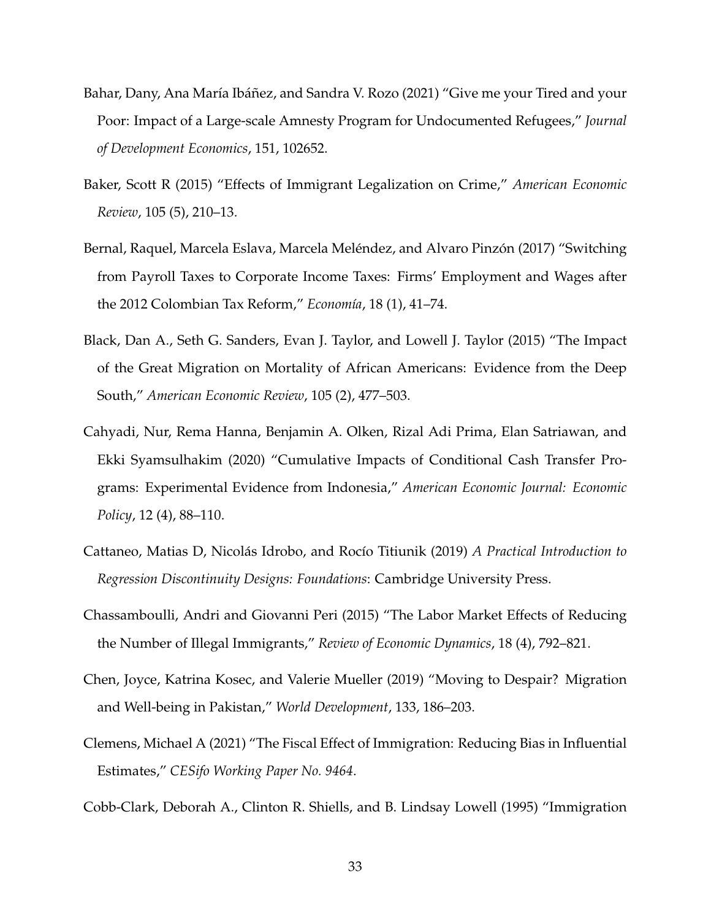Bahar, Dany, Ana María Ibáñez, and Sandra V. Rozo (2021) "Give me your Tired and your Poor: Impact of a Large-scale Amnesty Program for Undocumented Refugees," *Journal of Development Economics*, 151, 102652.

Baker, Scott R (2015) "Effects of Immigrant Legalization on Crime," *American Economic Review*, 105 (5), 210–13.

Bernal, Raquel, Marcela Eslava, Marcela Meléndez, and Alvaro Pinzón (2017) "Switching from Payroll Taxes to Corporate Income Taxes: Firms' Employment and Wages after the 2012 Colombian Tax Reform," *Economía*, 18 (1), 41–74.

Black, Dan A., Seth G. Sanders, Evan J. Taylor, and Lowell J. Taylor (2015) "The Impact of the Great Migration on Mortality of African Americans: Evidence from the Deep South," *American Economic Review*, 105 (2), 477–503.

Cahyadi, Nur, Rema Hanna, Benjamin A. Olken, Rizal Adi Prima, Elan Satriawan, and Ekki Syamsulhakim (2020) "Cumulative Impacts of Conditional Cash Transfer Programs: Experimental Evidence from Indonesia," *American Economic Journal: Economic Policy*, 12 (4), 88–110.

Cattaneo, Matias D, Nicolás Idrobo, and Rocío Titiunik (2019) *A Practical Introduction to Regression Discontinuity Designs: Foundations*: Cambridge University Press.

Chassamboulli, Andri and Giovanni Peri (2015) "The Labor Market Effects of Reducing the Number of Illegal Immigrants," *Review of Economic Dynamics*, 18 (4), 792–821.

Chen, Joyce, Katrina Kosec, and Valerie Mueller (2019) "Moving to Despair? Migration and Well-being in Pakistan," *World Development*, 133, 186–203.

Clemens, Michael A (2021) "The Fiscal Effect of Immigration: Reducing Bias in Influential Estimates," *CESifo Working Paper No. 9464*.

Cobb-Clark, Deborah A., Clinton R. Shiells, and B. Lindsay Lowell (1995) "Immigration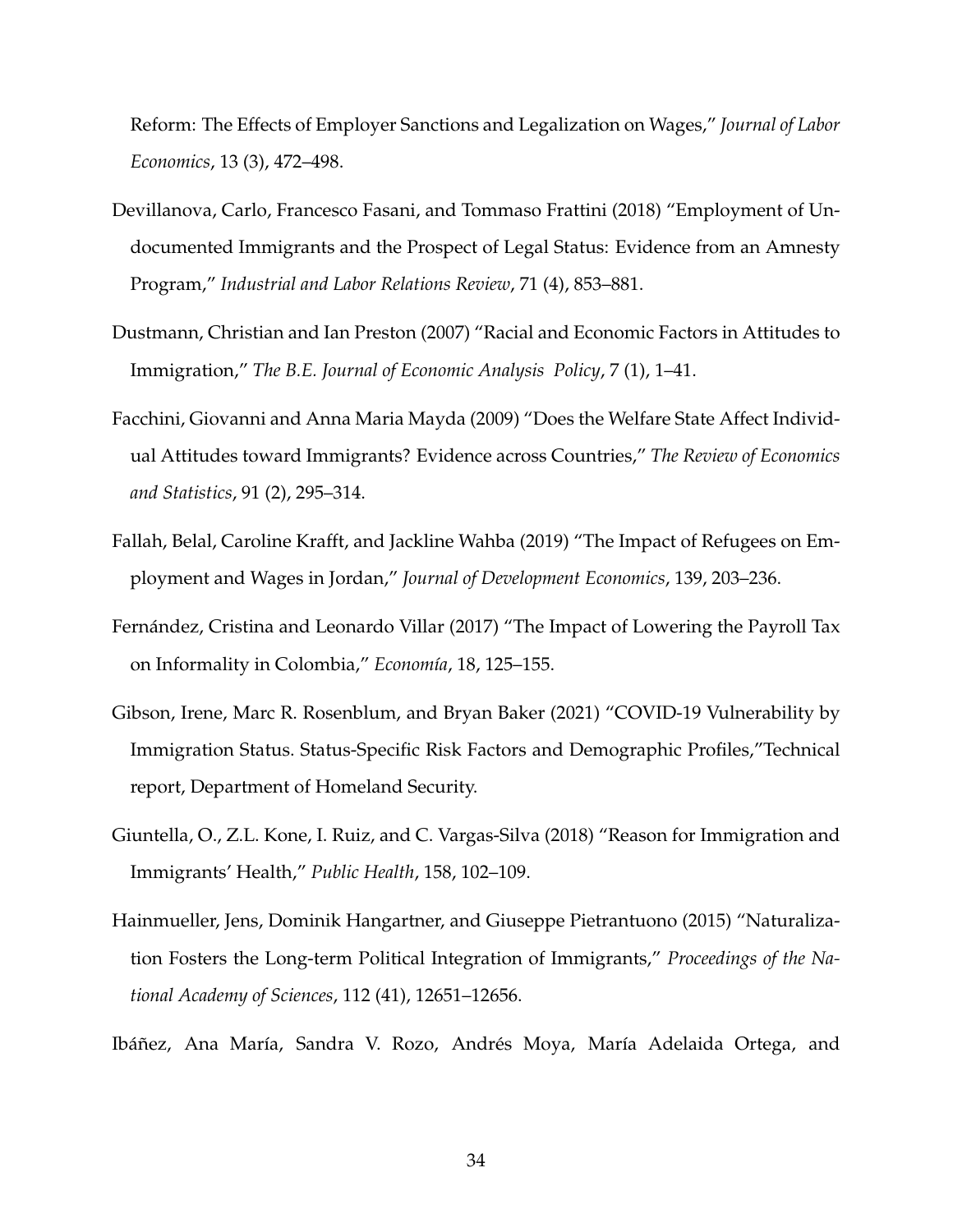Reform: The Effects of Employer Sanctions and Legalization on Wages," *Journal of Labor Economics*, 13 (3), 472–498.

Devillanova, Carlo, Francesco Fasani, and Tommaso Frattini (2018) "Employment of Undocumented Immigrants and the Prospect of Legal Status: Evidence from an Amnesty Program," *Industrial and Labor Relations Review*, 71 (4), 853–881.

Dustmann, Christian and Ian Preston (2007) "Racial and Economic Factors in Attitudes to Immigration," *The B.E. Journal of Economic Analysis  Policy*, 7 (1), 1–41.

Facchini, Giovanni and Anna Maria Mayda (2009) "Does the Welfare State Affect Individual Attitudes toward Immigrants? Evidence across Countries," *The Review of Economics and Statistics*, 91 (2), 295–314.

Fallah, Belal, Caroline Krafft, and Jackline Wahba (2019) "The Impact of Refugees on Employment and Wages in Jordan," *Journal of Development Economics*, 139, 203–236.

Fernández, Cristina and Leonardo Villar (2017) "The Impact of Lowering the Payroll Tax on Informality in Colombia," *Economía*, 18, 125–155.

Gibson, Irene, Marc R. Rosenblum, and Bryan Baker (2021) "COVID-19 Vulnerability by Immigration Status. Status-Specific Risk Factors and Demographic Profiles,"Technical report, Department of Homeland Security.

Giuntella, O., Z.L. Kone, I. Ruiz, and C. Vargas-Silva (2018) "Reason for Immigration and Immigrants' Health," *Public Health*, 158, 102–109.

Hainmueller, Jens, Dominik Hangartner, and Giuseppe Pietrantuono (2015) "Naturalization Fosters the Long-term Political Integration of Immigrants," *Proceedings of the National Academy of Sciences*, 112 (41), 12651–12656.

Ibáñez, Ana María, Sandra V. Rozo, Andrés Moya, María Adelaida Ortega, and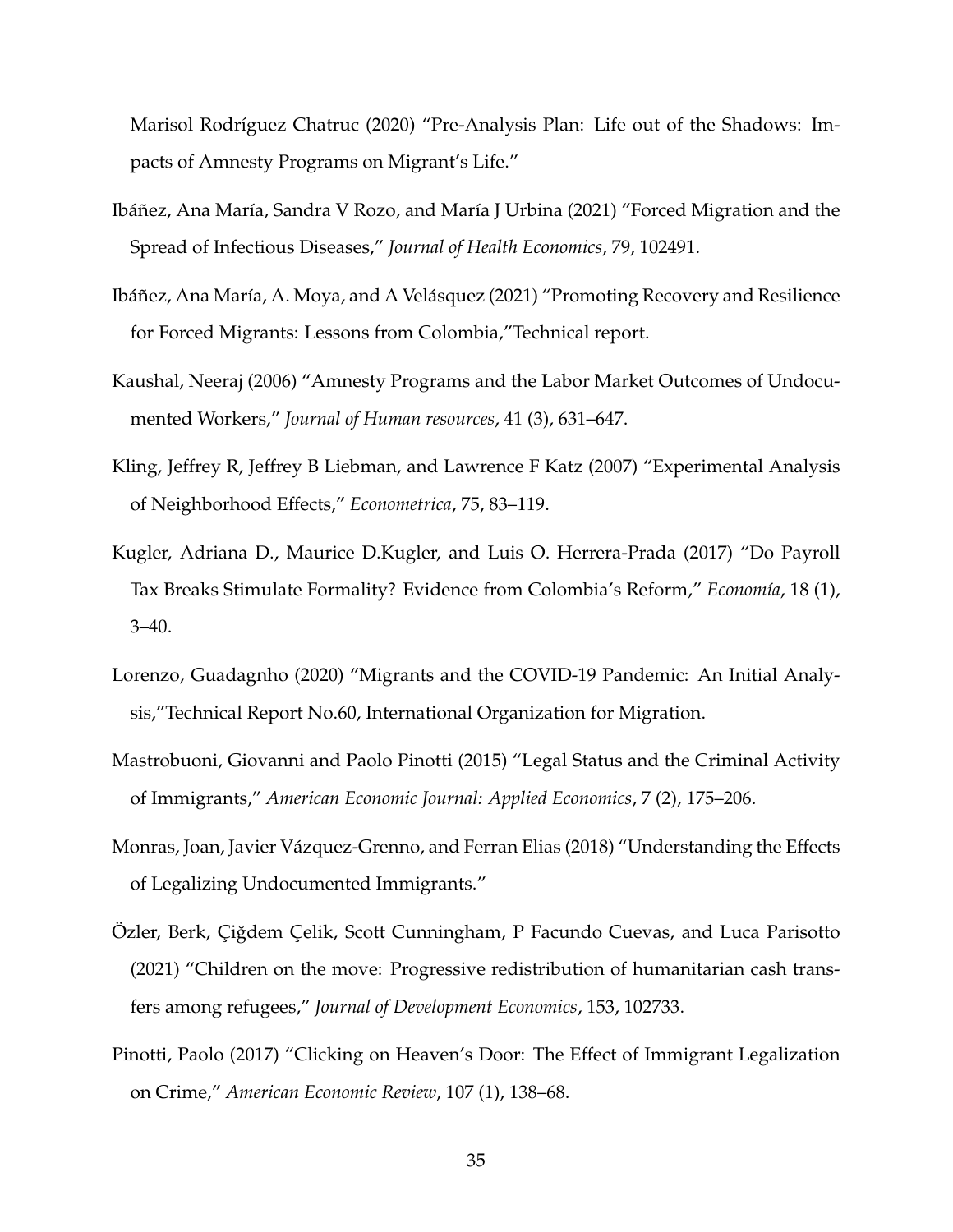Marisol Rodríguez Chatruc (2020) "Pre-Analysis Plan: Life out of the Shadows: Impacts of Amnesty Programs on Migrant's Life."

Ibáñez, Ana María, Sandra V Rozo, and María J Urbina (2021) "Forced Migration and the Spread of Infectious Diseases," *Journal of Health Economics*, 79, 102491.

Ibáñez, Ana María, A. Moya, and A Velásquez (2021) "Promoting Recovery and Resilience for Forced Migrants: Lessons from Colombia,"Technical report.

Kaushal, Neeraj (2006) "Amnesty Programs and the Labor Market Outcomes of Undocumented Workers," *Journal of Human resources*, 41 (3), 631–647.

Kling, Jeffrey R, Jeffrey B Liebman, and Lawrence F Katz (2007) "Experimental Analysis of Neighborhood Effects," *Econometrica*, 75, 83–119.

Kugler, Adriana D., Maurice D.Kugler, and Luis O. Herrera-Prada (2017) "Do Payroll Tax Breaks Stimulate Formality? Evidence from Colombia's Reform," *Economía*, 18 (1), 3–40.

Lorenzo, Guadagnho (2020) "Migrants and the COVID-19 Pandemic: An Initial Analysis,"Technical Report No.60, International Organization for Migration.

Mastrobuoni, Giovanni and Paolo Pinotti (2015) "Legal Status and the Criminal Activity of Immigrants," *American Economic Journal: Applied Economics*, 7 (2), 175–206.

Monras, Joan, Javier Vázquez-Grenno, and Ferran Elias (2018) "Understanding the Effects of Legalizing Undocumented Immigrants."

Özler, Berk, Çiğdem Çelik, Scott Cunningham, P Facundo Cuevas, and Luca Parisotto (2021) "Children on the move: Progressive redistribution of humanitarian cash transfers among refugees," *Journal of Development Economics*, 153, 102733.

Pinotti, Paolo (2017) "Clicking on Heaven's Door: The Effect of Immigrant Legalization on Crime," *American Economic Review*, 107 (1), 138–68.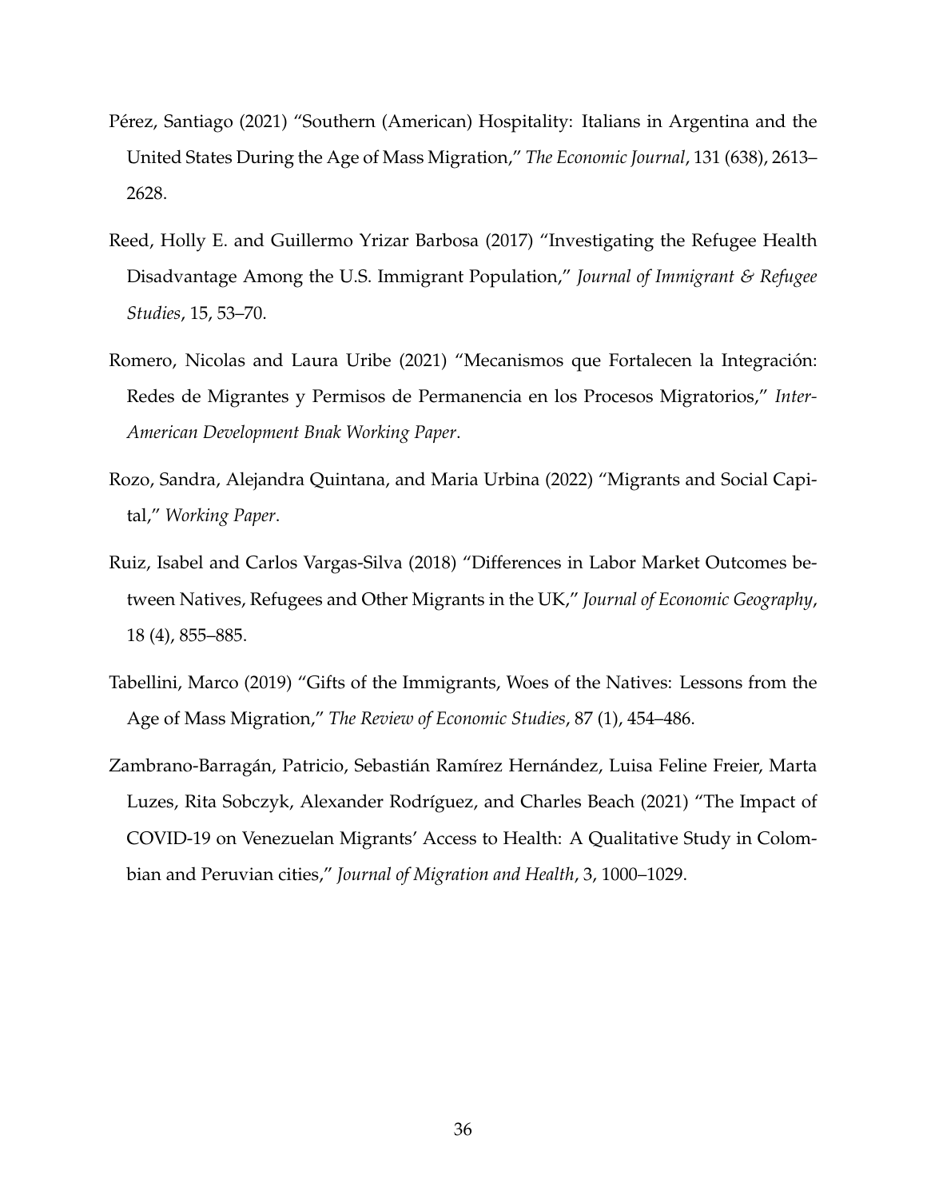Pérez, Santiago (2021) "Southern (American) Hospitality: Italians in Argentina and the United States During the Age of Mass Migration," *The Economic Journal*, 131 (638), 2613–2628.

Reed, Holly E. and Guillermo Yrizar Barbosa (2017) "Investigating the Refugee Health Disadvantage Among the U.S. Immigrant Population," *Journal of Immigrant & Refugee Studies*, 15, 53–70.

Romero, Nicolas and Laura Uribe (2021) "Mecanismos que Fortalecen la Integración: Redes de Migrantes y Permisos de Permanencia en los Procesos Migratorios," *Inter-American Development Bnak Working Paper*.

Rozo, Sandra, Alejandra Quintana, and Maria Urbina (2022) "Migrants and Social Capital," *Working Paper*.

Ruiz, Isabel and Carlos Vargas-Silva (2018) "Differences in Labor Market Outcomes between Natives, Refugees and Other Migrants in the UK," *Journal of Economic Geography*, 18 (4), 855–885.

Tabellini, Marco (2019) "Gifts of the Immigrants, Woes of the Natives: Lessons from the Age of Mass Migration," *The Review of Economic Studies*, 87 (1), 454–486.

Zambrano-Barragán, Patricio, Sebastián Ramírez Hernández, Luisa Feline Freier, Marta Luzes, Rita Sobczyk, Alexander Rodríguez, and Charles Beach (2021) "The Impact of COVID-19 on Venezuelan Migrants' Access to Health: A Qualitative Study in Colombian and Peruvian cities," *Journal of Migration and Health*, 3, 1000–1029.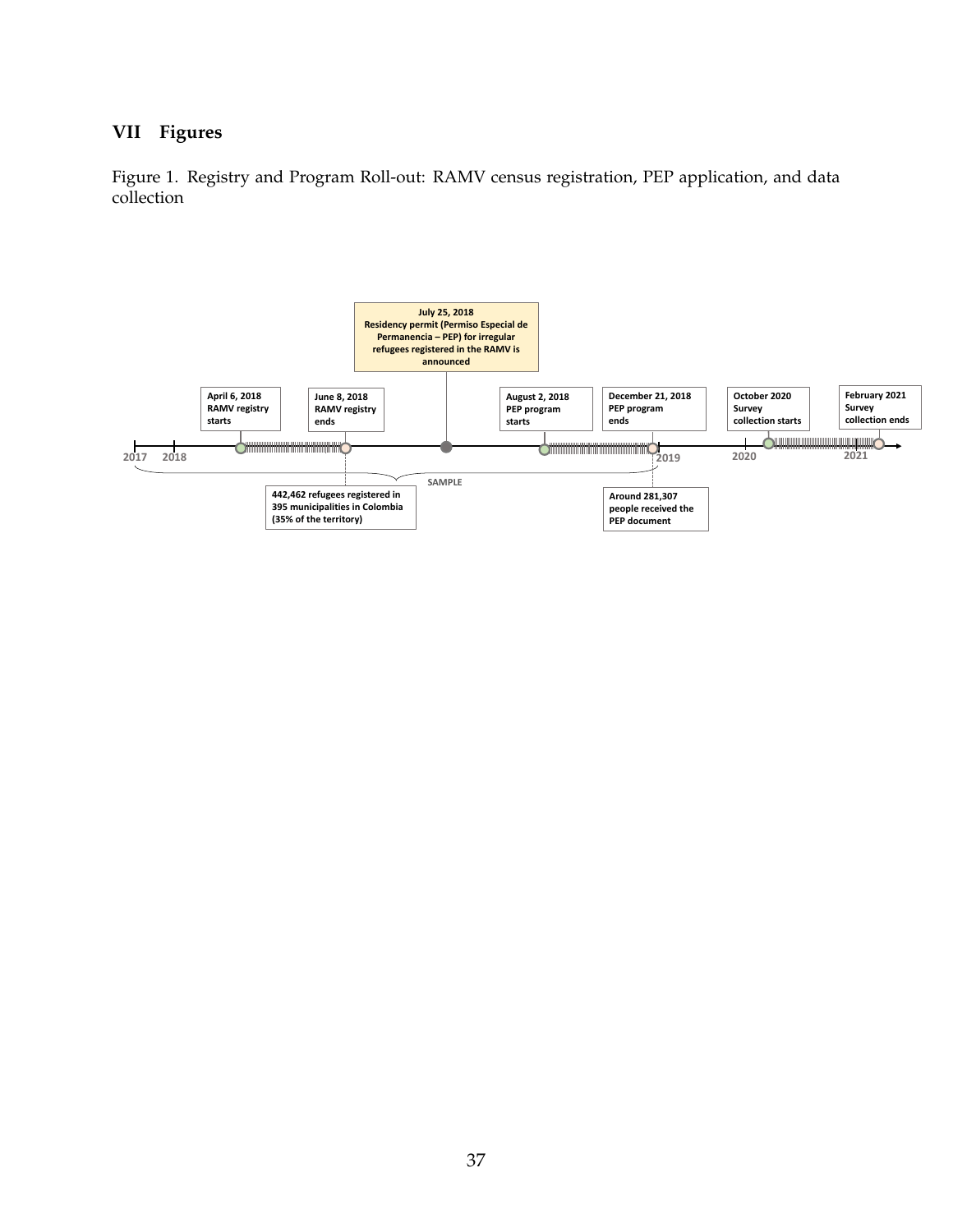# VII Figures

Figure 1. Registry and Program Roll-out: RAMV census registration, PEP application, and data collection

**July 25, 2018**
**Residency permit (Permiso Especial de Permanencia – PEP) for irregular refugees registered in the RAMV is announced**

**April 6, 2018**
**RAMV registry starts**

**June 8, 2018**
**RAMV registry ends**

**August 2, 2018**
**PEP program starts**

**December 21, 2018**
**PEP program ends**

**October 2020**
**Survey collection starts**

**February 2021**
**Survey collection ends**

2017 2018 2019 2020 2021

SAMPLE

**442,462 refugees registered in 395 municipalities in Colombia (35% of the territory)**

**Around 281,307 people received the PEP document**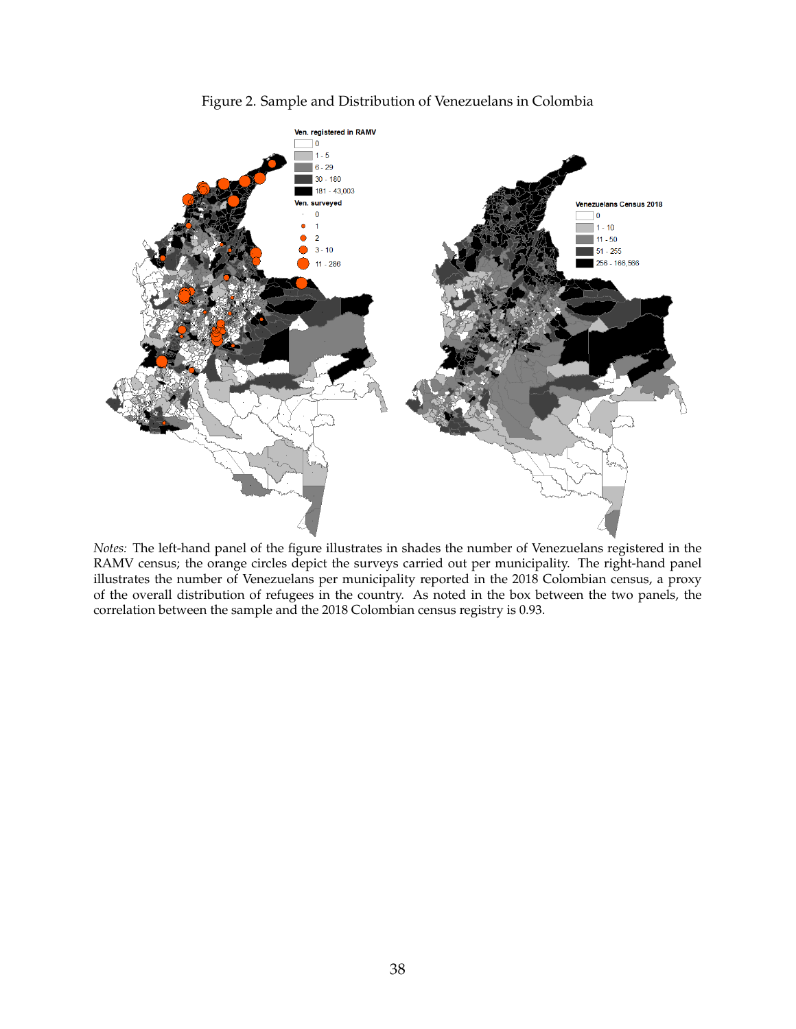Figure 2. Sample and Distribution of Venezuelans in Colombia

*Notes:* The left-hand panel of the figure illustrates in shades the number of Venezuelans registered in the RAMV census; the orange circles depict the surveys carried out per municipality. The right-hand panel illustrates the number of Venezuelans per municipality reported in the 2018 Colombian census, a proxy of the overall distribution of refugees in the country. As noted in the box between the two panels, the correlation between the sample and the 2018 Colombian census registry is 0.93.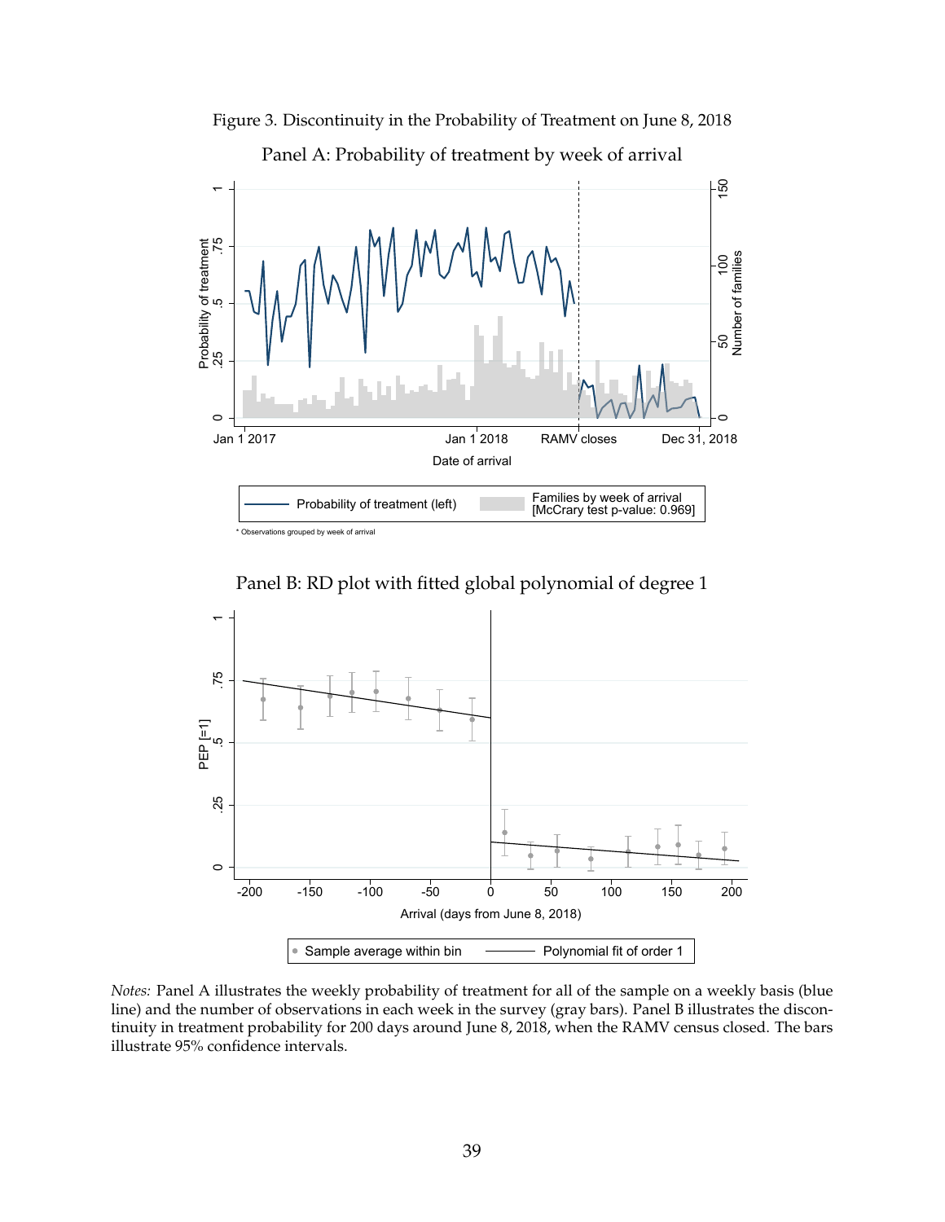Figure 3. Discontinuity in the Probability of Treatment on June 8, 2018

Panel A: Probability of treatment by week of arrival

Panel B: RD plot with fitted global polynomial of degree 1

*Notes:* Panel A illustrates the weekly probability of treatment for all of the sample on a weekly basis (blue line) and the number of observations in each week in the survey (gray bars). Panel B illustrates the discontinuity in treatment probability for 200 days around June 8, 2018, when the RAMV census closed. The bars illustrate 95% confidence intervals.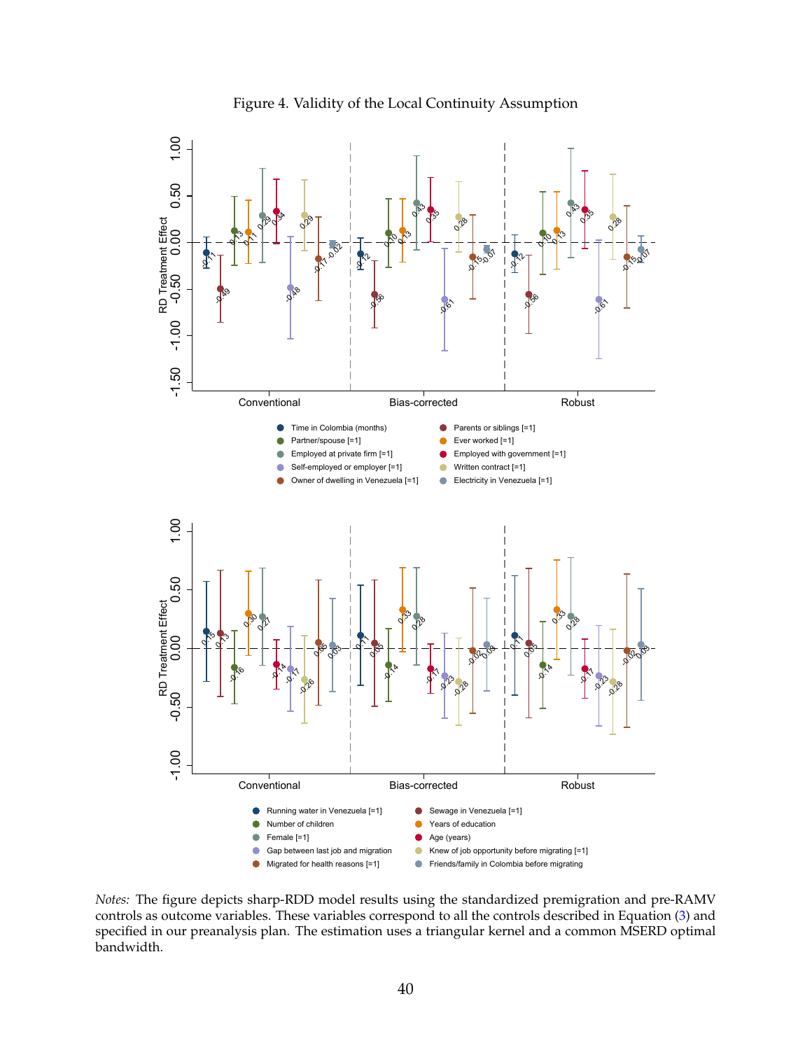Figure 4. Validity of the Local Continuity Assumption

*Notes:* The figure depicts sharp-RDD model results using the standardized premigration and pre-RAMV controls as outcome variables. These variables correspond to all the controls described in Equation (3) and specified in our preanalysis plan. The estimation uses a triangular kernel and a common MSERD optimal bandwidth.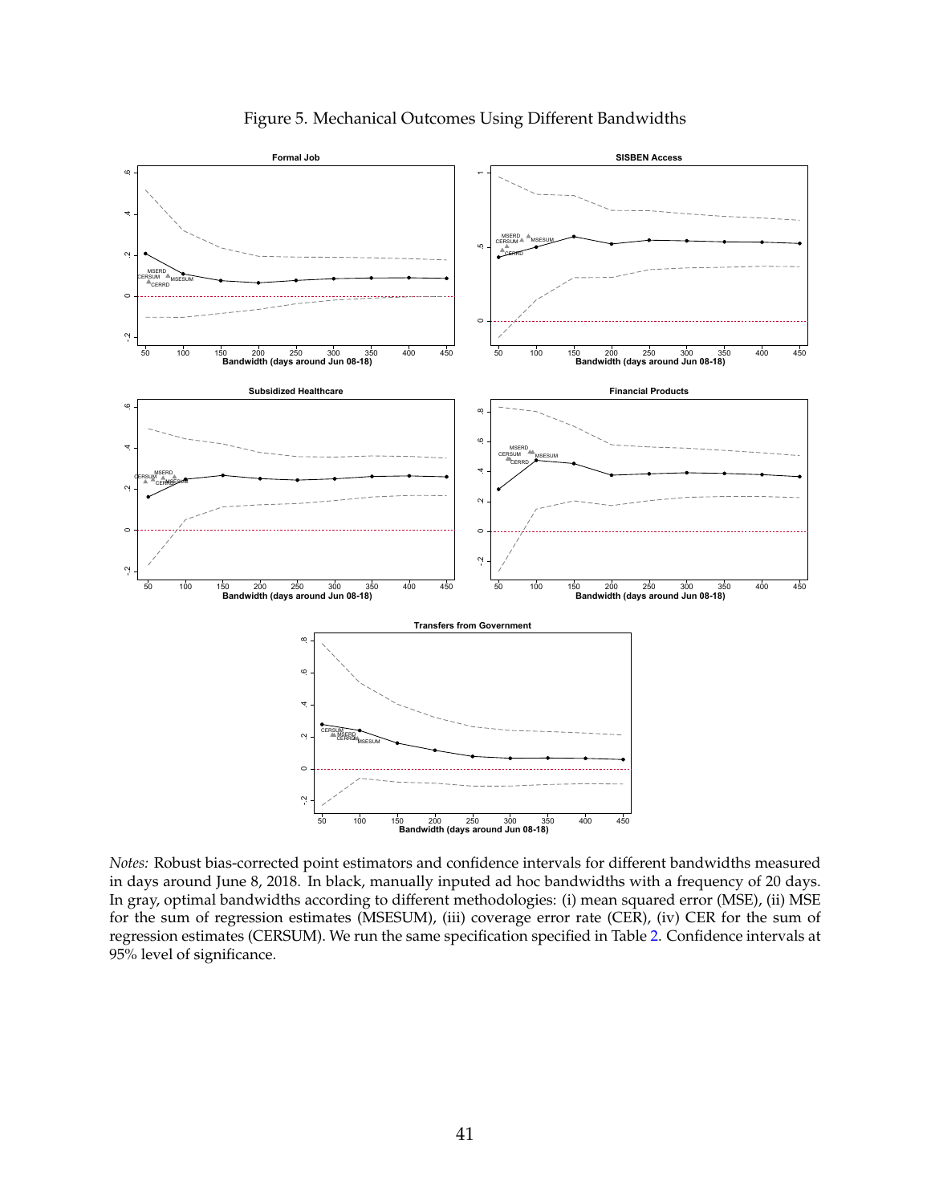Figure 5. Mechanical Outcomes Using Different Bandwidths

*Notes:* Robust bias-corrected point estimators and confidence intervals for different bandwidths measured in days around June 8, 2018. In black, manually inputed ad hoc bandwidths with a frequency of 20 days. In gray, optimal bandwidths according to different methodologies: (i) mean squared error (MSE), (ii) MSE for the sum of regression estimates (MSESUM), (iii) coverage error rate (CER), (iv) CER for the sum of regression estimates (CERSUM). We run the same specification specified in Table 2. Confidence intervals at 95% level of significance.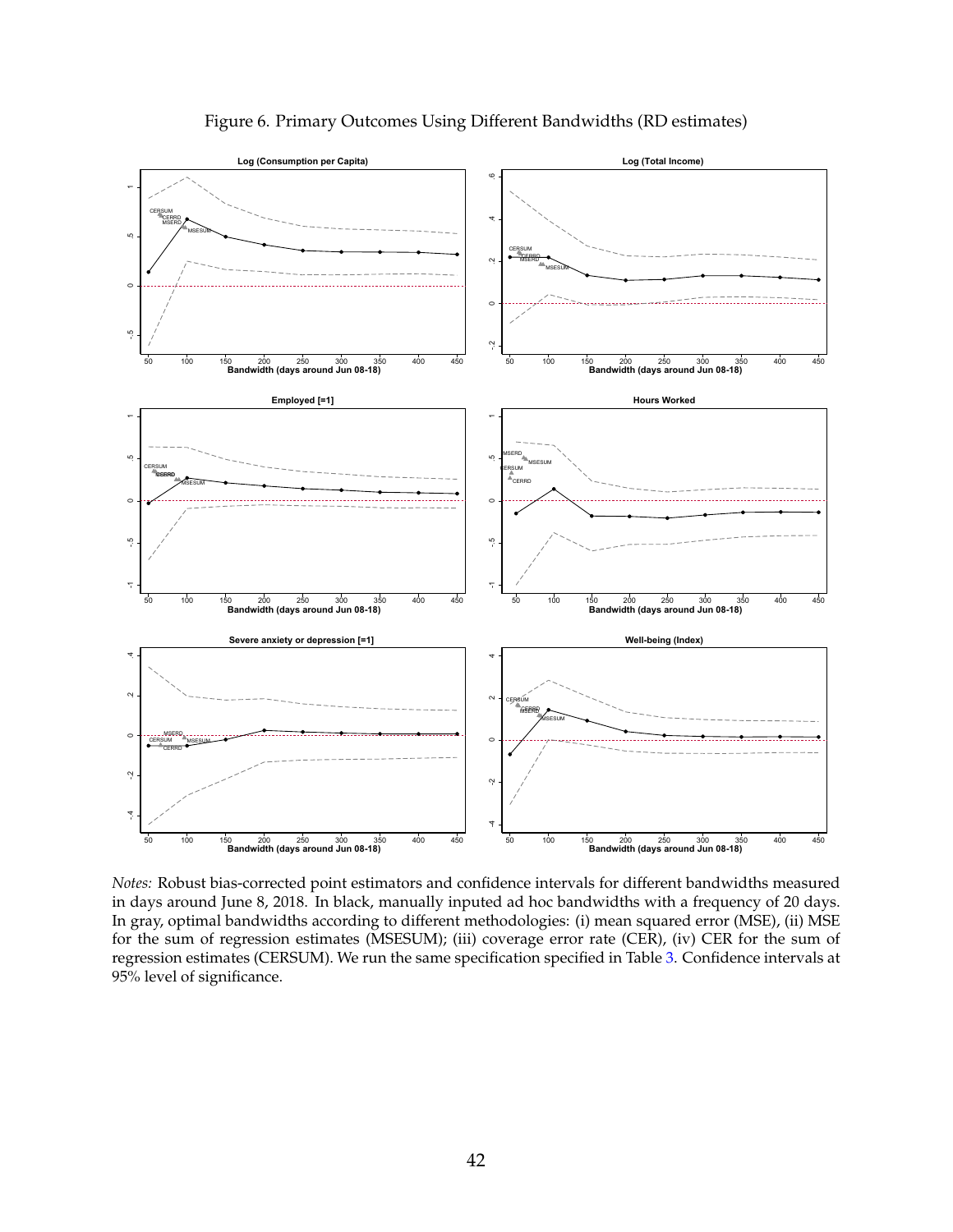Figure 6. Primary Outcomes Using Different Bandwidths (RD estimates)

*Notes:* Robust bias-corrected point estimators and confidence intervals for different bandwidths measured in days around June 8, 2018. In black, manually inputed ad hoc bandwidths with a frequency of 20 days. In gray, optimal bandwidths according to different methodologies: (i) mean squared error (MSE), (ii) MSE for the sum of regression estimates (MSESUM); (iii) coverage error rate (CER), (iv) CER for the sum of regression estimates (CERSUM). We run the same specification specified in Table 3. Confidence intervals at 95% level of significance.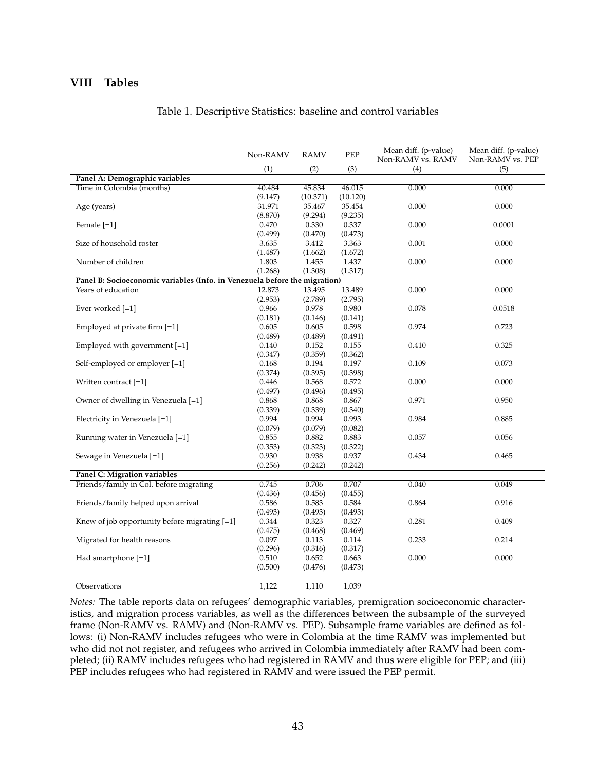## VIII Tables

Table 1. Descriptive Statistics: baseline and control variables

| | Non-RAMV | RAMV | PEP | Mean diff. (p-value) Non-RAMV vs. RAMV | Mean diff. (p-value) Non-RAMV vs. PEP |
|---|---|---|---|---|---|
| | (1) | (2) | (3) | (4) | (5) |
| **Panel A: Demographic variables** | | | | | |
| Time in Colombia (months) | 40.484 | 45.834 | 46.015 | 0.000 | 0.000 |
| | (9.147) | (10.371) | (10.120) | | |
| Age (years) | 31.971 | 35.467 | 35.454 | 0.000 | 0.000 |
| | (8.870) | (9.294) | (9.235) | | |
| Female [=1] | 0.470 | 0.330 | 0.337 | 0.000 | 0.0001 |
| | (0.499) | (0.470) | (0.473) | | |
| Size of household roster | 3.635 | 3.412 | 3.363 | 0.001 | 0.000 |
| | (1.487) | (1.662) | (1.672) | | |
| Number of children | 1.803 | 1.455 | 1.437 | 0.000 | 0.000 |
| | (1.268) | (1.308) | (1.317) | | |
| **Panel B: Socioeconomic variables (Info. in Venezuela before the migration)** | | | | | |
| Years of education | 12.873 | 13.495 | 13.489 | 0.000 | 0.000 |
| | (2.953) | (2.789) | (2.795) | | |
| Ever worked [=1] | 0.966 | 0.978 | 0.980 | 0.078 | 0.0518 |
| | (0.181) | (0.146) | (0.141) | | |
| Employed at private firm [=1] | 0.605 | 0.605 | 0.598 | 0.974 | 0.723 |
| | (0.489) | (0.489) | (0.491) | | |
| Employed with government [=1] | 0.140 | 0.152 | 0.155 | 0.410 | 0.325 |
| | (0.347) | (0.359) | (0.362) | | |
| Self-employed or employer [=1] | 0.168 | 0.194 | 0.197 | 0.109 | 0.073 |
| | (0.374) | (0.395) | (0.398) | | |
| Written contract [=1] | 0.446 | 0.568 | 0.572 | 0.000 | 0.000 |
| | (0.497) | (0.496) | (0.495) | | |
| Owner of dwelling in Venezuela [=1] | 0.868 | 0.868 | 0.867 | 0.971 | 0.950 |
| | (0.339) | (0.339) | (0.340) | | |
| Electricity in Venezuela [=1] | 0.994 | 0.994 | 0.993 | 0.984 | 0.885 |
| | (0.079) | (0.079) | (0.082) | | |
| Running water in Venezuela [=1] | 0.855 | 0.882 | 0.883 | 0.057 | 0.056 |
| | (0.353) | (0.323) | (0.322) | | |
| Sewage in Venezuela [=1] | 0.930 | 0.938 | 0.937 | 0.434 | 0.465 |
| | (0.256) | (0.242) | (0.242) | | |
| **Panel C: Migration variables** | | | | | |
| Friends/family in Col. before migrating | 0.745 | 0.706 | 0.707 | 0.040 | 0.049 |
| | (0.436) | (0.456) | (0.455) | | |
| Friends/family helped upon arrival | 0.586 | 0.583 | 0.584 | 0.864 | 0.916 |
| | (0.493) | (0.493) | (0.493) | | |
| Knew of job opportunity before migrating [=1] | 0.344 | 0.323 | 0.327 | 0.281 | 0.409 |
| | (0.475) | (0.468) | (0.469) | | |
| Migrated for health reasons | 0.097 | 0.113 | 0.114 | 0.233 | 0.214 |
| | (0.296) | (0.316) | (0.317) | | |
| Had smartphone [=1] | 0.510 | 0.652 | 0.663 | 0.000 | 0.000 |
| | (0.500) | (0.476) | (0.473) | | |
| Observations | 1,122 | 1,110 | 1,039 | | |

*Notes:* The table reports data on refugees' demographic variables, premigration socioeconomic characteristics, and migration process variables, as well as the differences between the subsample of the surveyed frame (Non-RAMV vs. RAMV) and (Non-RAMV vs. PEP). Subsample frame variables are defined as follows: (i) Non-RAMV includes refugees who were in Colombia at the time RAMV was implemented but who did not not register, and refugees who arrived in Colombia immediately after RAMV had been completed; (ii) RAMV includes refugees who had registered in RAMV and thus were eligible for PEP; and (iii) PEP includes refugees who had registered in RAMV and were issued the PEP permit.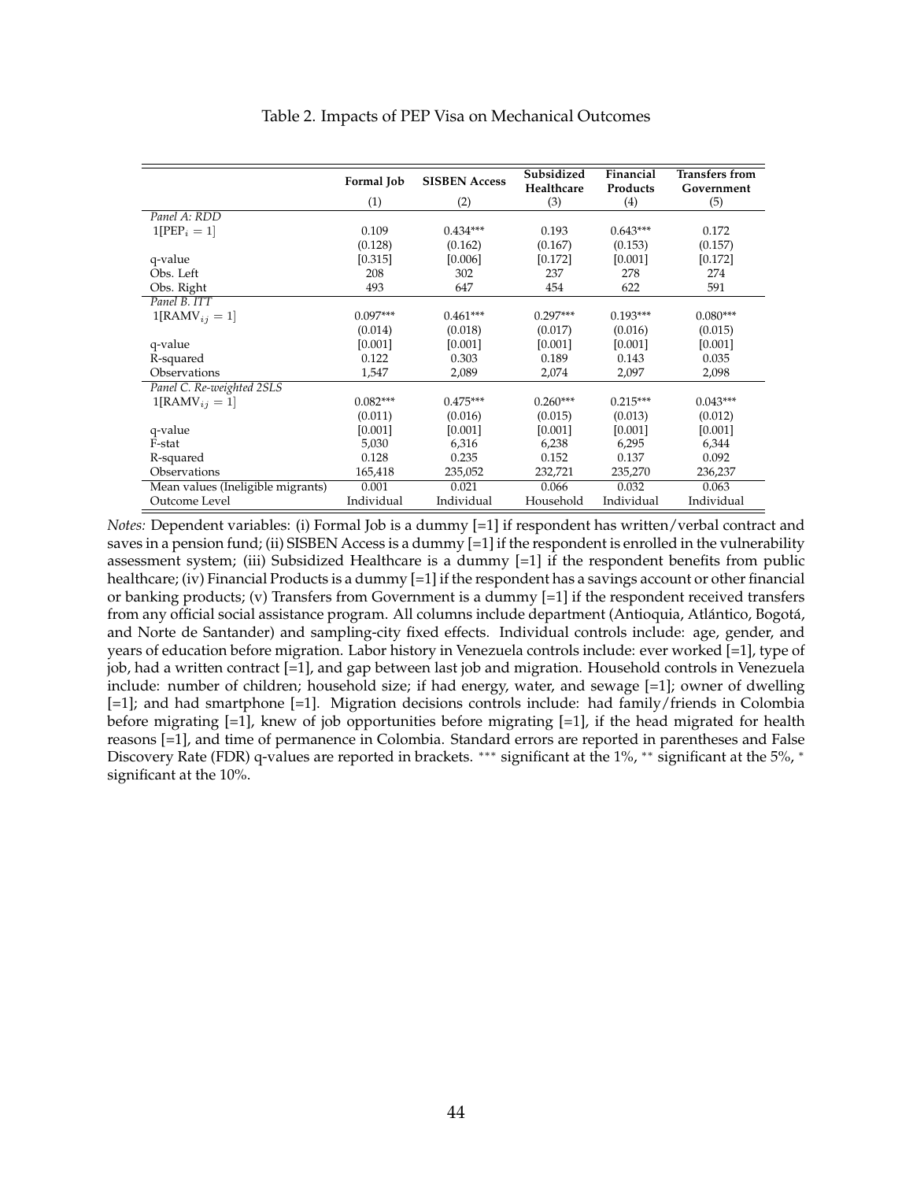Table 2. Impacts of PEP Visa on Mechanical Outcomes

| | Formal Job | SISBEN Access | Subsidized Healthcare | Financial Products | Transfers from Government |
|---|---|---|---|---|---|
| | (1) | (2) | (3) | (4) | (5) |
| *Panel A: RDD* | | | | | |
| $1[\text{PEP}_i = 1]$ | 0.109 | 0.434*** | 0.193 | 0.643*** | 0.172 |
| | (0.128) | (0.162) | (0.167) | (0.153) | (0.157) |
| q-value | [0.315] | [0.006] | [0.172] | [0.001] | [0.172] |
| Obs. Left | 208 | 302 | 237 | 278 | 274 |
| Obs. Right | 493 | 647 | 454 | 622 | 591 |
| *Panel B. ITT* | | | | | |
| $1[\text{RAMV}_{ij} = 1]$ | 0.097*** | 0.461*** | 0.297*** | 0.193*** | 0.080*** |
| | (0.014) | (0.018) | (0.017) | (0.016) | (0.015) |
| q-value | [0.001] | [0.001] | [0.001] | [0.001] | [0.001] |
| R-squared | 0.122 | 0.303 | 0.189 | 0.143 | 0.035 |
| Observations | 1,547 | 2,089 | 2,074 | 2,097 | 2,098 |
| *Panel C. Re-weighted 2SLS* | | | | | |
| $1[\text{RAMV}_{ij} = 1]$ | 0.082*** | 0.475*** | 0.260*** | 0.215*** | 0.043*** |
| | (0.011) | (0.016) | (0.015) | (0.013) | (0.012) |
| q-value | [0.001] | [0.001] | [0.001] | [0.001] | [0.001] |
| F-stat | 5,030 | 6,316 | 6,238 | 6,295 | 6,344 |
| R-squared | 0.128 | 0.235 | 0.152 | 0.137 | 0.092 |
| Observations | 165,418 | 235,052 | 232,721 | 235,270 | 236,237 |
| Mean values (Ineligible migrants) | 0.001 | 0.021 | 0.066 | 0.032 | 0.063 |
| Outcome Level | Individual | Individual | Household | Individual | Individual |

*Notes:* Dependent variables: (i) Formal Job is a dummy [=1] if respondent has written/verbal contract and saves in a pension fund; (ii) SISBEN Access is a dummy [=1] if the respondent is enrolled in the vulnerability assessment system; (iii) Subsidized Healthcare is a dummy [=1] if the respondent benefits from public healthcare; (iv) Financial Products is a dummy [=1] if the respondent has a savings account or other financial or banking products; (v) Transfers from Government is a dummy [=1] if the respondent received transfers from any official social assistance program. All columns include department (Antioquia, Atlántico, Bogotá, and Norte de Santander) and sampling-city fixed effects. Individual controls include: age, gender, and years of education before migration. Labor history in Venezuela controls include: ever worked [=1], type of job, had a written contract [=1], and gap between last job and migration. Household controls in Venezuela include: number of children; household size; if had energy, water, and sewage [=1]; owner of dwelling [=1]; and had smartphone [=1]. Migration decisions controls include: had family/friends in Colombia before migrating [=1], knew of job opportunities before migrating [=1], if the head migrated for health reasons [=1], and time of permanence in Colombia. Standard errors are reported in parentheses and False Discovery Rate (FDR) q-values are reported in brackets. *** significant at the 1%, ** significant at the 5%, * significant at the 10%.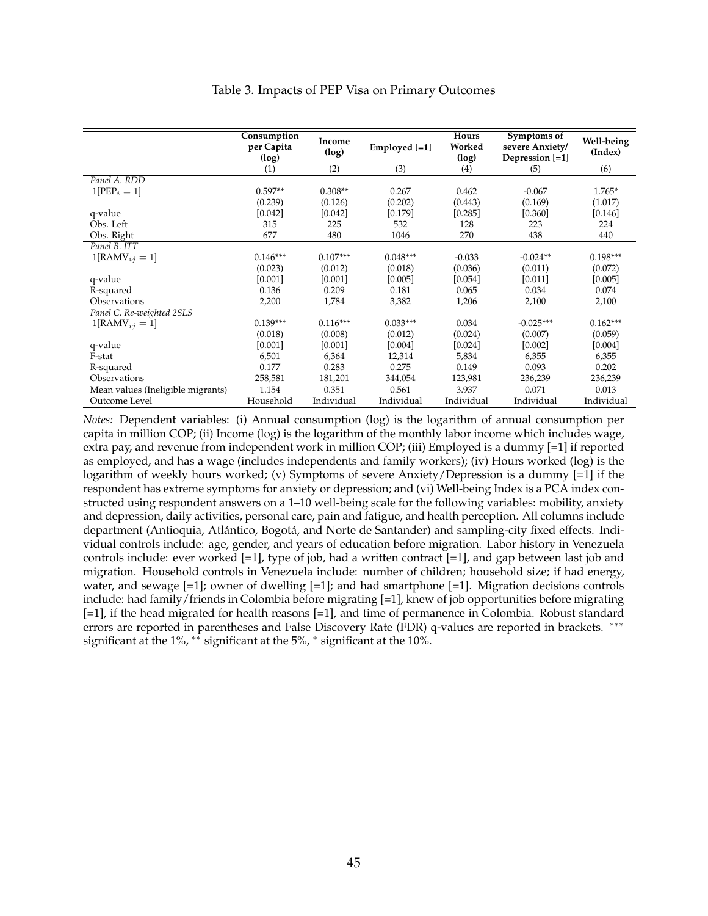Table 3. Impacts of PEP Visa on Primary Outcomes

| | Consumption per Capita (log) | Income (log) | Employed [=1] | Hours Worked (log) | Symptoms of severe Anxiety/ Depression [=1] | Well-being (Index) |
|---|---|---|---|---|---|---|
| | (1) | (2) | (3) | (4) | (5) | (6) |
| *Panel A. RDD* | | | | | | |
| $1[\text{PEP}_i = 1]$ | 0.597** | 0.308** | 0.267 | 0.462 | -0.067 | 1.765* |
| | (0.239) | (0.126) | (0.202) | (0.443) | (0.169) | (1.017) |
| q-value | [0.042] | [0.042] | [0.179] | [0.285] | [0.360] | [0.146] |
| Obs. Left | 315 | 225 | 532 | 128 | 223 | 224 |
| Obs. Right | 677 | 480 | 1046 | 270 | 438 | 440 |
| *Panel B. ITT* | | | | | | |
| $1[\text{RAMV}_{ij} = 1]$ | 0.146*** | 0.107*** | 0.048*** | -0.033 | -0.024** | 0.198*** |
| | (0.023) | (0.012) | (0.018) | (0.036) | (0.011) | (0.072) |
| q-value | [0.001] | [0.001] | [0.005] | [0.054] | [0.011] | [0.005] |
| R-squared | 0.136 | 0.209 | 0.181 | 0.065 | 0.034 | 0.074 |
| Observations | 2,200 | 1,784 | 3,382 | 1,206 | 2,100 | 2,100 |
| *Panel C. Re-weighted 2SLS* | | | | | | |
| $1[\text{RAMV}_{ij} = 1]$ | 0.139*** | 0.116*** | 0.033*** | 0.034 | -0.025*** | 0.162*** |
| | (0.018) | (0.008) | (0.012) | (0.024) | (0.007) | (0.059) |
| q-value | [0.001] | [0.001] | [0.004] | [0.024] | [0.002] | [0.004] |
| F-stat | 6,501 | 6,364 | 12,314 | 5,834 | 6,355 | 6,355 |
| R-squared | 0.177 | 0.283 | 0.275 | 0.149 | 0.093 | 0.202 |
| Observations | 258,581 | 181,201 | 344,054 | 123,981 | 236,239 | 236,239 |
| Mean values (Ineligible migrants) | 1.154 | 0.351 | 0.561 | 3.937 | 0.071 | 0.013 |
| Outcome Level | Household | Individual | Individual | Individual | Individual | Individual |

*Notes:* Dependent variables: (i) Annual consumption (log) is the logarithm of annual consumption per capita in million COP; (ii) Income (log) is the logarithm of the monthly labor income which includes wage, extra pay, and revenue from independent work in million COP; (iii) Employed is a dummy [=1] if reported as employed, and has a wage (includes independents and family workers); (iv) Hours worked (log) is the logarithm of weekly hours worked; (v) Symptoms of severe Anxiety/Depression is a dummy [=1] if the respondent has extreme symptoms for anxiety or depression; and (vi) Well-being Index is a PCA index constructed using respondent answers on a 1–10 well-being scale for the following variables: mobility, anxiety and depression, daily activities, personal care, pain and fatigue, and health perception. All columns include department (Antioquia, Atlántico, Bogotá, and Norte de Santander) and sampling-city fixed effects. Individual controls include: age, gender, and years of education before migration. Labor history in Venezuela controls include: ever worked [=1], type of job, had a written contract [=1], and gap between last job and migration. Household controls in Venezuela include: number of children; household size; if had energy, water, and sewage [=1]; owner of dwelling [=1]; and had smartphone [=1]. Migration decisions controls include: had family/friends in Colombia before migrating [=1], knew of job opportunities before migrating [=1], if the head migrated for health reasons [=1], and time of permanence in Colombia. Robust standard errors are reported in parentheses and False Discovery Rate (FDR) q-values are reported in brackets. *** significant at the 1%, ** significant at the 5%, * significant at the 10%.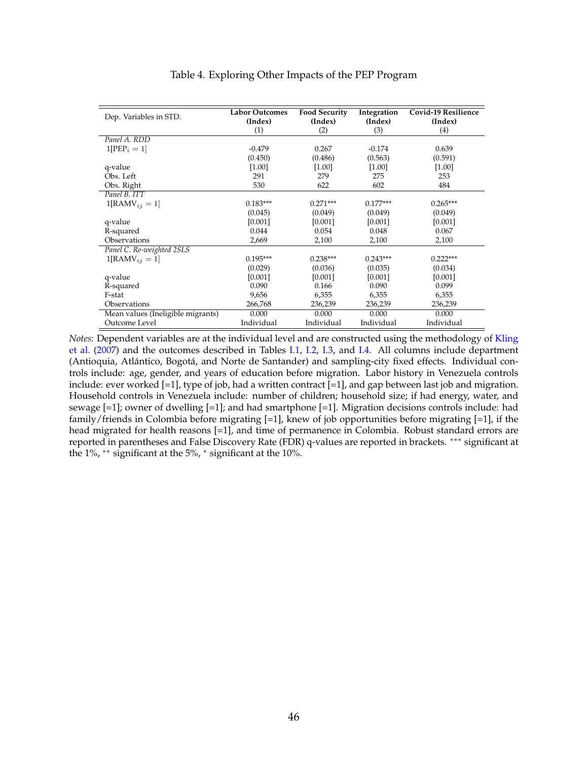Table 4. Exploring Other Impacts of the PEP Program

| Dep. Variables in STD. | **Labor Outcomes (Index)** (1) | **Food Security (Index)** (2) | **Integration (Index)** (3) | **Covid-19 Resilience (Index)** (4) |
|---|---|---|---|---|
| *Panel A. RDD* | | | | |
| $1[\text{PEP}_i = 1]$ | -0.479 | 0.267 | -0.174 | 0.639 |
| | (0.450) | (0.486) | (0.563) | (0.591) |
| q-value | [1.00] | [1.00] | [1.00] | [1.00] |
| Obs. Left | 291 | 279 | 275 | 253 |
| Obs. Right | 530 | 622 | 602 | 484 |
| *Panel B. ITT* | | | | |
| $1[\text{RAMV}_{ij} = 1]$ | 0.183*** | 0.271*** | 0.177*** | 0.265*** |
| | (0.045) | (0.049) | (0.049) | (0.049) |
| q-value | [0.001] | [0.001] | [0.001] | [0.001] |
| R-squared | 0.044 | 0.054 | 0.048 | 0.067 |
| Observations | 2,669 | 2,100 | 2,100 | 2,100 |
| *Panel C. Re-weighted 2SLS* | | | | |
| $1[\text{RAMV}_{ij} = 1]$ | 0.195*** | 0.238*** | 0.243*** | 0.222*** |
| | (0.029) | (0.036) | (0.035) | (0.034) |
| q-value | [0.001] | [0.001] | [0.001] | [0.001] |
| R-squared | 0.090 | 0.166 | 0.090 | 0.099 |
| F-stat | 9,656 | 6,355 | 6,355 | 6,355 |
| Observations | 266,768 | 236,239 | 236,239 | 236,239 |
| Mean values (Ineligible migrants) | 0.000 | 0.000 | 0.000 | 0.000 |
| Outcome Level | Individual | Individual | Individual | Individual |

*Notes:* Dependent variables are at the individual level and are constructed using the methodology of Kling et al. (2007) and the outcomes described in Tables I.1, I.2, I.3, and I.4. All columns include department (Antioquia, Atlántico, Bogotá, and Norte de Santander) and sampling-city fixed effects. Individual controls include: age, gender, and years of education before migration. Labor history in Venezuela controls include: ever worked [=1], type of job, had a written contract [=1], and gap between last job and migration. Household controls in Venezuela include: number of children; household size; if had energy, water, and sewage [=1]; owner of dwelling [=1]; and had smartphone [=1]. Migration decisions controls include: had family/friends in Colombia before migrating [=1], knew of job opportunities before migrating [=1], if the head migrated for health reasons [=1], and time of permanence in Colombia. Robust standard errors are reported in parentheses and False Discovery Rate (FDR) q-values are reported in brackets. *** significant at the 1%, ** significant at the 5%, * significant at the 10%.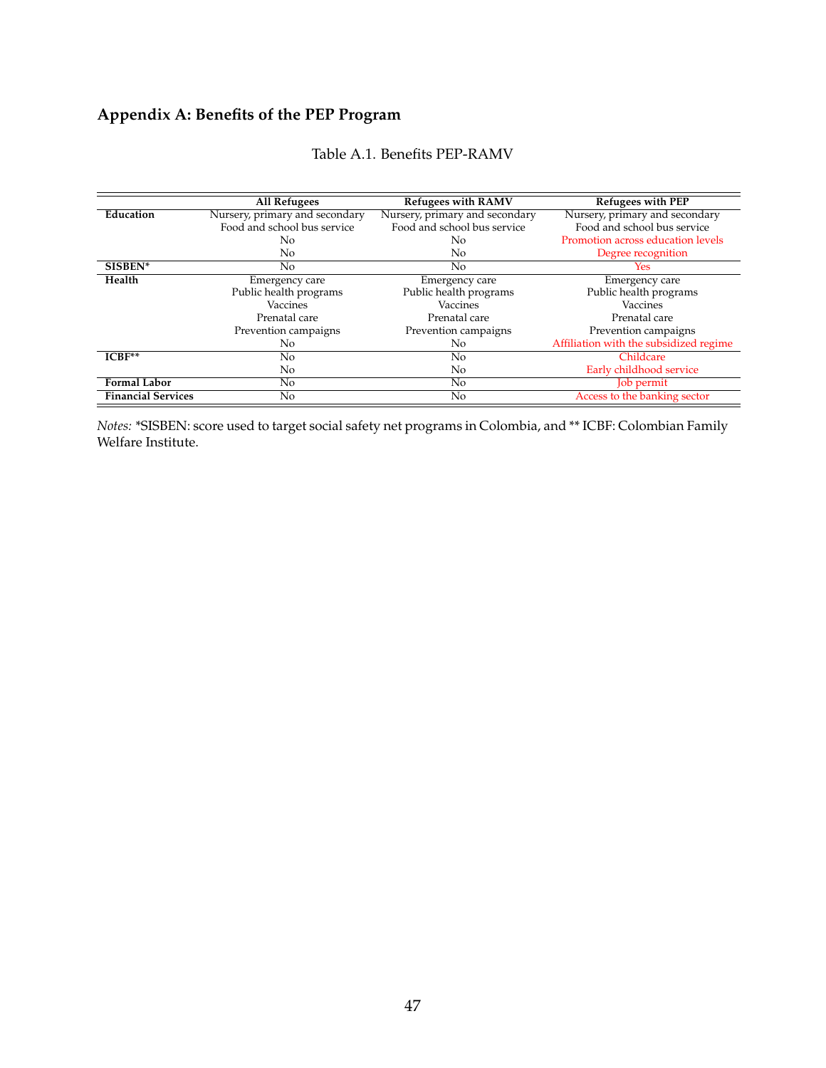## Appendix A: Benefits of the PEP Program

Table A.1. Benefits PEP-RAMV

| | All Refugees | Refugees with RAMV | Refugees with PEP |
|---|---|---|---|
| **Education** | Nursery, primary and secondary | Nursery, primary and secondary | Nursery, primary and secondary |
| | Food and school bus service | Food and school bus service | Food and school bus service |
| | No | No | Promotion across education levels |
| | No | No | Degree recognition |
| **SISBEN*** | No | No | Yes |
| **Health** | Emergency care | Emergency care | Emergency care |
| | Public health programs | Public health programs | Public health programs |
| | Vaccines | Vaccines | Vaccines |
| | Prenatal care | Prenatal care | Prenatal care |
| | Prevention campaigns | Prevention campaigns | Prevention campaigns |
| | No | No | Affiliation with the subsidized regime |
| **ICBF**** | No | No | Childcare |
| | No | No | Early childhood service |
| **Formal Labor** | No | No | Job permit |
| **Financial Services** | No | No | Access to the banking sector |

*Notes:* *SISBEN: score used to target social safety net programs in Colombia, and ** ICBF: Colombian Family Welfare Institute.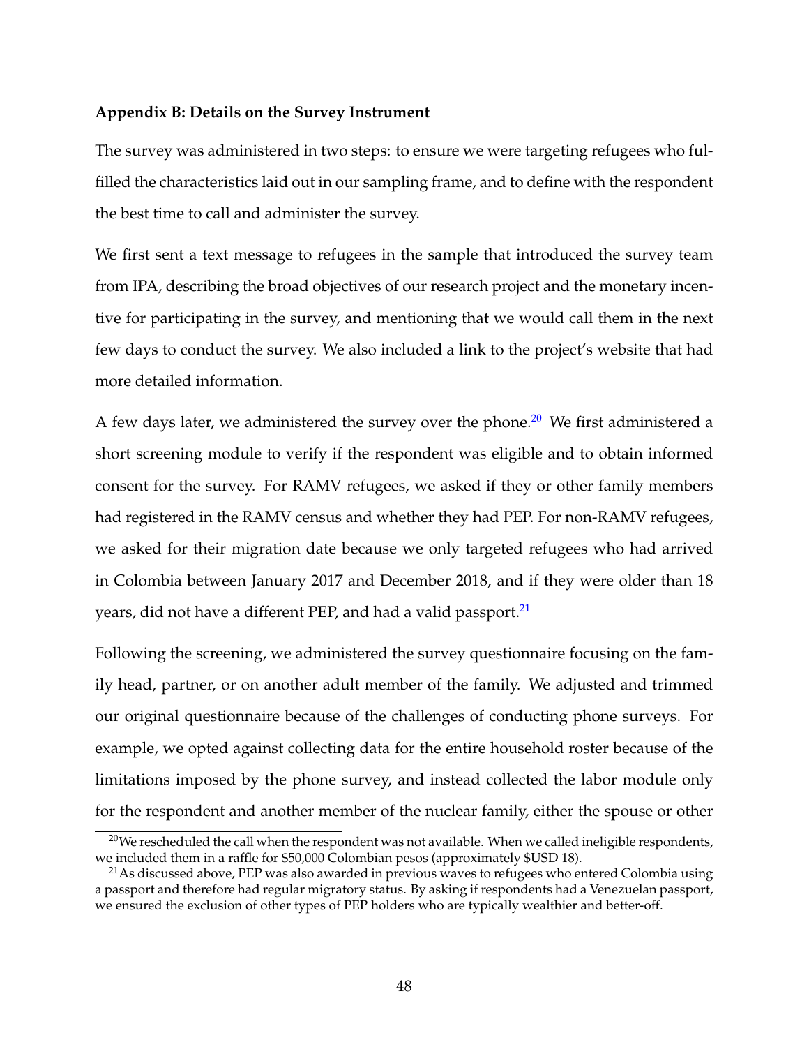**Appendix B: Details on the Survey Instrument**

The survey was administered in two steps: to ensure we were targeting refugees who fulfilled the characteristics laid out in our sampling frame, and to define with the respondent the best time to call and administer the survey.

We first sent a text message to refugees in the sample that introduced the survey team from IPA, describing the broad objectives of our research project and the monetary incentive for participating in the survey, and mentioning that we would call them in the next few days to conduct the survey. We also included a link to the project's website that had more detailed information.

A few days later, we administered the survey over the phone.[20] We first administered a short screening module to verify if the respondent was eligible and to obtain informed consent for the survey. For RAMV refugees, we asked if they or other family members had registered in the RAMV census and whether they had PEP. For non-RAMV refugees, we asked for their migration date because we only targeted refugees who had arrived in Colombia between January 2017 and December 2018, and if they were older than 18 years, did not have a different PEP, and had a valid passport.[21]

Following the screening, we administered the survey questionnaire focusing on the family head, partner, or on another adult member of the family. We adjusted and trimmed our original questionnaire because of the challenges of conducting phone surveys. For example, we opted against collecting data for the entire household roster because of the limitations imposed by the phone survey, and instead collected the labor module only for the respondent and another member of the nuclear family, either the spouse or other

[20] We rescheduled the call when the respondent was not available. When we called ineligible respondents, we included them in a raffle for $50,000 Colombian pesos (approximately $USD 18).

[21] As discussed above, PEP was also awarded in previous waves to refugees who entered Colombia using a passport and therefore had regular migratory status. By asking if respondents had a Venezuelan passport, we ensured the exclusion of other types of PEP holders who are typically wealthier and better-off.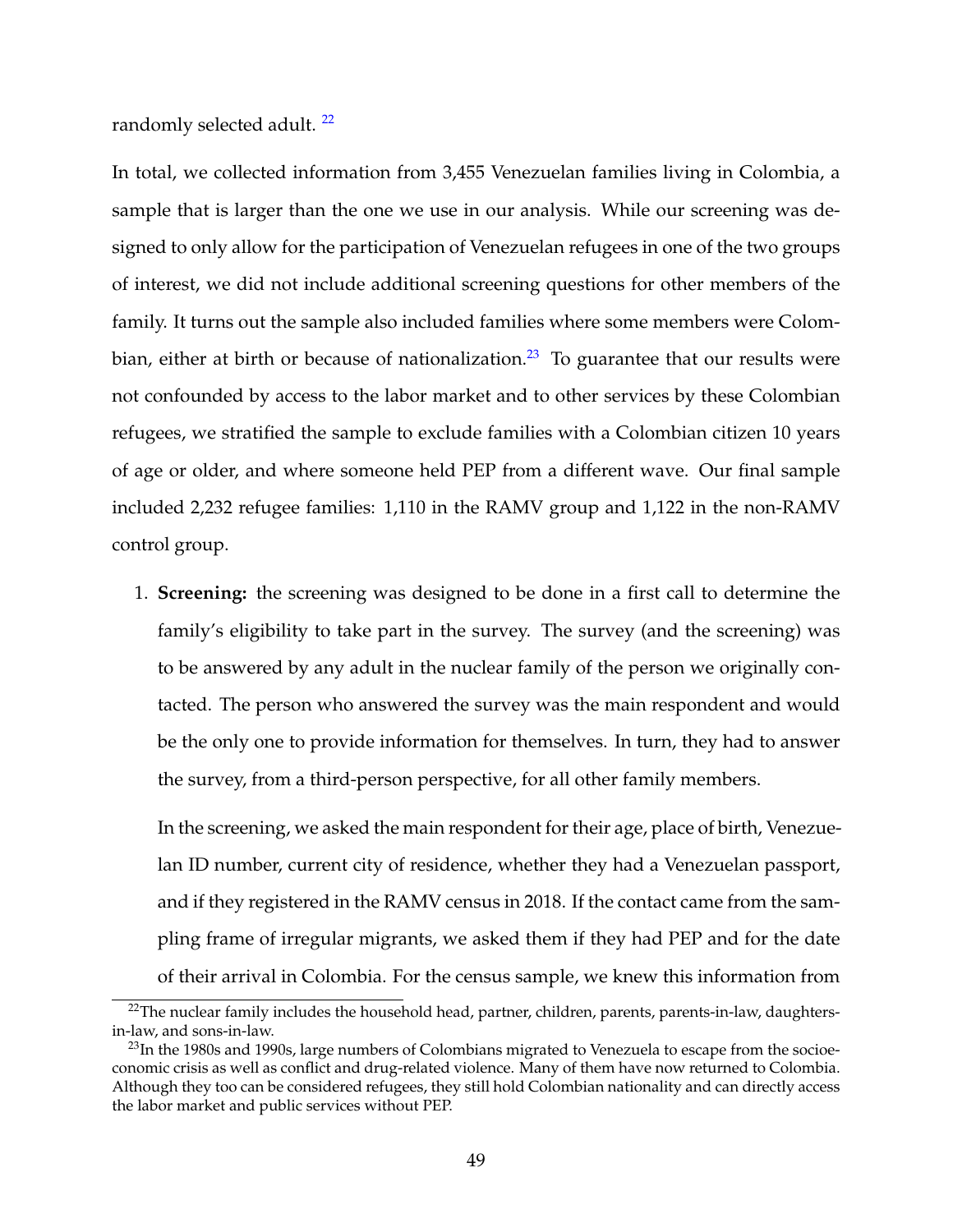randomly selected adult. [22]

In total, we collected information from 3,455 Venezuelan families living in Colombia, a sample that is larger than the one we use in our analysis. While our screening was designed to only allow for the participation of Venezuelan refugees in one of the two groups of interest, we did not include additional screening questions for other members of the family. It turns out the sample also included families where some members were Colombian, either at birth or because of nationalization.[23] To guarantee that our results were not confounded by access to the labor market and to other services by these Colombian refugees, we stratified the sample to exclude families with a Colombian citizen 10 years of age or older, and where someone held PEP from a different wave. Our final sample included 2,232 refugee families: 1,110 in the RAMV group and 1,122 in the non-RAMV control group.

1. **Screening:** the screening was designed to be done in a first call to determine the family's eligibility to take part in the survey. The survey (and the screening) was to be answered by any adult in the nuclear family of the person we originally contacted. The person who answered the survey was the main respondent and would be the only one to provide information for themselves. In turn, they had to answer the survey, from a third-person perspective, for all other family members.

   In the screening, we asked the main respondent for their age, place of birth, Venezuelan ID number, current city of residence, whether they had a Venezuelan passport, and if they registered in the RAMV census in 2018. If the contact came from the sampling frame of irregular migrants, we asked them if they had PEP and for the date of their arrival in Colombia. For the census sample, we knew this information from

[22] The nuclear family includes the household head, partner, children, parents, parents-in-law, daughters-in-law, and sons-in-law.

[23] In the 1980s and 1990s, large numbers of Colombians migrated to Venezuela to escape from the socioeconomic crisis as well as conflict and drug-related violence. Many of them have now returned to Colombia. Although they too can be considered refugees, they still hold Colombian nationality and can directly access the labor market and public services without PEP.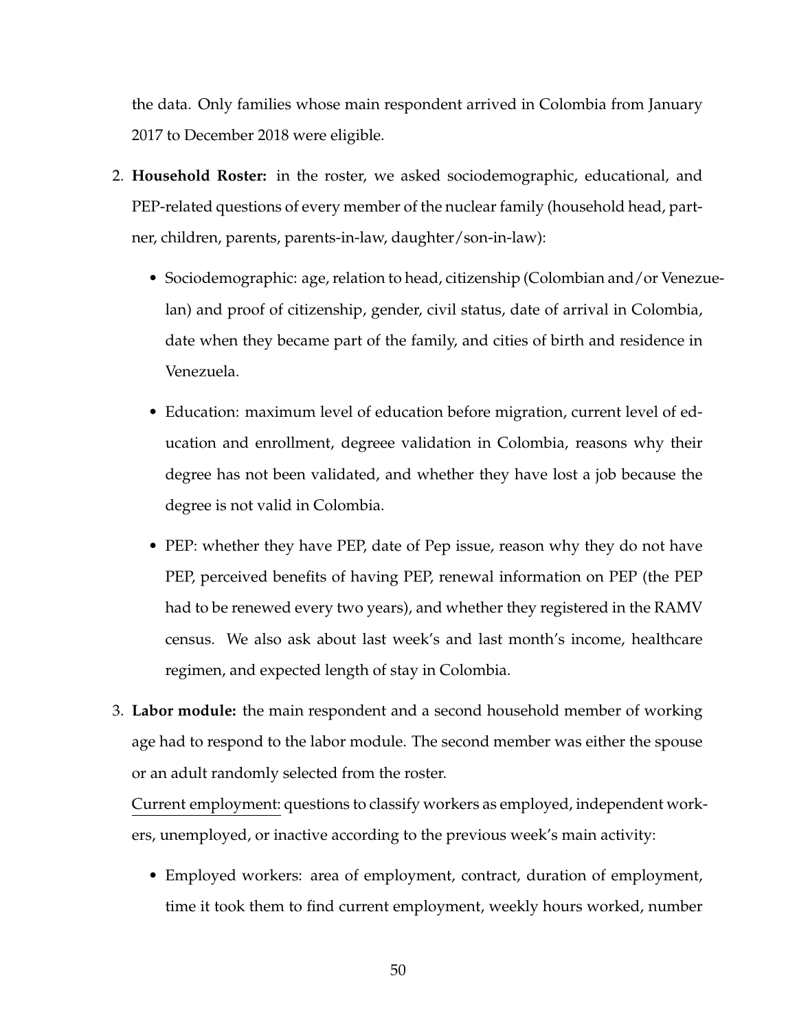the data. Only families whose main respondent arrived in Colombia from January 2017 to December 2018 were eligible.

2. **Household Roster:** in the roster, we asked sociodemographic, educational, and PEP-related questions of every member of the nuclear family (household head, partner, children, parents, parents-in-law, daughter/son-in-law):

   - Sociodemographic: age, relation to head, citizenship (Colombian and/or Venezuelan) and proof of citizenship, gender, civil status, date of arrival in Colombia, date when they became part of the family, and cities of birth and residence in Venezuela.

   - Education: maximum level of education before migration, current level of education and enrollment, degreee validation in Colombia, reasons why their degree has not been validated, and whether they have lost a job because the degree is not valid in Colombia.

   - PEP: whether they have PEP, date of Pep issue, reason why they do not have PEP, perceived benefits of having PEP, renewal information on PEP (the PEP had to be renewed every two years), and whether they registered in the RAMV census. We also ask about last week's and last month's income, healthcare regimen, and expected length of stay in Colombia.

3. **Labor module:** the main respondent and a second household member of working age had to respond to the labor module. The second member was either the spouse or an adult randomly selected from the roster.

   <u>Current employment</u>: questions to classify workers as employed, independent workers, unemployed, or inactive according to the previous week's main activity:

   - Employed workers: area of employment, contract, duration of employment, time it took them to find current employment, weekly hours worked, number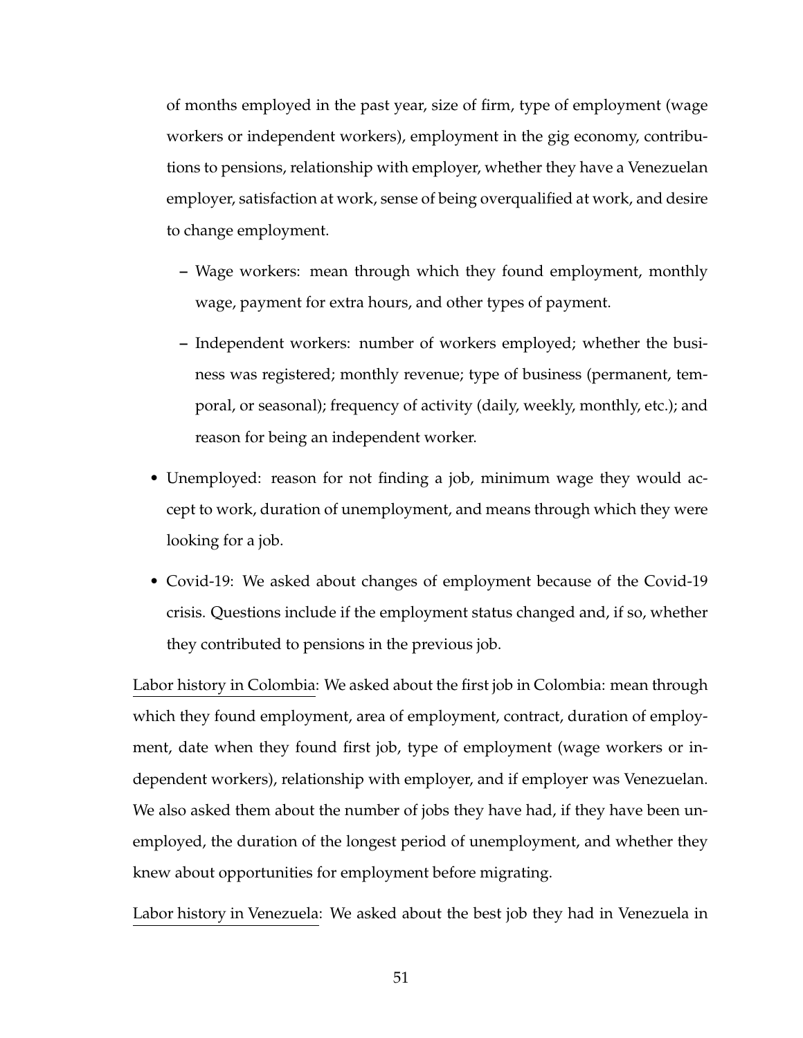of months employed in the past year, size of firm, type of employment (wage workers or independent workers), employment in the gig economy, contributions to pensions, relationship with employer, whether they have a Venezuelan employer, satisfaction at work, sense of being overqualified at work, and desire to change employment.

  - Wage workers: mean through which they found employment, monthly wage, payment for extra hours, and other types of payment.
  - Independent workers: number of workers employed; whether the business was registered; monthly revenue; type of business (permanent, temporal, or seasonal); frequency of activity (daily, weekly, monthly, etc.); and reason for being an independent worker.

- Unemployed: reason for not finding a job, minimum wage they would accept to work, duration of unemployment, and means through which they were looking for a job.
- Covid-19: We asked about changes of employment because of the Covid-19 crisis. Questions include if the employment status changed and, if so, whether they contributed to pensions in the previous job.

<u>Labor history in Colombia</u>: We asked about the first job in Colombia: mean through which they found employment, area of employment, contract, duration of employment, date when they found first job, type of employment (wage workers or independent workers), relationship with employer, and if employer was Venezuelan. We also asked them about the number of jobs they have had, if they have been unemployed, the duration of the longest period of unemployment, and whether they knew about opportunities for employment before migrating.

<u>Labor history in Venezuela</u>: We asked about the best job they had in Venezuela in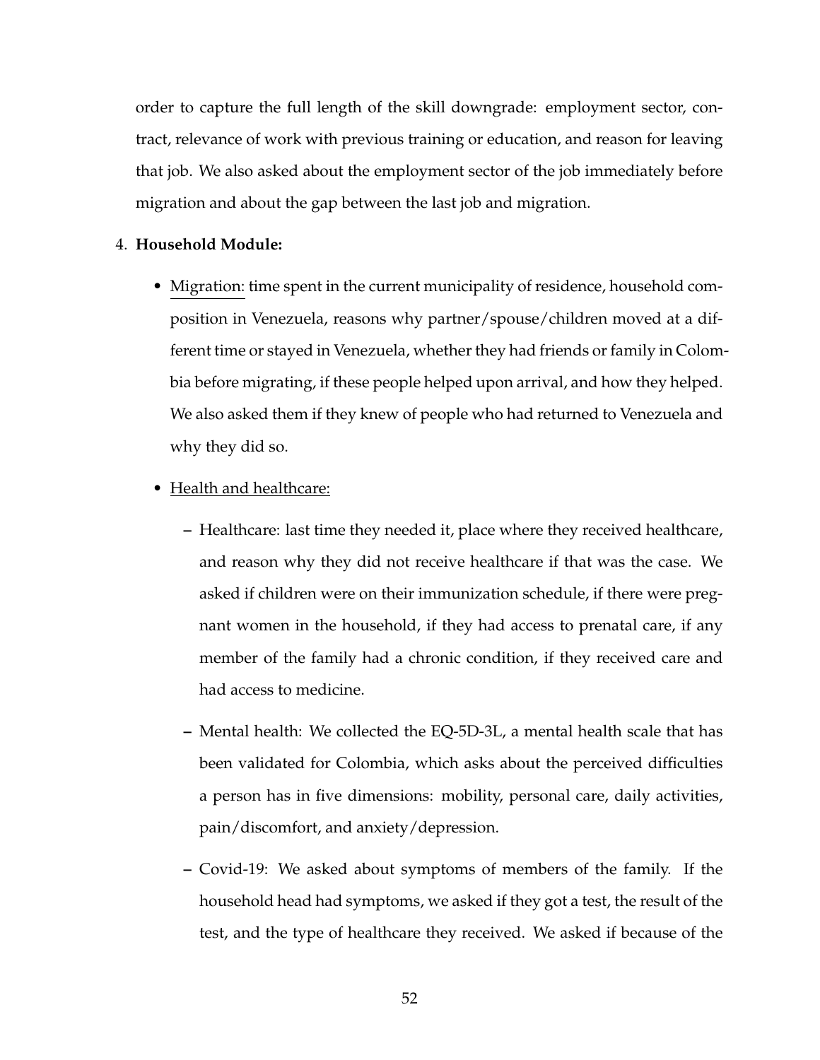order to capture the full length of the skill downgrade: employment sector, contract, relevance of work with previous training or education, and reason for leaving that job. We also asked about the employment sector of the job immediately before migration and about the gap between the last job and migration.

4. **Household Module:**

   - Migration: time spent in the current municipality of residence, household composition in Venezuela, reasons why partner/spouse/children moved at a different time or stayed in Venezuela, whether they had friends or family in Colombia before migrating, if these people helped upon arrival, and how they helped. We also asked them if they knew of people who had returned to Venezuela and why they did so.

   - Health and healthcare:

     – Healthcare: last time they needed it, place where they received healthcare, and reason why they did not receive healthcare if that was the case. We asked if children were on their immunization schedule, if there were pregnant women in the household, if they had access to prenatal care, if any member of the family had a chronic condition, if they received care and had access to medicine.

     – Mental health: We collected the EQ-5D-3L, a mental health scale that has been validated for Colombia, which asks about the perceived difficulties a person has in five dimensions: mobility, personal care, daily activities, pain/discomfort, and anxiety/depression.

     – Covid-19: We asked about symptoms of members of the family. If the household head had symptoms, we asked if they got a test, the result of the test, and the type of healthcare they received. We asked if because of the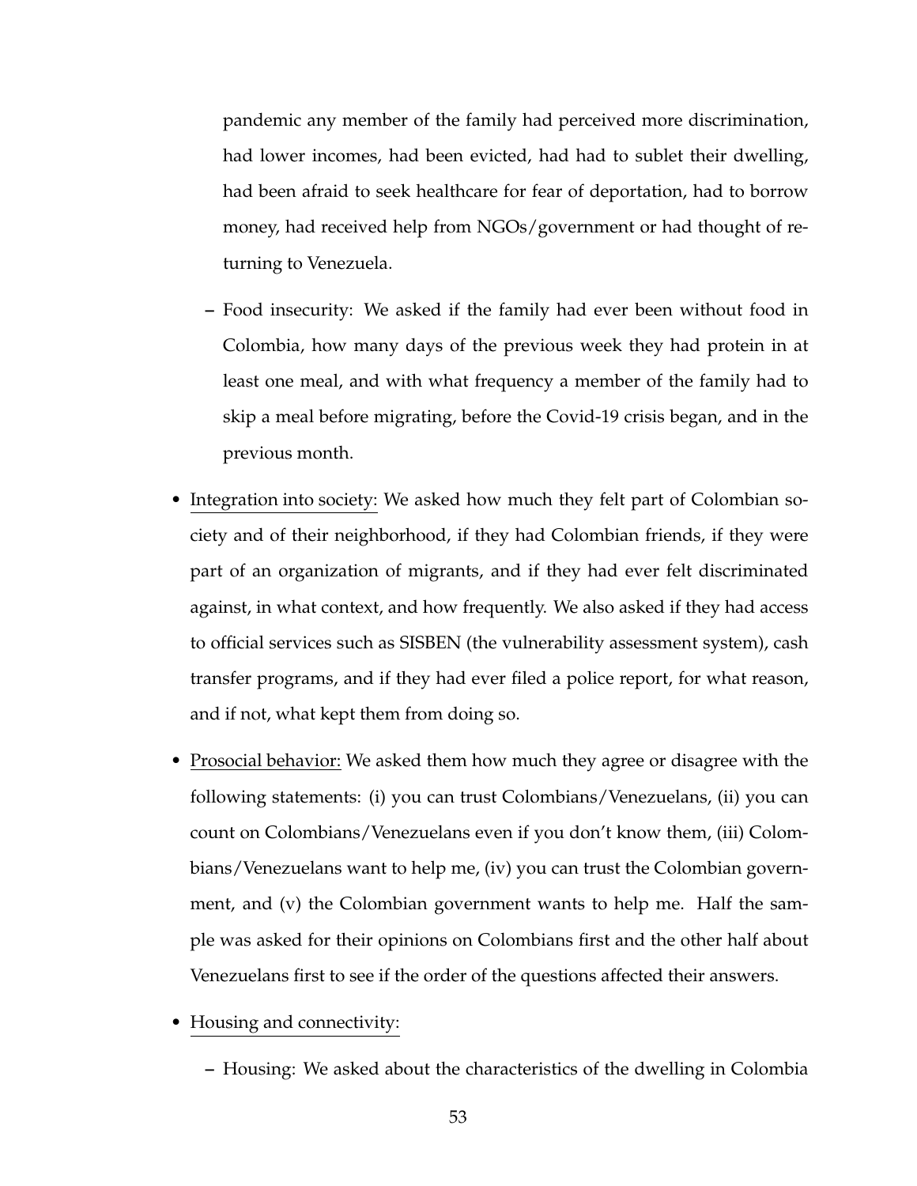pandemic any member of the family had perceived more discrimination, had lower incomes, had been evicted, had had to sublet their dwelling, had been afraid to seek healthcare for fear of deportation, had to borrow money, had received help from NGOs/government or had thought of returning to Venezuela.

  – Food insecurity: We asked if the family had ever been without food in Colombia, how many days of the previous week they had protein in at least one meal, and with what frequency a member of the family had to skip a meal before migrating, before the Covid-19 crisis began, and in the previous month.

- <u>Integration into society:</u> We asked how much they felt part of Colombian society and of their neighborhood, if they had Colombian friends, if they were part of an organization of migrants, and if they had ever felt discriminated against, in what context, and how frequently. We also asked if they had access to official services such as SISBEN (the vulnerability assessment system), cash transfer programs, and if they had ever filed a police report, for what reason, and if not, what kept them from doing so.

- <u>Prosocial behavior:</u> We asked them how much they agree or disagree with the following statements: (i) you can trust Colombians/Venezuelans, (ii) you can count on Colombians/Venezuelans even if you don't know them, (iii) Colombians/Venezuelans want to help me, (iv) you can trust the Colombian government, and (v) the Colombian government wants to help me. Half the sample was asked for their opinions on Colombians first and the other half about Venezuelans first to see if the order of the questions affected their answers.

- <u>Housing and connectivity:</u>

  – Housing: We asked about the characteristics of the dwelling in Colombia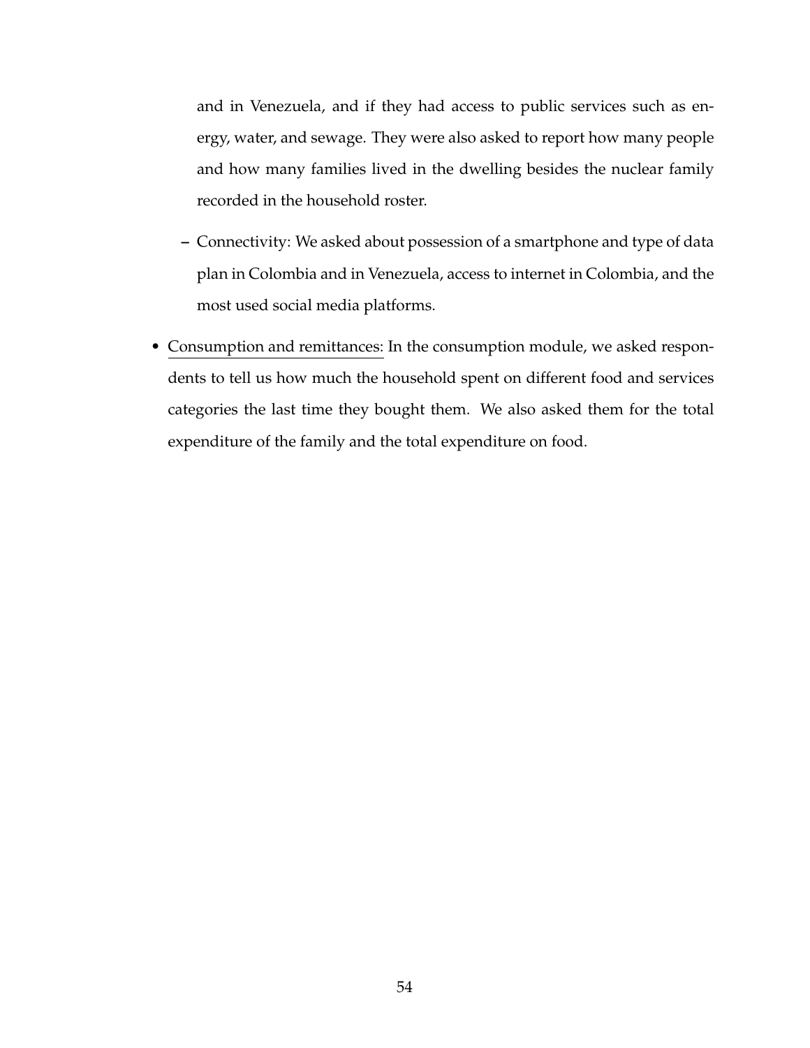and in Venezuela, and if they had access to public services such as energy, water, and sewage. They were also asked to report how many people and how many families lived in the dwelling besides the nuclear family recorded in the household roster.

  - Connectivity: We asked about possession of a smartphone and type of data plan in Colombia and in Venezuela, access to internet in Colombia, and the most used social media platforms.

- <u>Consumption and remittances:</u> In the consumption module, we asked respondents to tell us how much the household spent on different food and services categories the last time they bought them. We also asked them for the total expenditure of the family and the total expenditure on food.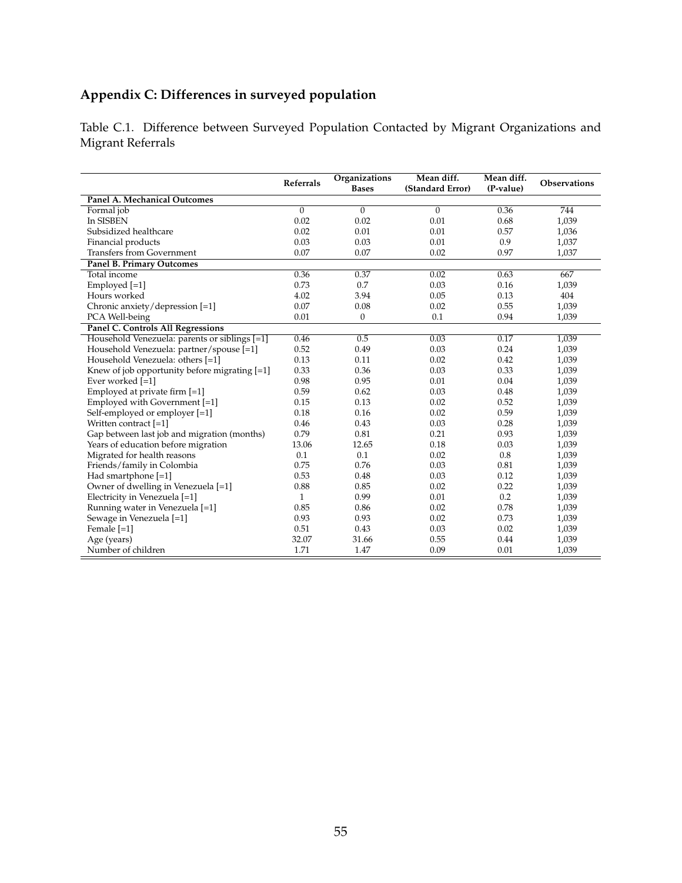## Appendix C: Differences in surveyed population

Table C.1. Difference between Surveyed Population Contacted by Migrant Organizations and Migrant Referrals

| | Referrals | Organizations Bases | Mean diff. (Standard Error) | Mean diff. (P-value) | Observations |
|---|---|---|---|---|---|
| **Panel A. Mechanical Outcomes** | | | | | |
| Formal job | 0 | 0 | 0 | 0.36 | 744 |
| In SISBEN | 0.02 | 0.02 | 0.01 | 0.68 | 1,039 |
| Subsidized healthcare | 0.02 | 0.01 | 0.01 | 0.57 | 1,036 |
| Financial products | 0.03 | 0.03 | 0.01 | 0.9 | 1,037 |
| Transfers from Government | 0.07 | 0.07 | 0.02 | 0.97 | 1,037 |
| **Panel B. Primary Outcomes** | | | | | |
| Total income | 0.36 | 0.37 | 0.02 | 0.63 | 667 |
| Employed [=1] | 0.73 | 0.7 | 0.03 | 0.16 | 1,039 |
| Hours worked | 4.02 | 3.94 | 0.05 | 0.13 | 404 |
| Chronic anxiety/depression [=1] | 0.07 | 0.08 | 0.02 | 0.55 | 1,039 |
| PCA Well-being | 0.01 | 0 | 0.1 | 0.94 | 1,039 |
| **Panel C. Controls All Regressions** | | | | | |
| Household Venezuela: parents or siblings [=1] | 0.46 | 0.5 | 0.03 | 0.17 | 1,039 |
| Household Venezuela: partner/spouse [=1] | 0.52 | 0.49 | 0.03 | 0.24 | 1,039 |
| Household Venezuela: others [=1] | 0.13 | 0.11 | 0.02 | 0.42 | 1,039 |
| Knew of job opportunity before migrating [=1] | 0.33 | 0.36 | 0.03 | 0.33 | 1,039 |
| Ever worked [=1] | 0.98 | 0.95 | 0.01 | 0.04 | 1,039 |
| Employed at private firm [=1] | 0.59 | 0.62 | 0.03 | 0.48 | 1,039 |
| Employed with Government [=1] | 0.15 | 0.13 | 0.02 | 0.52 | 1,039 |
| Self-employed or employer [=1] | 0.18 | 0.16 | 0.02 | 0.59 | 1,039 |
| Written contract [=1] | 0.46 | 0.43 | 0.03 | 0.28 | 1,039 |
| Gap between last job and migration (months) | 0.79 | 0.81 | 0.21 | 0.93 | 1,039 |
| Years of education before migration | 13.06 | 12.65 | 0.18 | 0.03 | 1,039 |
| Migrated for health reasons | 0.1 | 0.1 | 0.02 | 0.8 | 1,039 |
| Friends/family in Colombia | 0.75 | 0.76 | 0.03 | 0.81 | 1,039 |
| Had smartphone [=1] | 0.53 | 0.48 | 0.03 | 0.12 | 1,039 |
| Owner of dwelling in Venezuela [=1] | 0.88 | 0.85 | 0.02 | 0.22 | 1,039 |
| Electricity in Venezuela [=1] | 1 | 0.99 | 0.01 | 0.2 | 1,039 |
| Running water in Venezuela [=1] | 0.85 | 0.86 | 0.02 | 0.78 | 1,039 |
| Sewage in Venezuela [=1] | 0.93 | 0.93 | 0.02 | 0.73 | 1,039 |
| Female [=1] | 0.51 | 0.43 | 0.03 | 0.02 | 1,039 |
| Age (years) | 32.07 | 31.66 | 0.55 | 0.44 | 1,039 |
| Number of children | 1.71 | 1.47 | 0.09 | 0.01 | 1,039 |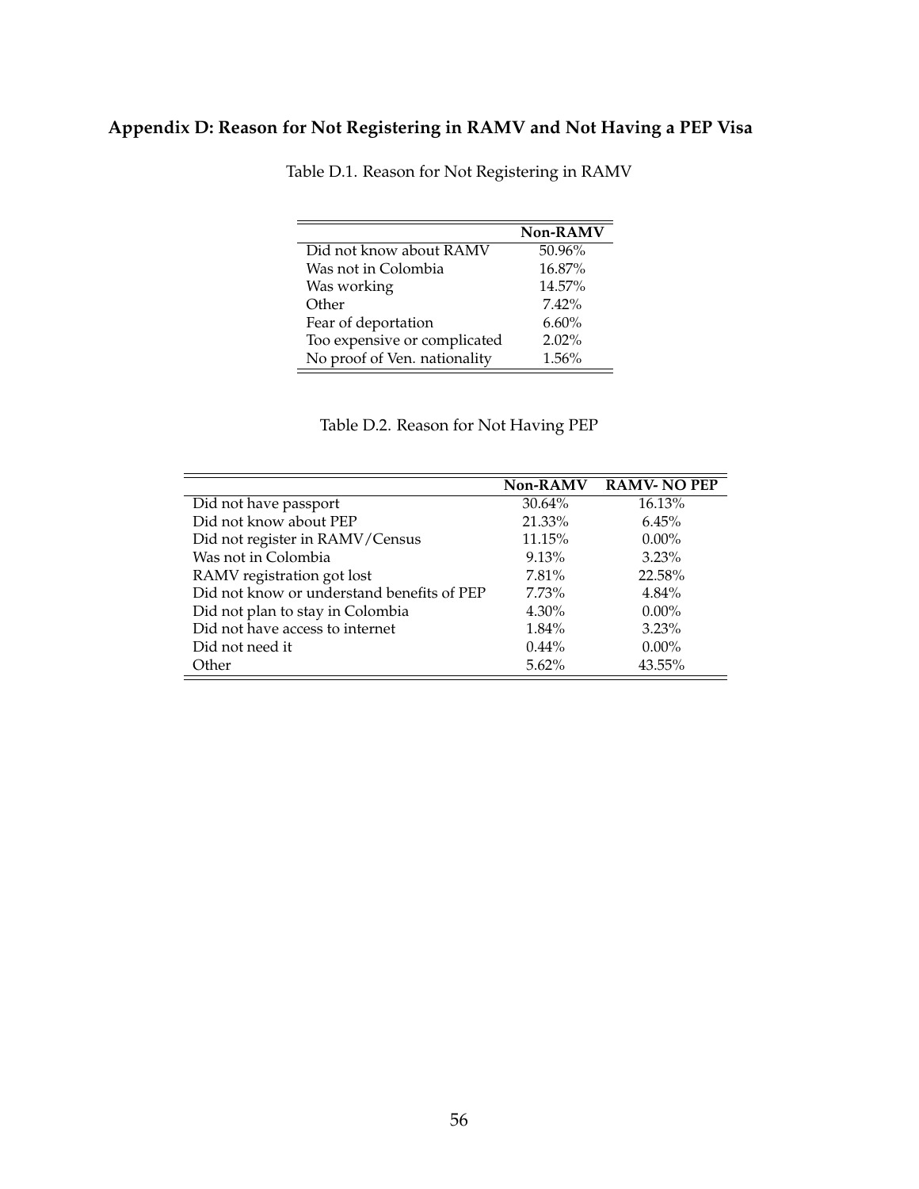## Appendix D: Reason for Not Registering in RAMV and Not Having a PEP Visa

Table D.1. Reason for Not Registering in RAMV

| | Non-RAMV |
|---|---|
| Did not know about RAMV | 50.96% |
| Was not in Colombia | 16.87% |
| Was working | 14.57% |
| Other | 7.42% |
| Fear of deportation | 6.60% |
| Too expensive or complicated | 2.02% |
| No proof of Ven. nationality | 1.56% |

Table D.2. Reason for Not Having PEP

| | Non-RAMV | RAMV- NO PEP |
|---|---|---|
| Did not have passport | 30.64% | 16.13% |
| Did not know about PEP | 21.33% | 6.45% |
| Did not register in RAMV/Census | 11.15% | 0.00% |
| Was not in Colombia | 9.13% | 3.23% |
| RAMV registration got lost | 7.81% | 22.58% |
| Did not know or understand benefits of PEP | 7.73% | 4.84% |
| Did not plan to stay in Colombia | 4.30% | 0.00% |
| Did not have access to internet | 1.84% | 3.23% |
| Did not need it | 0.44% | 0.00% |
| Other | 5.62% | 43.55% |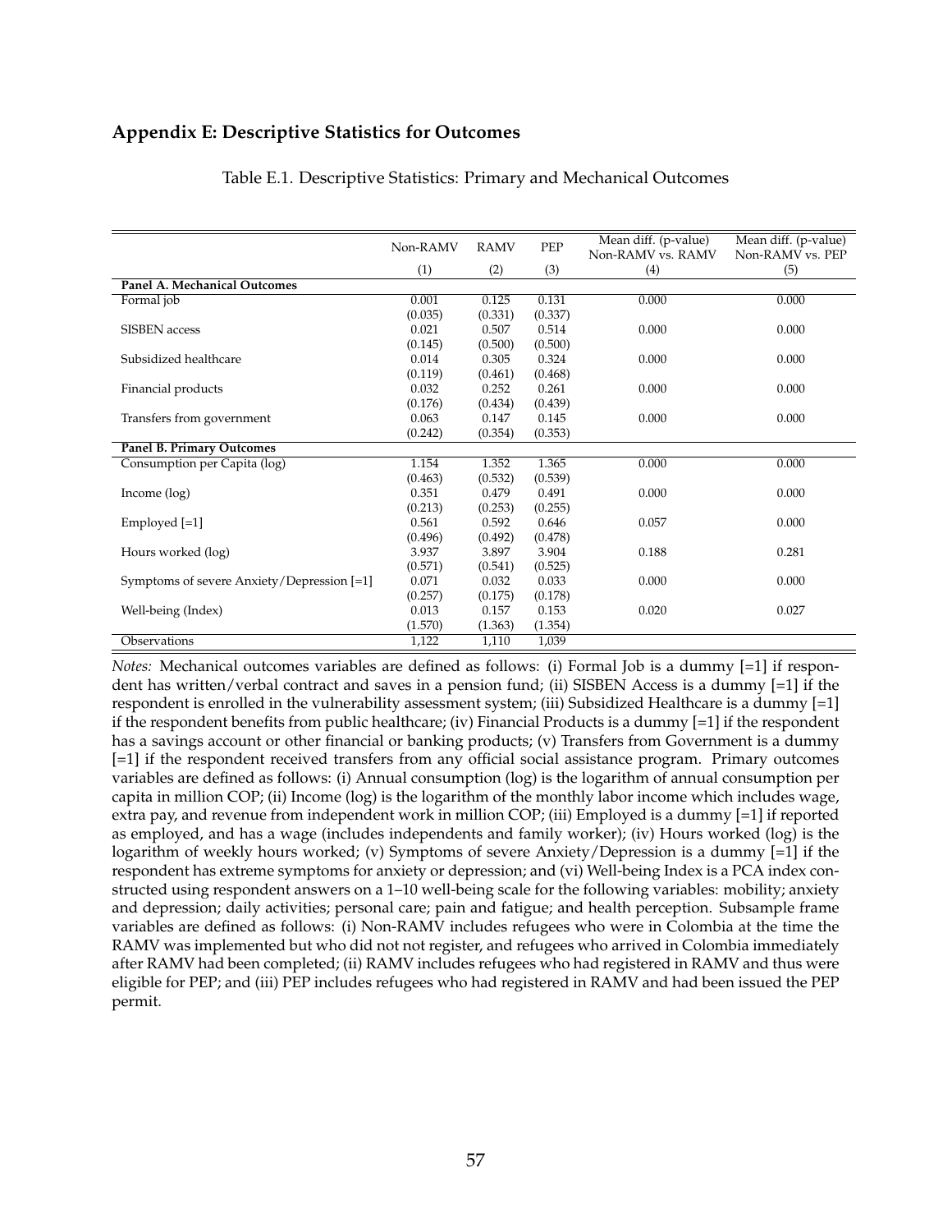## Appendix E: Descriptive Statistics for Outcomes

Table E.1. Descriptive Statistics: Primary and Mechanical Outcomes

| | Non-RAMV | RAMV | PEP | Mean diff. (p-value) Non-RAMV vs. RAMV | Mean diff. (p-value) Non-RAMV vs. PEP |
|---|---|---|---|---|---|
| | (1) | (2) | (3) | (4) | (5) |
| **Panel A. Mechanical Outcomes** | | | | | |
| Formal job | 0.001 | 0.125 | 0.131 | 0.000 | 0.000 |
| | (0.035) | (0.331) | (0.337) | | |
| SISBEN access | 0.021 | 0.507 | 0.514 | 0.000 | 0.000 |
| | (0.145) | (0.500) | (0.500) | | |
| Subsidized healthcare | 0.014 | 0.305 | 0.324 | 0.000 | 0.000 |
| | (0.119) | (0.461) | (0.468) | | |
| Financial products | 0.032 | 0.252 | 0.261 | 0.000 | 0.000 |
| | (0.176) | (0.434) | (0.439) | | |
| Transfers from government | 0.063 | 0.147 | 0.145 | 0.000 | 0.000 |
| | (0.242) | (0.354) | (0.353) | | |
| **Panel B. Primary Outcomes** | | | | | |
| Consumption per Capita (log) | 1.154 | 1.352 | 1.365 | 0.000 | 0.000 |
| | (0.463) | (0.532) | (0.539) | | |
| Income (log) | 0.351 | 0.479 | 0.491 | 0.000 | 0.000 |
| | (0.213) | (0.253) | (0.255) | | |
| Employed [=1] | 0.561 | 0.592 | 0.646 | 0.057 | 0.000 |
| | (0.496) | (0.492) | (0.478) | | |
| Hours worked (log) | 3.937 | 3.897 | 3.904 | 0.188 | 0.281 |
| | (0.571) | (0.541) | (0.525) | | |
| Symptoms of severe Anxiety/Depression [=1] | 0.071 | 0.032 | 0.033 | 0.000 | 0.000 |
| | (0.257) | (0.175) | (0.178) | | |
| Well-being (Index) | 0.013 | 0.157 | 0.153 | 0.020 | 0.027 |
| | (1.570) | (1.363) | (1.354) | | |
| Observations | 1,122 | 1,110 | 1,039 | | |

*Notes:* Mechanical outcomes variables are defined as follows: (i) Formal Job is a dummy [=1] if respondent has written/verbal contract and saves in a pension fund; (ii) SISBEN Access is a dummy [=1] if the respondent is enrolled in the vulnerability assessment system; (iii) Subsidized Healthcare is a dummy [=1] if the respondent benefits from public healthcare; (iv) Financial Products is a dummy [=1] if the respondent has a savings account or other financial or banking products; (v) Transfers from Government is a dummy [=1] if the respondent received transfers from any official social assistance program. Primary outcomes variables are defined as follows: (i) Annual consumption (log) is the logarithm of annual consumption per capita in million COP; (ii) Income (log) is the logarithm of the monthly labor income which includes wage, extra pay, and revenue from independent work in million COP; (iii) Employed is a dummy [=1] if reported as employed, and has a wage (includes independents and family worker); (iv) Hours worked (log) is the logarithm of weekly hours worked; (v) Symptoms of severe Anxiety/Depression is a dummy [=1] if the respondent has extreme symptoms for anxiety or depression; and (vi) Well-being Index is a PCA index constructed using respondent answers on a 1–10 well-being scale for the following variables: mobility; anxiety and depression; daily activities; personal care; pain and fatigue; and health perception. Subsample frame variables are defined as follows: (i) Non-RAMV includes refugees who were in Colombia at the time the RAMV was implemented but who did not not register, and refugees who arrived in Colombia immediately after RAMV had been completed; (ii) RAMV includes refugees who had registered in RAMV and thus were eligible for PEP; and (iii) PEP includes refugees who had registered in RAMV and had been issued the PEP permit.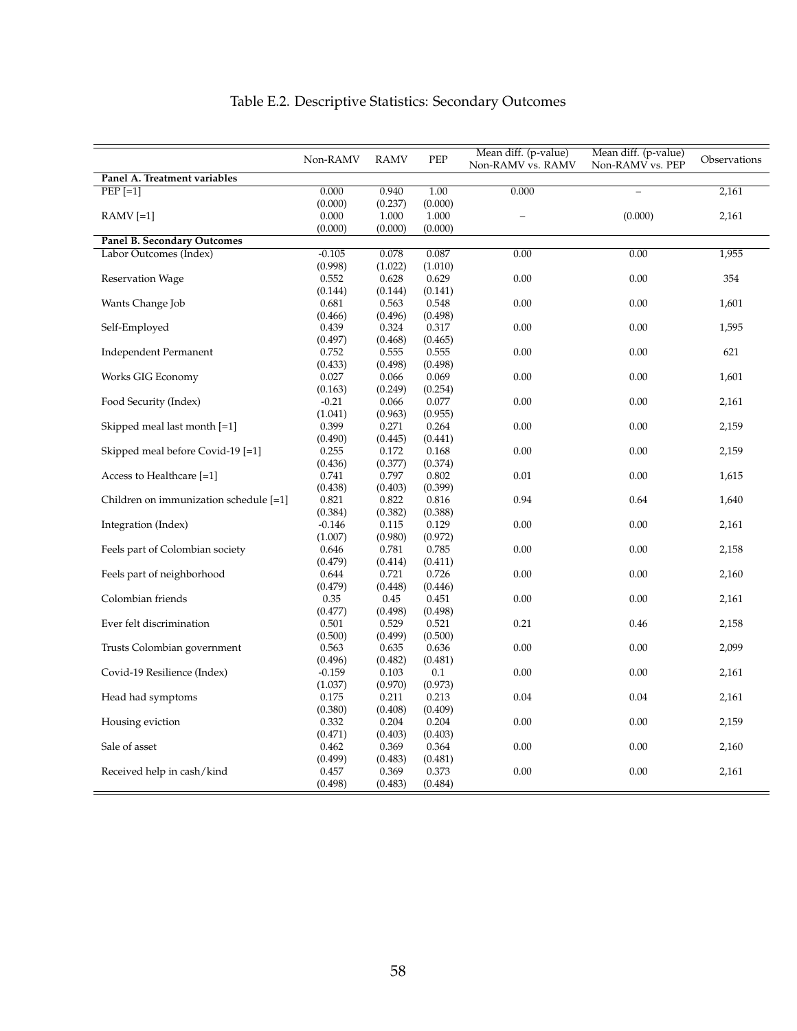# Table E.2. Descriptive Statistics: Secondary Outcomes

| | Non-RAMV | RAMV | PEP | Mean diff. (p-value) Non-RAMV vs. RAMV | Mean diff. (p-value) Non-RAMV vs. PEP | Observations |
|---|---|---|---|---|---|---|
| **Panel A. Treatment variables** | | | | | | |
| PEP [=1] | 0.000 | 0.940 | 1.00 | 0.000 | – | 2,161 |
| | (0.000) | (0.237) | (0.000) | | | |
| RAMV [=1] | 0.000 | 1.000 | 1.000 | – | (0.000) | 2,161 |
| | (0.000) | (0.000) | (0.000) | | | |
| **Panel B. Secondary Outcomes** | | | | | | |
| Labor Outcomes (Index) | -0.105 | 0.078 | 0.087 | 0.00 | 0.00 | 1,955 |
| | (0.998) | (1.022) | (1.010) | | | |
| Reservation Wage | 0.552 | 0.628 | 0.629 | 0.00 | 0.00 | 354 |
| | (0.144) | (0.144) | (0.141) | | | |
| Wants Change Job | 0.681 | 0.563 | 0.548 | 0.00 | 0.00 | 1,601 |
| | (0.466) | (0.496) | (0.498) | | | |
| Self-Employed | 0.439 | 0.324 | 0.317 | 0.00 | 0.00 | 1,595 |
| | (0.497) | (0.468) | (0.465) | | | |
| Independent Permanent | 0.752 | 0.555 | 0.555 | 0.00 | 0.00 | 621 |
| | (0.433) | (0.498) | (0.498) | | | |
| Works GIG Economy | 0.027 | 0.066 | 0.069 | 0.00 | 0.00 | 1,601 |
| | (0.163) | (0.249) | (0.254) | | | |
| Food Security (Index) | -0.21 | 0.066 | 0.077 | 0.00 | 0.00 | 2,161 |
| | (1.041) | (0.963) | (0.955) | | | |
| Skipped meal last month [=1] | 0.399 | 0.271 | 0.264 | 0.00 | 0.00 | 2,159 |
| | (0.490) | (0.445) | (0.441) | | | |
| Skipped meal before Covid-19 [=1] | 0.255 | 0.172 | 0.168 | 0.00 | 0.00 | 2,159 |
| | (0.436) | (0.377) | (0.374) | | | |
| Access to Healthcare [=1] | 0.741 | 0.797 | 0.802 | 0.01 | 0.00 | 1,615 |
| | (0.438) | (0.403) | (0.399) | | | |
| Children on immunization schedule [=1] | 0.821 | 0.822 | 0.816 | 0.94 | 0.64 | 1,640 |
| | (0.384) | (0.382) | (0.388) | | | |
| Integration (Index) | -0.146 | 0.115 | 0.129 | 0.00 | 0.00 | 2,161 |
| | (1.007) | (0.980) | (0.972) | | | |
| Feels part of Colombian society | 0.646 | 0.781 | 0.785 | 0.00 | 0.00 | 2,158 |
| | (0.479) | (0.414) | (0.411) | | | |
| Feels part of neighborhood | 0.644 | 0.721 | 0.726 | 0.00 | 0.00 | 2,160 |
| | (0.479) | (0.448) | (0.446) | | | |
| Colombian friends | 0.35 | 0.45 | 0.451 | 0.00 | 0.00 | 2,161 |
| | (0.477) | (0.498) | (0.498) | | | |
| Ever felt discrimination | 0.501 | 0.529 | 0.521 | 0.21 | 0.46 | 2,158 |
| | (0.500) | (0.499) | (0.500) | | | |
| Trusts Colombian government | 0.563 | 0.635 | 0.636 | 0.00 | 0.00 | 2,099 |
| | (0.496) | (0.482) | (0.481) | | | |
| Covid-19 Resilience (Index) | -0.159 | 0.103 | 0.1 | 0.00 | 0.00 | 2,161 |
| | (1.037) | (0.970) | (0.973) | | | |
| Head had symptoms | 0.175 | 0.211 | 0.213 | 0.04 | 0.04 | 2,161 |
| | (0.380) | (0.408) | (0.409) | | | |
| Housing eviction | 0.332 | 0.204 | 0.204 | 0.00 | 0.00 | 2,159 |
| | (0.471) | (0.403) | (0.403) | | | |
| Sale of asset | 0.462 | 0.369 | 0.364 | 0.00 | 0.00 | 2,160 |
| | (0.499) | (0.483) | (0.481) | | | |
| Received help in cash/kind | 0.457 | 0.369 | 0.373 | 0.00 | 0.00 | 2,161 |
| | (0.498) | (0.483) | (0.484) | | | |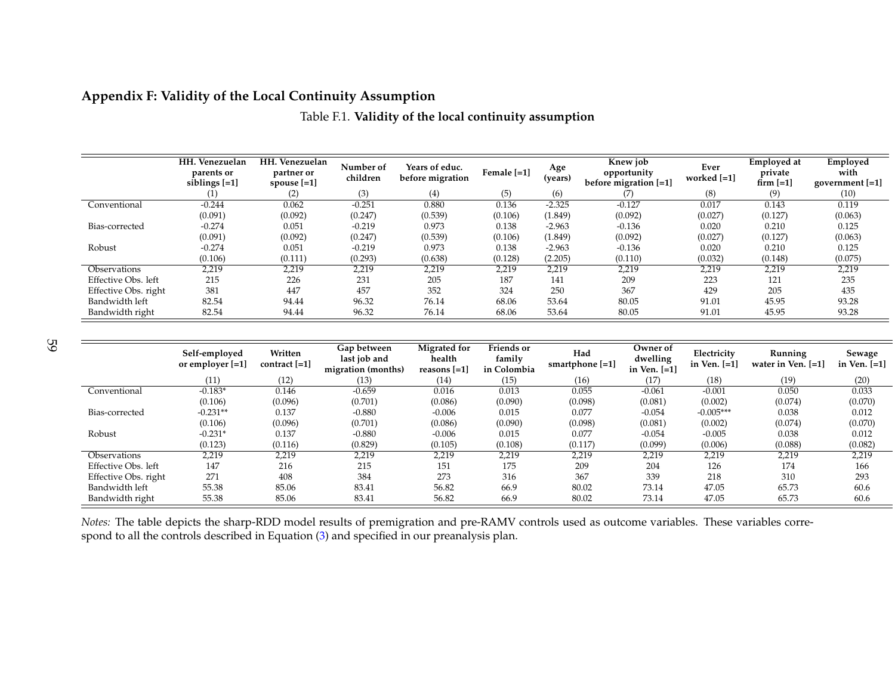## Appendix F: Validity of the Local Continuity Assumption

Table F.1. **Validity of the local continuity assumption**

| | HH. Venezuelan parents or siblings [=1] | HH. Venezuelan partner or spouse [=1] | Number of children | Years of educ. before migration | Female [=1] | Age (years) | Knew job opportunity before migration [=1] | Ever worked [=1] | Employed at private firm [=1] | Employed with government [=1] |
|---|---|---|---|---|---|---|---|---|---|---|
| | (1) | (2) | (3) | (4) | (5) | (6) | (7) | (8) | (9) | (10) |
| Conventional | -0.244 | 0.062 | -0.251 | 0.880 | 0.136 | -2.325 | -0.127 | 0.017 | 0.143 | 0.119 |
| | (0.091) | (0.092) | (0.247) | (0.539) | (0.106) | (1.849) | (0.092) | (0.027) | (0.127) | (0.063) |
| Bias-corrected | -0.274 | 0.051 | -0.219 | 0.973 | 0.138 | -2.963 | -0.136 | 0.020 | 0.210 | 0.125 |
| | (0.091) | (0.092) | (0.247) | (0.539) | (0.106) | (1.849) | (0.092) | (0.027) | (0.127) | (0.063) |
| Robust | -0.274 | 0.051 | -0.219 | 0.973 | 0.138 | -2.963 | -0.136 | 0.020 | 0.210 | 0.125 |
| | (0.106) | (0.111) | (0.293) | (0.638) | (0.128) | (2.205) | (0.110) | (0.032) | (0.148) | (0.075) |
| Observations | 2,219 | 2,219 | 2,219 | 2,219 | 2,219 | 2,219 | 2,219 | 2,219 | 2,219 | 2,219 |
| Effective Obs. left | 215 | 226 | 231 | 205 | 187 | 141 | 209 | 223 | 121 | 235 |
| Effective Obs. right | 381 | 447 | 457 | 352 | 324 | 250 | 367 | 429 | 205 | 435 |
| Bandwidth left | 82.54 | 94.44 | 96.32 | 76.14 | 68.06 | 53.64 | 80.05 | 91.01 | 45.95 | 93.28 |
| Bandwidth right | 82.54 | 94.44 | 96.32 | 76.14 | 68.06 | 53.64 | 80.05 | 91.01 | 45.95 | 93.28 |

| | Self-employed or employer [=1] | Written contract [=1] | Gap between last job and migration (months) | Migrated for health reasons [=1] | Friends or family in Colombia | Had smartphone [=1] | Owner of dwelling in Ven. [=1] | Electricity in Ven. [=1] | Running water in Ven. [=1] | Sewage in Ven. [=1] |
|---|---|---|---|---|---|---|---|---|---|---|
| | (11) | (12) | (13) | (14) | (15) | (16) | (17) | (18) | (19) | (20) |
| Conventional | -0.183* | 0.146 | -0.659 | 0.016 | 0.013 | 0.055 | -0.061 | -0.001 | 0.050 | 0.033 |
| | (0.106) | (0.096) | (0.701) | (0.086) | (0.090) | (0.098) | (0.081) | (0.002) | (0.074) | (0.070) |
| Bias-corrected | -0.231** | 0.137 | -0.880 | -0.006 | 0.015 | 0.077 | -0.054 | -0.005*** | 0.038 | 0.012 |
| | (0.106) | (0.096) | (0.701) | (0.086) | (0.090) | (0.098) | (0.081) | (0.002) | (0.074) | (0.070) |
| Robust | -0.231* | 0.137 | -0.880 | -0.006 | 0.015 | 0.077 | -0.054 | -0.005 | 0.038 | 0.012 |
| | (0.123) | (0.116) | (0.829) | (0.105) | (0.108) | (0.117) | (0.099) | (0.006) | (0.088) | (0.082) |
| Observations | 2,219 | 2,219 | 2,219 | 2,219 | 2,219 | 2,219 | 2,219 | 2,219 | 2,219 | 2,219 |
| Effective Obs. left | 147 | 216 | 215 | 151 | 175 | 209 | 204 | 126 | 174 | 166 |
| Effective Obs. right | 271 | 408 | 384 | 273 | 316 | 367 | 339 | 218 | 310 | 293 |
| Bandwidth left | 55.38 | 85.06 | 83.41 | 56.82 | 66.9 | 80.02 | 73.14 | 47.05 | 65.73 | 60.6 |
| Bandwidth right | 55.38 | 85.06 | 83.41 | 56.82 | 66.9 | 80.02 | 73.14 | 47.05 | 65.73 | 60.6 |

*Notes:* The table depicts the sharp-RDD model results of premigration and pre-RAMV controls used as outcome variables. These variables correspond to all the controls described in Equation (3) and specified in our preanalysis plan.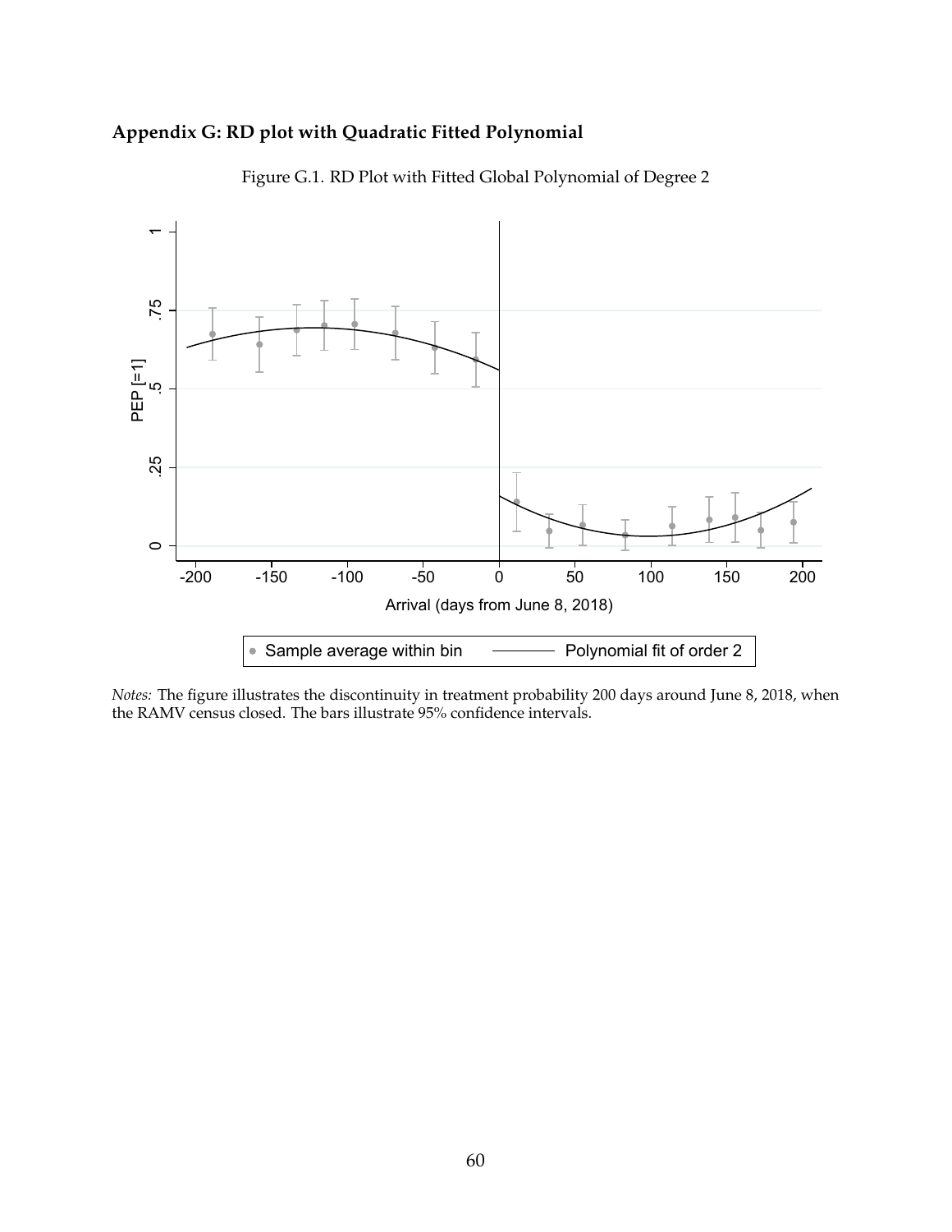## Appendix G: RD plot with Quadratic Fitted Polynomial

Figure G.1. RD Plot with Fitted Global Polynomial of Degree 2

*Notes:* The figure illustrates the discontinuity in treatment probability 200 days around June 8, 2018, when the RAMV census closed. The bars illustrate 95% confidence intervals.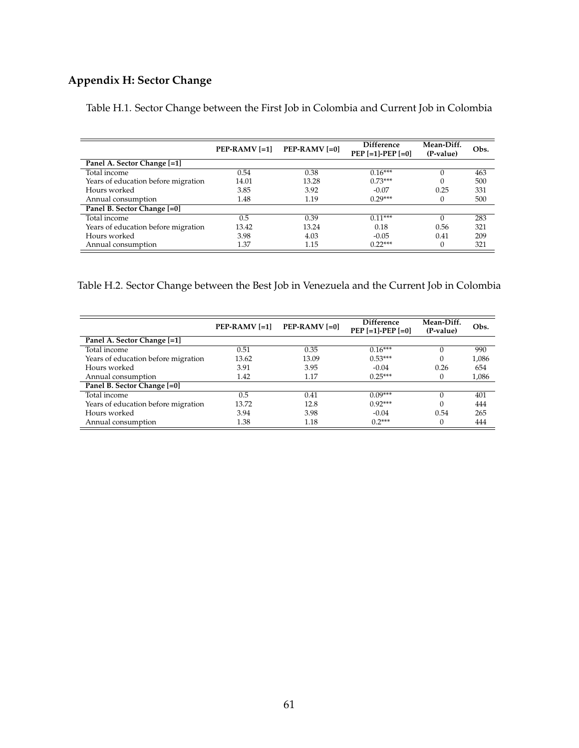## Appendix H: Sector Change

Table H.1. Sector Change between the First Job in Colombia and Current Job in Colombia

| | PEP-RAMV [=1] | PEP-RAMV [=0] | Difference PEP [=1]-PEP [=0] | Mean-Diff. (P-value) | Obs. |
|---|---|---|---|---|---|
| **Panel A. Sector Change [=1]** | | | | | |
| Total income | 0.54 | 0.38 | 0.16*** | 0 | 463 |
| Years of education before migration | 14.01 | 13.28 | 0.73*** | 0 | 500 |
| Hours worked | 3.85 | 3.92 | -0.07 | 0.25 | 331 |
| Annual consumption | 1.48 | 1.19 | 0.29*** | 0 | 500 |
| **Panel B. Sector Change [=0]** | | | | | |
| Total income | 0.5 | 0.39 | 0.11*** | 0 | 283 |
| Years of education before migration | 13.42 | 13.24 | 0.18 | 0.56 | 321 |
| Hours worked | 3.98 | 4.03 | -0.05 | 0.41 | 209 |
| Annual consumption | 1.37 | 1.15 | 0.22*** | 0 | 321 |

Table H.2. Sector Change between the Best Job in Venezuela and the Current Job in Colombia

| | PEP-RAMV [=1] | PEP-RAMV [=0] | Difference PEP [=1]-PEP [=0] | Mean-Diff. (P-value) | Obs. |
|---|---|---|---|---|---|
| **Panel A. Sector Change [=1]** | | | | | |
| Total income | 0.51 | 0.35 | 0.16*** | 0 | 990 |
| Years of education before migration | 13.62 | 13.09 | 0.53*** | 0 | 1,086 |
| Hours worked | 3.91 | 3.95 | -0.04 | 0.26 | 654 |
| Annual consumption | 1.42 | 1.17 | 0.25*** | 0 | 1,086 |
| **Panel B. Sector Change [=0]** | | | | | |
| Total income | 0.5 | 0.41 | 0.09*** | 0 | 401 |
| Years of education before migration | 13.72 | 12.8 | 0.92*** | 0 | 444 |
| Hours worked | 3.94 | 3.98 | -0.04 | 0.54 | 265 |
| Annual consumption | 1.38 | 1.18 | 0.2*** | 0 | 444 |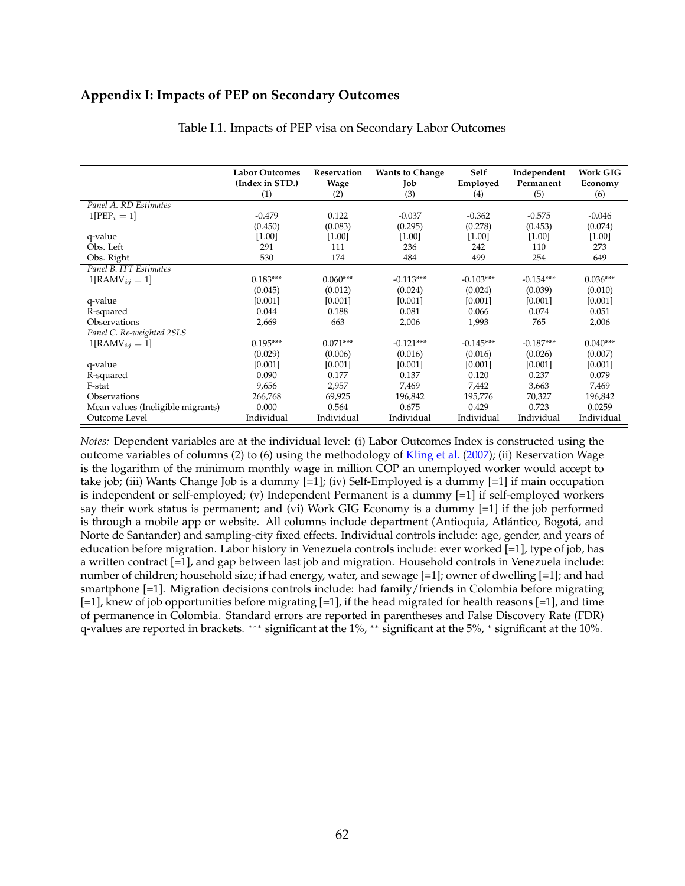## Appendix I: Impacts of PEP on Secondary Outcomes

Table I.1. Impacts of PEP visa on Secondary Labor Outcomes

| | Labor Outcomes (Index in STD.) | Reservation Wage | Wants to Change Job | Self Employed | Independent Permanent | Work GIG Economy |
|---|---|---|---|---|---|---|
| | (1) | (2) | (3) | (4) | (5) | (6) |
| *Panel A. RD Estimates* | | | | | | |
| $1[\text{PEP}_i = 1]$ | -0.479 | 0.122 | -0.037 | -0.362 | -0.575 | -0.046 |
| | (0.450) | (0.083) | (0.295) | (0.278) | (0.453) | (0.074) |
| q-value | [1.00] | [1.00] | [1.00] | [1.00] | [1.00] | [1.00] |
| Obs. Left | 291 | 111 | 236 | 242 | 110 | 273 |
| Obs. Right | 530 | 174 | 484 | 499 | 254 | 649 |
| *Panel B. ITT Estimates* | | | | | | |
| $1[\text{RAMV}_{ij} = 1]$ | 0.183*** | 0.060*** | -0.113*** | -0.103*** | -0.154*** | 0.036*** |
| | (0.045) | (0.012) | (0.024) | (0.024) | (0.039) | (0.010) |
| q-value | [0.001] | [0.001] | [0.001] | [0.001] | [0.001] | [0.001] |
| R-squared | 0.044 | 0.188 | 0.081 | 0.066 | 0.074 | 0.051 |
| Observations | 2,669 | 663 | 2,006 | 1,993 | 765 | 2,006 |
| *Panel C. Re-weighted 2SLS* | | | | | | |
| $1[\text{RAMV}_{ij} = 1]$ | 0.195*** | 0.071*** | -0.121*** | -0.145*** | -0.187*** | 0.040*** |
| | (0.029) | (0.006) | (0.016) | (0.016) | (0.026) | (0.007) |
| q-value | [0.001] | [0.001] | [0.001] | [0.001] | [0.001] | [0.001] |
| R-squared | 0.090 | 0.177 | 0.137 | 0.120 | 0.237 | 0.079 |
| F-stat | 9,656 | 2,957 | 7,469 | 7,442 | 3,663 | 7,469 |
| Observations | 266,768 | 69,925 | 196,842 | 195,776 | 70,327 | 196,842 |
| Mean values (Ineligible migrants) | 0.000 | 0.564 | 0.675 | 0.429 | 0.723 | 0.0259 |
| Outcome Level | Individual | Individual | Individual | Individual | Individual | Individual |

*Notes:* Dependent variables are at the individual level: (i) Labor Outcomes Index is constructed using the outcome variables of columns (2) to (6) using the methodology of Kling et al. (2007); (ii) Reservation Wage is the logarithm of the minimum monthly wage in million COP an unemployed worker would accept to take job; (iii) Wants Change Job is a dummy [=1]; (iv) Self-Employed is a dummy [=1] if main occupation is independent or self-employed; (v) Independent Permanent is a dummy [=1] if self-employed workers say their work status is permanent; and (vi) Work GIG Economy is a dummy [=1] if the job performed is through a mobile app or website. All columns include department (Antioquia, Atlántico, Bogotá, and Norte de Santander) and sampling-city fixed effects. Individual controls include: age, gender, and years of education before migration. Labor history in Venezuela controls include: ever worked [=1], type of job, has a written contract [=1], and gap between last job and migration. Household controls in Venezuela include: number of children; household size; if had energy, water, and sewage [=1]; owner of dwelling [=1]; and had smartphone [=1]. Migration decisions controls include: had family/friends in Colombia before migrating [=1], knew of job opportunities before migrating [=1], if the head migrated for health reasons [=1], and time of permanence in Colombia. Standard errors are reported in parentheses and False Discovery Rate (FDR) q-values are reported in brackets. *** significant at the 1%, ** significant at the 5%, * significant at the 10%.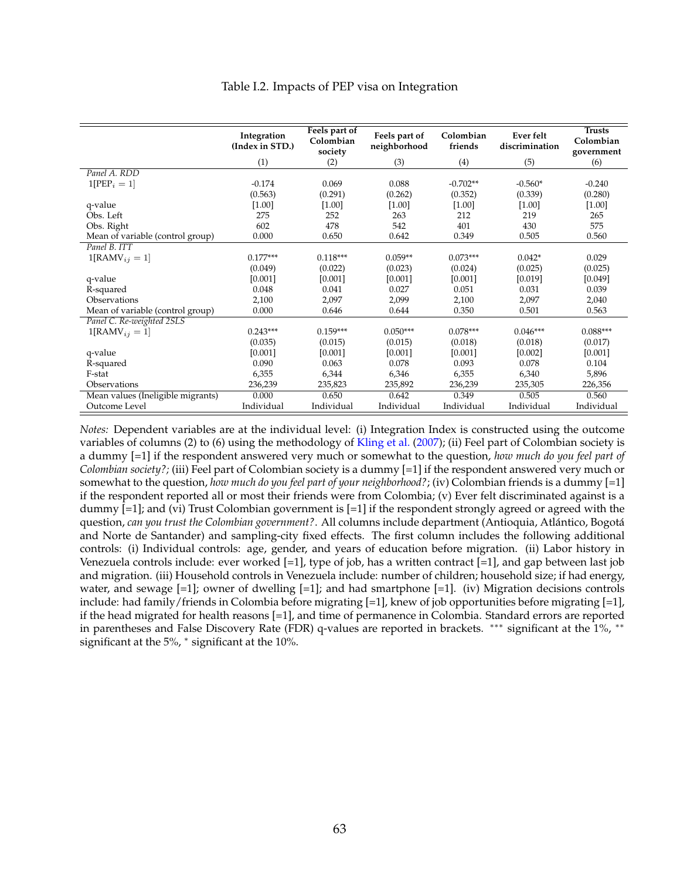Table I.2. Impacts of PEP visa on Integration

| | Integration (Index in STD.) | Feels part of Colombian society | Feels part of neighborhood | Colombian friends | Ever felt discrimination | Trusts Colombian government |
|---|---|---|---|---|---|---|
| | (1) | (2) | (3) | (4) | (5) | (6) |
| *Panel A. RDD* | | | | | | |
| $1[\text{PEP}_i = 1]$ | -0.174 | 0.069 | 0.088 | -0.702** | -0.560* | -0.240 |
| | (0.563) | (0.291) | (0.262) | (0.352) | (0.339) | (0.280) |
| q-value | [1.00] | [1.00] | [1.00] | [1.00] | [1.00] | [1.00] |
| Obs. Left | 275 | 252 | 263 | 212 | 219 | 265 |
| Obs. Right | 602 | 478 | 542 | 401 | 430 | 575 |
| Mean of variable (control group) | 0.000 | 0.650 | 0.642 | 0.349 | 0.505 | 0.560 |
| *Panel B. ITT* | | | | | | |
| $1[\text{RAMV}_{ij} = 1]$ | 0.177*** | 0.118*** | 0.059** | 0.073*** | 0.042* | 0.029 |
| | (0.049) | (0.022) | (0.023) | (0.024) | (0.025) | (0.025) |
| q-value | [0.001] | [0.001] | [0.001] | [0.001] | [0.019] | [0.049] |
| R-squared | 0.048 | 0.041 | 0.027 | 0.051 | 0.031 | 0.039 |
| Observations | 2,100 | 2,097 | 2,099 | 2,100 | 2,097 | 2,040 |
| Mean of variable (control group) | 0.000 | 0.646 | 0.644 | 0.350 | 0.501 | 0.563 |
| *Panel C. Re-weighted 2SLS* | | | | | | |
| $1[\text{RAMV}_{ij} = 1]$ | 0.243*** | 0.159*** | 0.050*** | 0.078*** | 0.046*** | 0.088*** |
| | (0.035) | (0.015) | (0.015) | (0.018) | (0.018) | (0.017) |
| q-value | [0.001] | [0.001] | [0.001] | [0.001] | [0.002] | [0.001] |
| R-squared | 0.090 | 0.063 | 0.078 | 0.093 | 0.078 | 0.104 |
| F-stat | 6,355 | 6,344 | 6,346 | 6,355 | 6,340 | 5,896 |
| Observations | 236,239 | 235,823 | 235,892 | 236,239 | 235,305 | 226,356 |
| Mean values (Ineligible migrants) | 0.000 | 0.650 | 0.642 | 0.349 | 0.505 | 0.560 |
| Outcome Level | Individual | Individual | Individual | Individual | Individual | Individual |

*Notes:* Dependent variables are at the individual level: (i) Integration Index is constructed using the outcome variables of columns (2) to (6) using the methodology of Kling et al. (2007); (ii) Feel part of Colombian society is a dummy [=1] if the respondent answered very much or somewhat to the question, *how much do you feel part of Colombian society?;* (iii) Feel part of Colombian society is a dummy [=1] if the respondent answered very much or somewhat to the question, *how much do you feel part of your neighborhood?*; (iv) Colombian friends is a dummy [=1] if the respondent reported all or most their friends were from Colombia; (v) Ever felt discriminated against is a dummy [=1]; and (vi) Trust Colombian government is [=1] if the respondent strongly agreed or agreed with the question, *can you trust the Colombian government?*. All columns include department (Antioquia, Atlántico, Bogotá and Norte de Santander) and sampling-city fixed effects. The first column includes the following additional controls: (i) Individual controls: age, gender, and years of education before migration. (ii) Labor history in Venezuela controls include: ever worked [=1], type of job, has a written contract [=1], and gap between last job and migration. (iii) Household controls in Venezuela include: number of children; household size; if had energy, water, and sewage [=1]; owner of dwelling [=1]; and had smartphone [=1]. (iv) Migration decisions controls include: had family/friends in Colombia before migrating [=1], knew of job opportunities before migrating [=1], if the head migrated for health reasons [=1], and time of permanence in Colombia. Standard errors are reported in parentheses and False Discovery Rate (FDR) q-values are reported in brackets. *** significant at the 1%, ** significant at the 5%, * significant at the 10%.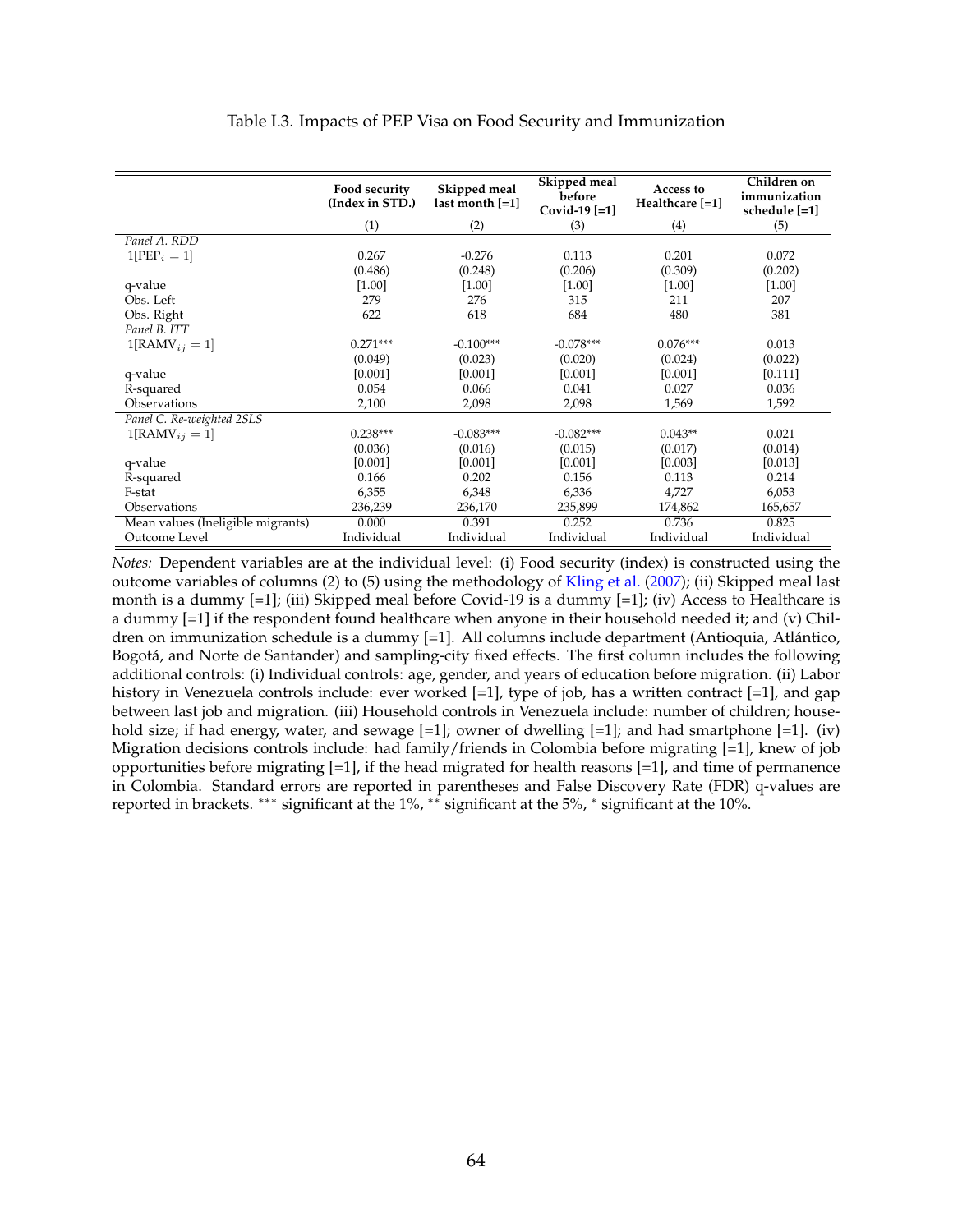Table I.3. Impacts of PEP Visa on Food Security and Immunization

| | Food security (Index in STD.) | Skipped meal last month [=1] | Skipped meal before Covid-19 [=1] | Access to Healthcare [=1] | Children on immunization schedule [=1] |
|---|---|---|---|---|---|
| | (1) | (2) | (3) | (4) | (5) |
| *Panel A. RDD* | | | | | |
| $1[\text{PEP}_i = 1]$ | 0.267 | -0.276 | 0.113 | 0.201 | 0.072 |
| | (0.486) | (0.248) | (0.206) | (0.309) | (0.202) |
| q-value | [1.00] | [1.00] | [1.00] | [1.00] | [1.00] |
| Obs. Left | 279 | 276 | 315 | 211 | 207 |
| Obs. Right | 622 | 618 | 684 | 480 | 381 |
| *Panel B. ITT* | | | | | |
| $1[\text{RAMV}_{ij} = 1]$ | 0.271*** | -0.100*** | -0.078*** | 0.076*** | 0.013 |
| | (0.049) | (0.023) | (0.020) | (0.024) | (0.022) |
| q-value | [0.001] | [0.001] | [0.001] | [0.001] | [0.111] |
| R-squared | 0.054 | 0.066 | 0.041 | 0.027 | 0.036 |
| Observations | 2,100 | 2,098 | 2,098 | 1,569 | 1,592 |
| *Panel C. Re-weighted 2SLS* | | | | | |
| $1[\text{RAMV}_{ij} = 1]$ | 0.238*** | -0.083*** | -0.082*** | 0.043** | 0.021 |
| | (0.036) | (0.016) | (0.015) | (0.017) | (0.014) |
| q-value | [0.001] | [0.001] | [0.001] | [0.003] | [0.013] |
| R-squared | 0.166 | 0.202 | 0.156 | 0.113 | 0.214 |
| F-stat | 6,355 | 6,348 | 6,336 | 4,727 | 6,053 |
| Observations | 236,239 | 236,170 | 235,899 | 174,862 | 165,657 |
| Mean values (Ineligible migrants) | 0.000 | 0.391 | 0.252 | 0.736 | 0.825 |
| Outcome Level | Individual | Individual | Individual | Individual | Individual |

*Notes:* Dependent variables are at the individual level: (i) Food security (index) is constructed using the outcome variables of columns (2) to (5) using the methodology of Kling et al. (2007); (ii) Skipped meal last month is a dummy [=1]; (iii) Skipped meal before Covid-19 is a dummy [=1]; (iv) Access to Healthcare is a dummy [=1] if the respondent found healthcare when anyone in their household needed it; and (v) Children on immunization schedule is a dummy [=1]. All columns include department (Antioquia, Atlántico, Bogotá, and Norte de Santander) and sampling-city fixed effects. The first column includes the following additional controls: (i) Individual controls: age, gender, and years of education before migration. (ii) Labor history in Venezuela controls include: ever worked [=1], type of job, has a written contract [=1], and gap between last job and migration. (iii) Household controls in Venezuela include: number of children; household size; if had energy, water, and sewage [=1]; owner of dwelling [=1]; and had smartphone [=1]. (iv) Migration decisions controls include: had family/friends in Colombia before migrating [=1], knew of job opportunities before migrating [=1], if the head migrated for health reasons [=1], and time of permanence in Colombia. Standard errors are reported in parentheses and False Discovery Rate (FDR) q-values are reported in brackets. *** significant at the 1%, ** significant at the 5%, * significant at the 10%.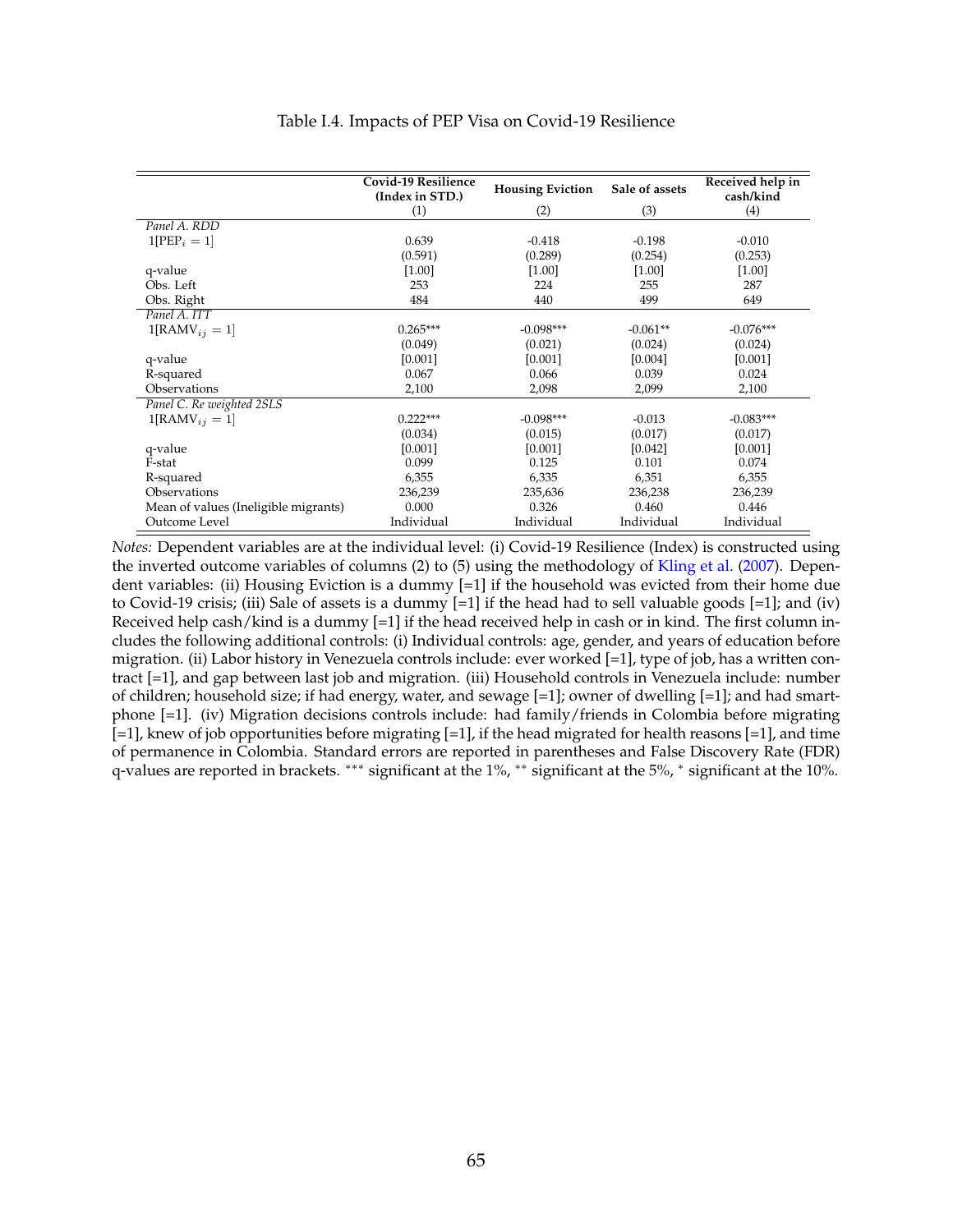Table I.4. Impacts of PEP Visa on Covid-19 Resilience

| | Covid-19 Resilience (Index in STD.) | Housing Eviction | Sale of assets | Received help in cash/kind |
|---|---|---|---|---|
| | (1) | (2) | (3) | (4) |
| *Panel A. RDD* | | | | |
| $1[\text{PEP}_i = 1]$ | 0.639 | -0.418 | -0.198 | -0.010 |
| | (0.591) | (0.289) | (0.254) | (0.253) |
| q-value | [1.00] | [1.00] | [1.00] | [1.00] |
| Obs. Left | 253 | 224 | 255 | 287 |
| Obs. Right | 484 | 440 | 499 | 649 |
| *Panel A. ITT* | | | | |
| $1[\text{RAMV}_{ij} = 1]$ | 0.265*** | -0.098*** | -0.061** | -0.076*** |
| | (0.049) | (0.021) | (0.024) | (0.024) |
| q-value | [0.001] | [0.001] | [0.004] | [0.001] |
| R-squared | 0.067 | 0.066 | 0.039 | 0.024 |
| Observations | 2,100 | 2,098 | 2,099 | 2,100 |
| *Panel C. Re weighted 2SLS* | | | | |
| $1[\text{RAMV}_{ij} = 1]$ | 0.222*** | -0.098*** | -0.013 | -0.083*** |
| | (0.034) | (0.015) | (0.017) | (0.017) |
| q-value | [0.001] | [0.001] | [0.042] | [0.001] |
| F-stat | 0.099 | 0.125 | 0.101 | 0.074 |
| R-squared | 6,355 | 6,335 | 6,351 | 6,355 |
| Observations | 236,239 | 235,636 | 236,238 | 236,239 |
| Mean of values (Ineligible migrants) | 0.000 | 0.326 | 0.460 | 0.446 |
| Outcome Level | Individual | Individual | Individual | Individual |

*Notes:* Dependent variables are at the individual level: (i) Covid-19 Resilience (Index) is constructed using the inverted outcome variables of columns (2) to (5) using the methodology of Kling et al. (2007). Dependent variables: (ii) Housing Eviction is a dummy [=1] if the household was evicted from their home due to Covid-19 crisis; (iii) Sale of assets is a dummy [=1] if the head had to sell valuable goods [=1]; and (iv) Received help cash/kind is a dummy [=1] if the head received help in cash or in kind. The first column includes the following additional controls: (i) Individual controls: age, gender, and years of education before migration. (ii) Labor history in Venezuela controls include: ever worked [=1], type of job, has a written contract [=1], and gap between last job and migration. (iii) Household controls in Venezuela include: number of children; household size; if had energy, water, and sewage [=1]; owner of dwelling [=1]; and had smartphone [=1]. (iv) Migration decisions controls include: had family/friends in Colombia before migrating [=1], knew of job opportunities before migrating [=1], if the head migrated for health reasons [=1], and time of permanence in Colombia. Standard errors are reported in parentheses and False Discovery Rate (FDR) q-values are reported in brackets. *** significant at the 1%, ** significant at the 5%, * significant at the 10%.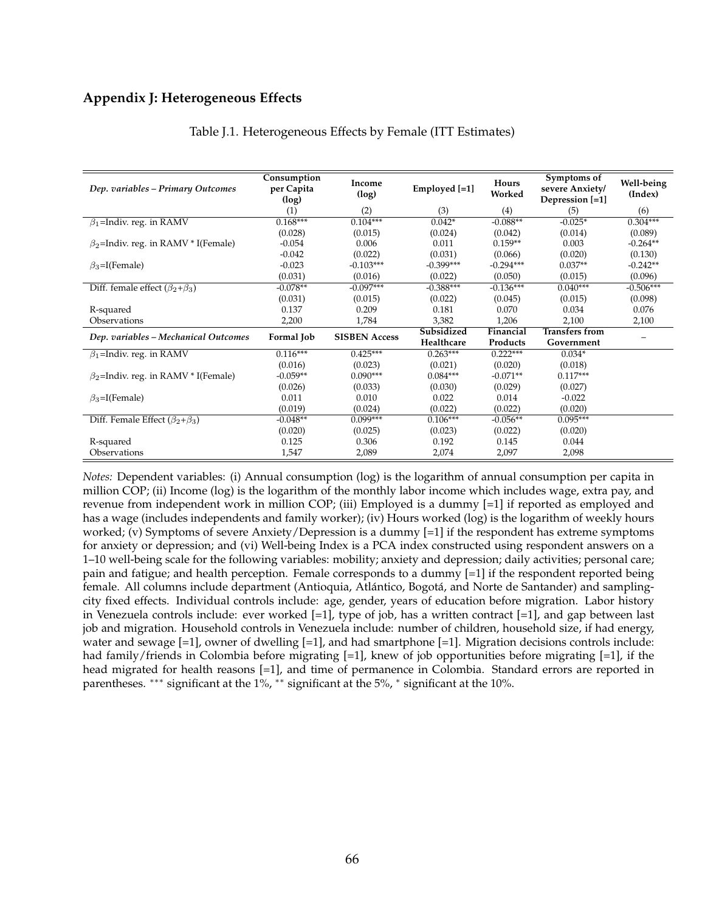## Appendix J: Heterogeneous Effects

Table J.1. Heterogeneous Effects by Female (ITT Estimates)

| *Dep. variables – Primary Outcomes* | Consumption per Capita (log) | Income (log) | Employed [=1] | Hours Worked | Symptoms of severe Anxiety/ Depression [=1] | Well-being (Index) |
|---|---|---|---|---|---|---|
| | (1) | (2) | (3) | (4) | (5) | (6) |
| $\beta_1$=Indiv. reg. in RAMV | 0.168*** | 0.104*** | 0.042* | -0.088** | -0.025* | 0.304*** |
| | (0.028) | (0.015) | (0.024) | (0.042) | (0.014) | (0.089) |
| $\beta_2$=Indiv. reg. in RAMV * I(Female) | -0.054 | 0.006 | 0.011 | 0.159** | 0.003 | -0.264** |
| | -0.042 | (0.022) | (0.031) | (0.066) | (0.020) | (0.130) |
| $\beta_3$=I(Female) | -0.023 | -0.103*** | -0.399*** | -0.294*** | 0.037** | -0.242** |
| | (0.031) | (0.016) | (0.022) | (0.050) | (0.015) | (0.096) |
| Diff. female effect ($\beta_2$+$\beta_3$) | -0.078** | -0.097*** | -0.388*** | -0.136*** | 0.040*** | -0.506*** |
| | (0.031) | (0.015) | (0.022) | (0.045) | (0.015) | (0.098) |
| R-squared | 0.137 | 0.209 | 0.181 | 0.070 | 0.034 | 0.076 |
| Observations | 2,200 | 1,784 | 3,382 | 1,206 | 2,100 | 2,100 |
| *Dep. variables – Mechanical Outcomes* | **Formal Job** | **SISBEN Access** | **Subsidized Healthcare** | **Financial Products** | **Transfers from Government** | – |
| $\beta_1$=Indiv. reg. in RAMV | 0.116*** | 0.425*** | 0.263*** | 0.222*** | 0.034* | |
| | (0.016) | (0.023) | (0.021) | (0.020) | (0.018) | |
| $\beta_2$=Indiv. reg. in RAMV * I(Female) | -0.059** | 0.090*** | 0.084*** | -0.071** | 0.117*** | |
| | (0.026) | (0.033) | (0.030) | (0.029) | (0.027) | |
| $\beta_3$=I(Female) | 0.011 | 0.010 | 0.022 | 0.014 | -0.022 | |
| | (0.019) | (0.024) | (0.022) | (0.022) | (0.020) | |
| Diff. Female Effect ($\beta_2$+$\beta_3$) | -0.048** | 0.099*** | 0.106*** | -0.056** | 0.095*** | |
| | (0.020) | (0.025) | (0.023) | (0.022) | (0.020) | |
| R-squared | 0.125 | 0.306 | 0.192 | 0.145 | 0.044 | |
| Observations | 1,547 | 2,089 | 2,074 | 2,097 | 2,098 | |

*Notes:* Dependent variables: (i) Annual consumption (log) is the logarithm of annual consumption per capita in million COP; (ii) Income (log) is the logarithm of the monthly labor income which includes wage, extra pay, and revenue from independent work in million COP; (iii) Employed is a dummy [=1] if reported as employed and has a wage (includes independents and family worker); (iv) Hours worked (log) is the logarithm of weekly hours worked; (v) Symptoms of severe Anxiety/Depression is a dummy [=1] if the respondent has extreme symptoms for anxiety or depression; and (vi) Well-being Index is a PCA index constructed using respondent answers on a 1–10 well-being scale for the following variables: mobility; anxiety and depression; daily activities; personal care; pain and fatigue; and health perception. Female corresponds to a dummy [=1] if the respondent reported being female. All columns include department (Antioquia, Atlántico, Bogotá, and Norte de Santander) and sampling-city fixed effects. Individual controls include: age, gender, years of education before migration. Labor history in Venezuela controls include: ever worked [=1], type of job, has a written contract [=1], and gap between last job and migration. Household controls in Venezuela include: number of children, household size, if had energy, water and sewage [=1], owner of dwelling [=1], and had smartphone [=1]. Migration decisions controls include: had family/friends in Colombia before migrating [=1], knew of job opportunities before migrating [=1], if the head migrated for health reasons [=1], and time of permanence in Colombia. Standard errors are reported in parentheses. *** significant at the 1%, ** significant at the 5%, * significant at the 10%.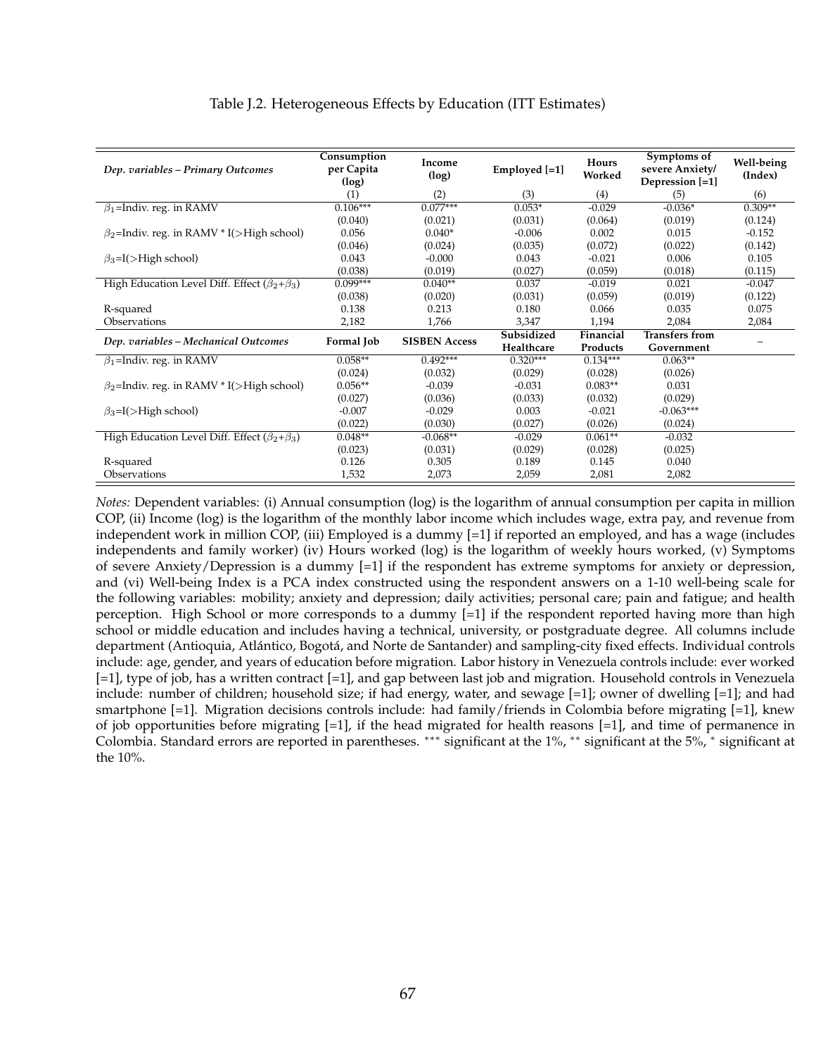Table J.2. Heterogeneous Effects by Education (ITT Estimates)

| *Dep. variables – Primary Outcomes* | Consumption per Capita (log) | Income (log) | Employed [=1] | Hours Worked | Symptoms of severe Anxiety/ Depression [=1] | Well-being (Index) |
|---|---|---|---|---|---|---|
| | (1) | (2) | (3) | (4) | (5) | (6) |
| $\beta_1$=Indiv. reg. in RAMV | 0.106*** | 0.077*** | 0.053* | -0.029 | -0.036* | 0.309** |
| | (0.040) | (0.021) | (0.031) | (0.064) | (0.019) | (0.124) |
| $\beta_2$=Indiv. reg. in RAMV * I(>High school) | 0.056 | 0.040* | -0.006 | 0.002 | 0.015 | -0.152 |
| | (0.046) | (0.024) | (0.035) | (0.072) | (0.022) | (0.142) |
| $\beta_3$=I(>High school) | 0.043 | -0.000 | 0.043 | -0.021 | 0.006 | 0.105 |
| | (0.038) | (0.019) | (0.027) | (0.059) | (0.018) | (0.115) |
| High Education Level Diff. Effect ($\beta_2$+$\beta_3$) | 0.099*** | 0.040** | 0.037 | -0.019 | 0.021 | -0.047 |
| | (0.038) | (0.020) | (0.031) | (0.059) | (0.019) | (0.122) |
| R-squared | 0.138 | 0.213 | 0.180 | 0.066 | 0.035 | 0.075 |
| Observations | 2,182 | 1,766 | 3,347 | 1,194 | 2,084 | 2,084 |
| *Dep. variables – Mechanical Outcomes* | **Formal Job** | **SISBEN Access** | **Subsidized Healthcare** | **Financial Products** | **Transfers from Government** | – |
| $\beta_1$=Indiv. reg. in RAMV | 0.058** | 0.492*** | 0.320*** | 0.134*** | 0.063** | |
| | (0.024) | (0.032) | (0.029) | (0.028) | (0.026) | |
| $\beta_2$=Indiv. reg. in RAMV * I(>High school) | 0.056** | -0.039 | -0.031 | 0.083** | 0.031 | |
| | (0.027) | (0.036) | (0.033) | (0.032) | (0.029) | |
| $\beta_3$=I(>High school) | -0.007 | -0.029 | 0.003 | -0.021 | -0.063*** | |
| | (0.022) | (0.030) | (0.027) | (0.026) | (0.024) | |
| High Education Level Diff. Effect ($\beta_2$+$\beta_3$) | 0.048** | -0.068** | -0.029 | 0.061** | -0.032 | |
| | (0.023) | (0.031) | (0.029) | (0.028) | (0.025) | |
| R-squared | 0.126 | 0.305 | 0.189 | 0.145 | 0.040 | |
| Observations | 1,532 | 2,073 | 2,059 | 2,081 | 2,082 | |

*Notes:* Dependent variables: (i) Annual consumption (log) is the logarithm of annual consumption per capita in million COP, (ii) Income (log) is the logarithm of the monthly labor income which includes wage, extra pay, and revenue from independent work in million COP, (iii) Employed is a dummy [=1] if reported an employed, and has a wage (includes independents and family worker) (iv) Hours worked (log) is the logarithm of weekly hours worked, (v) Symptoms of severe Anxiety/Depression is a dummy [=1] if the respondent has extreme symptoms for anxiety or depression, and (vi) Well-being Index is a PCA index constructed using the respondent answers on a 1-10 well-being scale for the following variables: mobility; anxiety and depression; daily activities; personal care; pain and fatigue; and health perception. High School or more corresponds to a dummy [=1] if the respondent reported having more than high school or middle education and includes having a technical, university, or postgraduate degree. All columns include department (Antioquia, Atlántico, Bogotá, and Norte de Santander) and sampling-city fixed effects. Individual controls include: age, gender, and years of education before migration. Labor history in Venezuela controls include: ever worked [=1], type of job, has a written contract [=1], and gap between last job and migration. Household controls in Venezuela include: number of children; household size; if had energy, water, and sewage [=1]; owner of dwelling [=1]; and had smartphone [=1]. Migration decisions controls include: had family/friends in Colombia before migrating [=1], knew of job opportunities before migrating [=1], if the head migrated for health reasons [=1], and time of permanence in Colombia. Standard errors are reported in parentheses. *** significant at the 1%, ** significant at the 5%, * significant at the 10%.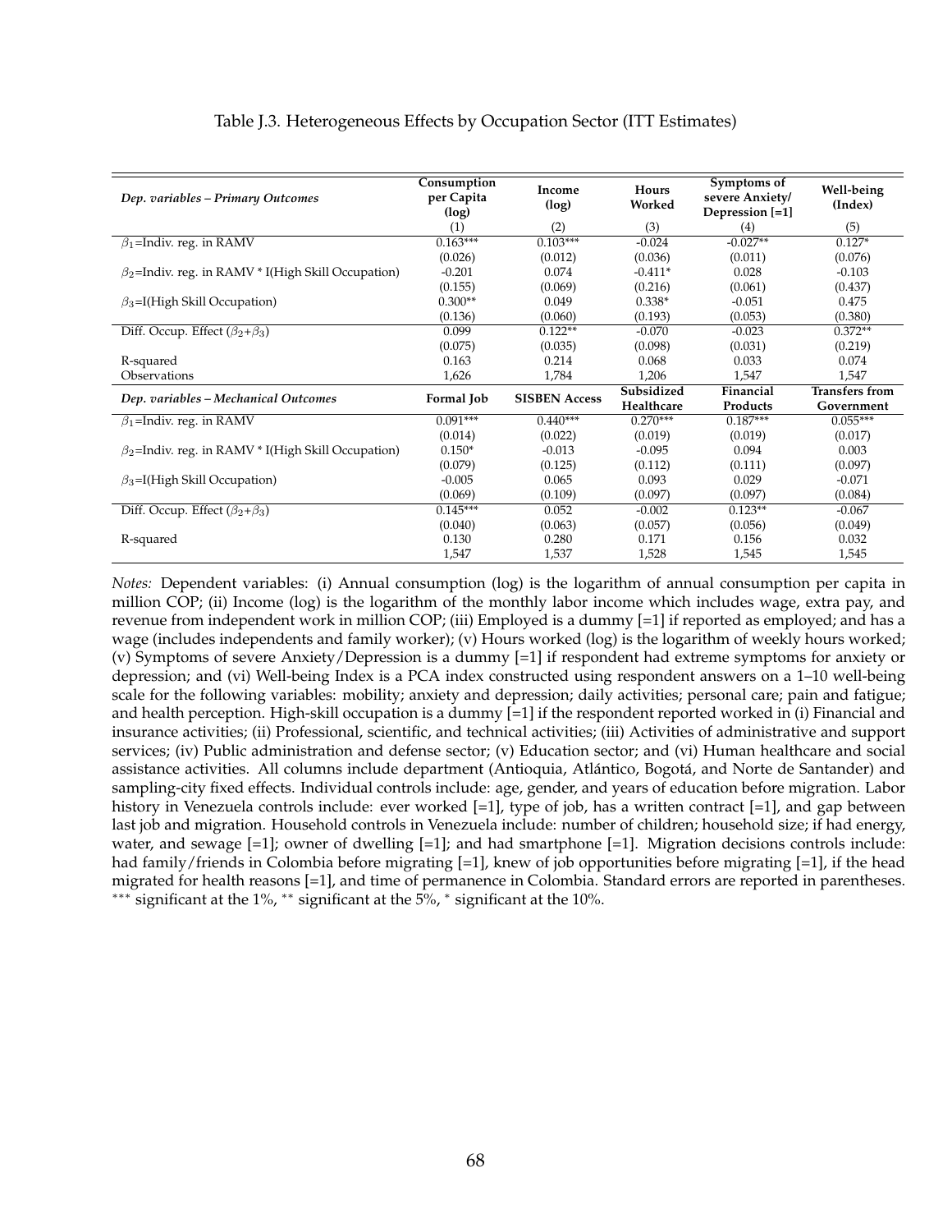Table J.3. Heterogeneous Effects by Occupation Sector (ITT Estimates)

| *Dep. variables – Primary Outcomes* | Consumption per Capita (log) | Income (log) | Hours Worked | Symptoms of severe Anxiety/ Depression [=1] | Well-being (Index) |
|---|---|---|---|---|---|
| | (1) | (2) | (3) | (4) | (5) |
| $\beta_1$=Indiv. reg. in RAMV | 0.163*** | 0.103*** | -0.024 | -0.027** | 0.127* |
| | (0.026) | (0.012) | (0.036) | (0.011) | (0.076) |
| $\beta_2$=Indiv. reg. in RAMV * I(High Skill Occupation) | -0.201 | 0.074 | -0.411* | 0.028 | -0.103 |
| | (0.155) | (0.069) | (0.216) | (0.061) | (0.437) |
| $\beta_3$=I(High Skill Occupation) | 0.300** | 0.049 | 0.338* | -0.051 | 0.475 |
| | (0.136) | (0.060) | (0.193) | (0.053) | (0.380) |
| Diff. Occup. Effect ($\beta_2$+$\beta_3$) | 0.099 | 0.122** | -0.070 | -0.023 | 0.372** |
| | (0.075) | (0.035) | (0.098) | (0.031) | (0.219) |
| R-squared | 0.163 | 0.214 | 0.068 | 0.033 | 0.074 |
| Observations | 1,626 | 1,784 | 1,206 | 1,547 | 1,547 |
| *Dep. variables – Mechanical Outcomes* | **Formal Job** | **SISBEN Access** | **Subsidized Healthcare** | **Financial Products** | **Transfers from Government** |
| $\beta_1$=Indiv. reg. in RAMV | 0.091*** | 0.440*** | 0.270*** | 0.187*** | 0.055*** |
| | (0.014) | (0.022) | (0.019) | (0.019) | (0.017) |
| $\beta_2$=Indiv. reg. in RAMV * I(High Skill Occupation) | 0.150* | -0.013 | -0.095 | 0.094 | 0.003 |
| | (0.079) | (0.125) | (0.112) | (0.111) | (0.097) |
| $\beta_3$=I(High Skill Occupation) | -0.005 | 0.065 | 0.093 | 0.029 | -0.071 |
| | (0.069) | (0.109) | (0.097) | (0.097) | (0.084) |
| Diff. Occup. Effect ($\beta_2$+$\beta_3$) | 0.145*** | 0.052 | -0.002 | 0.123** | -0.067 |
| | (0.040) | (0.063) | (0.057) | (0.056) | (0.049) |
| R-squared | 0.130 | 0.280 | 0.171 | 0.156 | 0.032 |
| | 1,547 | 1,537 | 1,528 | 1,545 | 1,545 |

*Notes:* Dependent variables: (i) Annual consumption (log) is the logarithm of annual consumption per capita in million COP; (ii) Income (log) is the logarithm of the monthly labor income which includes wage, extra pay, and revenue from independent work in million COP; (iii) Employed is a dummy [=1] if reported as employed; and has a wage (includes independents and family worker); (v) Hours worked (log) is the logarithm of weekly hours worked; (v) Symptoms of severe Anxiety/Depression is a dummy [=1] if respondent had extreme symptoms for anxiety or depression; and (vi) Well-being Index is a PCA index constructed using respondent answers on a 1–10 well-being scale for the following variables: mobility; anxiety and depression; daily activities; personal care; pain and fatigue; and health perception. High-skill occupation is a dummy [=1] if the respondent reported worked in (i) Financial and insurance activities; (ii) Professional, scientific, and technical activities; (iii) Activities of administrative and support services; (iv) Public administration and defense sector; (v) Education sector; and (vi) Human healthcare and social assistance activities. All columns include department (Antioquia, Atlántico, Bogotá, and Norte de Santander) and sampling-city fixed effects. Individual controls include: age, gender, and years of education before migration. Labor history in Venezuela controls include: ever worked [=1], type of job, has a written contract [=1], and gap between last job and migration. Household controls in Venezuela include: number of children; household size; if had energy, water, and sewage [=1]; owner of dwelling [=1]; and had smartphone [=1]. Migration decisions controls include: had family/friends in Colombia before migrating [=1], knew of job opportunities before migrating [=1], if the head migrated for health reasons [=1], and time of permanence in Colombia. Standard errors are reported in parentheses. *** significant at the 1%, ** significant at the 5%, * significant at the 10%.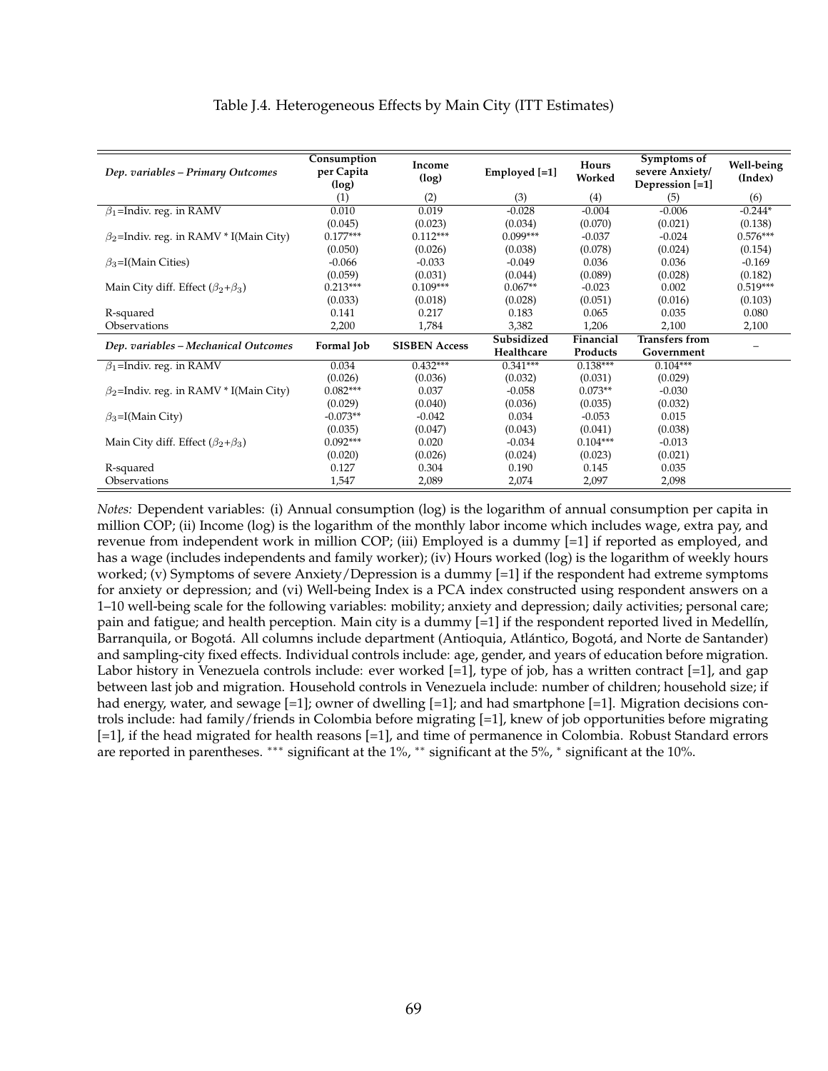Table J.4. Heterogeneous Effects by Main City (ITT Estimates)

| *Dep. variables – Primary Outcomes* | Consumption per Capita (log) | Income (log) | Employed [=1] | Hours Worked | Symptoms of severe Anxiety/ Depression [=1] | Well-being (Index) |
|---|---|---|---|---|---|---|
| | (1) | (2) | (3) | (4) | (5) | (6) |
| $\beta_1$=Indiv. reg. in RAMV | 0.010 | 0.019 | -0.028 | -0.004 | -0.006 | -0.244* |
| | (0.045) | (0.023) | (0.034) | (0.070) | (0.021) | (0.138) |
| $\beta_2$=Indiv. reg. in RAMV * I(Main City) | 0.177*** | 0.112*** | 0.099*** | -0.037 | -0.024 | 0.576*** |
| | (0.050) | (0.026) | (0.038) | (0.078) | (0.024) | (0.154) |
| $\beta_3$=I(Main Cities) | -0.066 | -0.033 | -0.049 | 0.036 | 0.036 | -0.169 |
| | (0.059) | (0.031) | (0.044) | (0.089) | (0.028) | (0.182) |
| Main City diff. Effect ($\beta_2$+$\beta_3$) | 0.213*** | 0.109*** | 0.067** | -0.023 | 0.002 | 0.519*** |
| | (0.033) | (0.018) | (0.028) | (0.051) | (0.016) | (0.103) |
| R-squared | 0.141 | 0.217 | 0.183 | 0.065 | 0.035 | 0.080 |
| Observations | 2,200 | 1,784 | 3,382 | 1,206 | 2,100 | 2,100 |
| ***Dep. variables – Mechanical Outcomes*** | **Formal Job** | **SISBEN Access** | **Subsidized Healthcare** | **Financial Products** | **Transfers from Government** | – |
| $\beta_1$=Indiv. reg. in RAMV | 0.034 | 0.432*** | 0.341*** | 0.138*** | 0.104*** | |
| | (0.026) | (0.036) | (0.032) | (0.031) | (0.029) | |
| $\beta_2$=Indiv. reg. in RAMV * I(Main City) | 0.082*** | 0.037 | -0.058 | 0.073** | -0.030 | |
| | (0.029) | (0.040) | (0.036) | (0.035) | (0.032) | |
| $\beta_3$=I(Main City) | -0.073** | -0.042 | 0.034 | -0.053 | 0.015 | |
| | (0.035) | (0.047) | (0.043) | (0.041) | (0.038) | |
| Main City diff. Effect ($\beta_2$+$\beta_3$) | 0.092*** | 0.020 | -0.034 | 0.104*** | -0.013 | |
| | (0.020) | (0.026) | (0.024) | (0.023) | (0.021) | |
| R-squared | 0.127 | 0.304 | 0.190 | 0.145 | 0.035 | |
| Observations | 1,547 | 2,089 | 2,074 | 2,097 | 2,098 | |

*Notes:* Dependent variables: (i) Annual consumption (log) is the logarithm of annual consumption per capita in million COP; (ii) Income (log) is the logarithm of the monthly labor income which includes wage, extra pay, and revenue from independent work in million COP; (iii) Employed is a dummy [=1] if reported as employed, and has a wage (includes independents and family worker); (iv) Hours worked (log) is the logarithm of weekly hours worked; (v) Symptoms of severe Anxiety/Depression is a dummy [=1] if the respondent had extreme symptoms for anxiety or depression; and (vi) Well-being Index is a PCA index constructed using respondent answers on a 1–10 well-being scale for the following variables: mobility; anxiety and depression; daily activities; personal care; pain and fatigue; and health perception. Main city is a dummy [=1] if the respondent reported lived in Medellín, Barranquila, or Bogotá. All columns include department (Antioquia, Atlántico, Bogotá, and Norte de Santander) and sampling-city fixed effects. Individual controls include: age, gender, and years of education before migration. Labor history in Venezuela controls include: ever worked [=1], type of job, has a written contract [=1], and gap between last job and migration. Household controls in Venezuela include: number of children; household size; if had energy, water, and sewage [=1]; owner of dwelling [=1]; and had smartphone [=1]. Migration decisions controls include: had family/friends in Colombia before migrating [=1], knew of job opportunities before migrating [=1], if the head migrated for health reasons [=1], and time of permanence in Colombia. Robust Standard errors are reported in parentheses. *** significant at the 1%, ** significant at the 5%, * significant at the 10%.